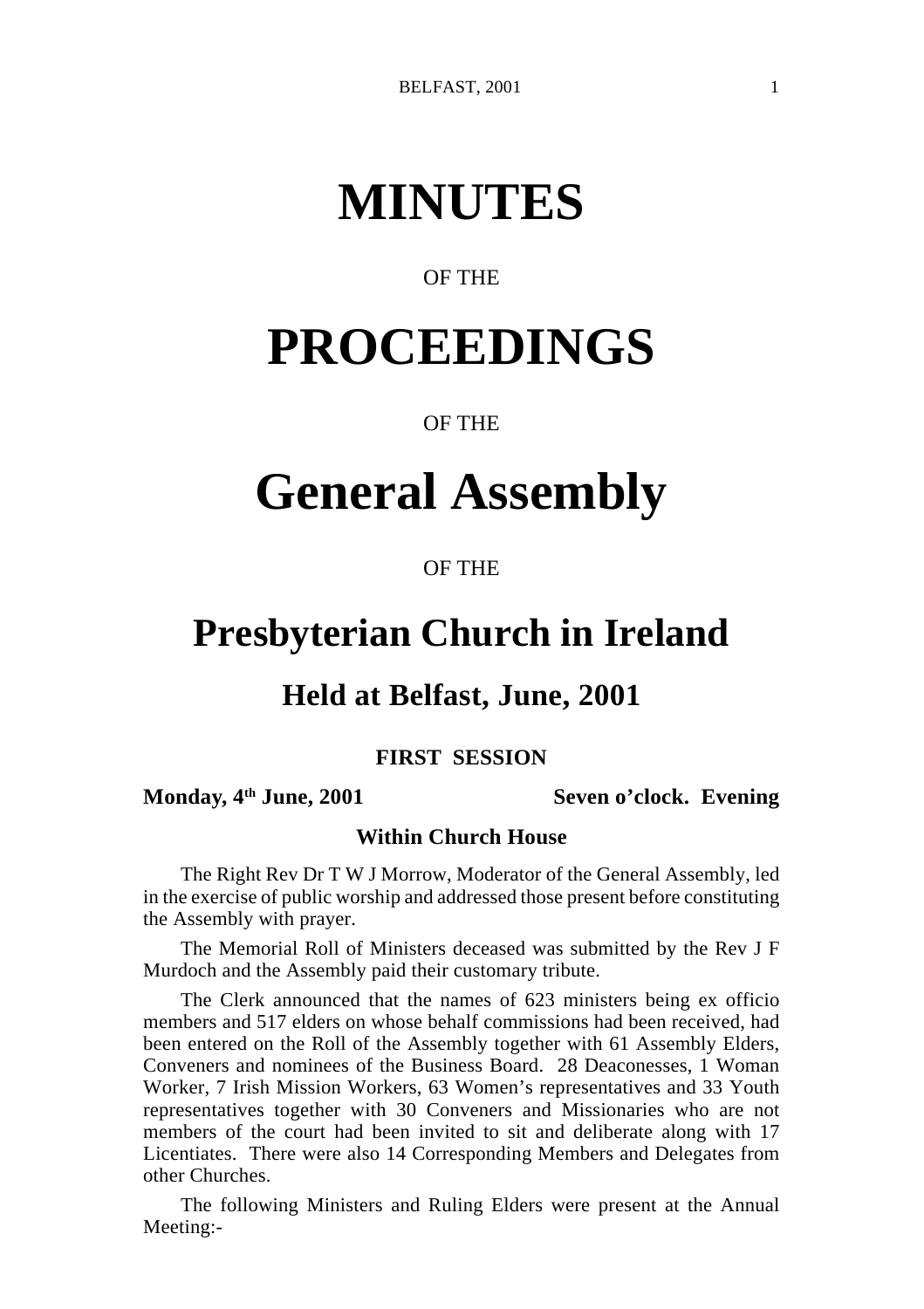# MINUTES

OF THE

# PROCEEDINGS

OF THE

# General Assembly

OF THE

# Presbyterian Church in Ireland

## Held at Belfast, June, 2001

### FIRST SESSION

**Monday, 4th June, 2001** **Seven o'clock. Evening**

**Within Church House**

The Right Rev Dr T W J Morrow, Moderator of the General Assembly, led in the exercise of public worship and addressed those present before constituting the Assembly with prayer.

The Memorial Roll of Ministers deceased was submitted by the Rev J F Murdoch and the Assembly paid their customary tribute.

The Clerk announced that the names of 623 ministers being ex officio members and 517 elders on whose behalf commissions had been received, had been entered on the Roll of the Assembly together with 61 Assembly Elders, Conveners and nominees of the Business Board. 28 Deaconesses, 1 Woman Worker, 7 Irish Mission Workers, 63 Women's representatives and 33 Youth representatives together with 30 Conveners and Missionaries who are not members of the court had been invited to sit and deliberate along with 17 Licentiates. There were also 14 Corresponding Members and Delegates from other Churches.

The following Ministers and Ruling Elders were present at the Annual Meeting:-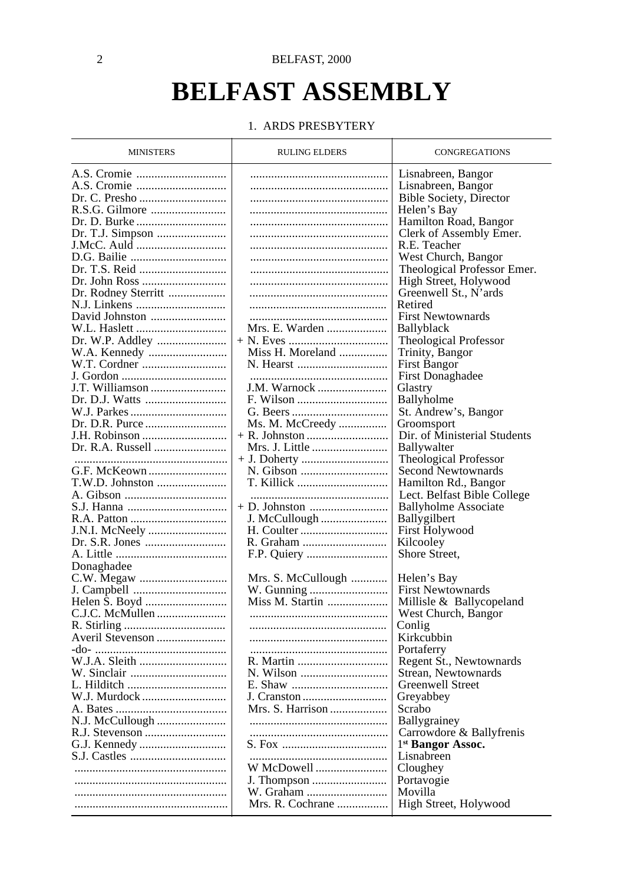# BELFAST ASSEMBLY

## 1. ARDS PRESBYTERY

| MINISTERS | RULING ELDERS | CONGREGATIONS |
|---|---|---|
| A.S. Cromie | | Lisnabreen, Bangor |
| A.S. Cromie | | Lisnabreen, Bangor |
| Dr. C. Presho | | Bible Society, Director |
| R.S.G. Gilmore | | Helen's Bay |
| Dr. D. Burke | | Hamilton Road, Bangor |
| Dr. T.J. Simpson | | Clerk of Assembly Emer. |
| J.McC. Auld | | R.E. Teacher |
| D.G. Bailie | | West Church, Bangor |
| Dr. T.S. Reid | | Theological Professor Emer. |
| Dr. John Ross | | High Street, Holywood |
| Dr. Rodney Sterritt | | Greenwell St., N'ards |
| N.J. Linkens | | Retired |
| David Johnston | | First Newtownards |
| W.L. Haslett | Mrs. E. Warden | Ballyblack |
| Dr. W.P. Addley | + N. Eves | Theological Professor |
| W.A. Kennedy | Miss H. Moreland | Trinity, Bangor |
| W.T. Cordner | N. Hearst | First Bangor |
| J. Gordon | | First Donaghadee |
| J.T. Williamson | J.M. Warnock | Glastry |
| Dr. D.J. Watts | F. Wilson | Ballyholme |
| W.J. Parkes | G. Beers | St. Andrew's, Bangor |
| Dr. D.R. Purce | Ms. M. McCreedy | Groomsport |
| J.H. Robinson | + R. Johnston | Dir. of Ministerial Students |
| Dr. R.A. Russell | Mrs. J. Little | Ballywalter |
| | + J. Doherty | Theological Professor |
| G.F. McKeown | N. Gibson | Second Newtownards |
| T.W.D. Johnston | T. Killick | Hamilton Rd., Bangor |
| A. Gibson | | Lect. Belfast Bible College |
| S.J. Hanna | + D. Johnston | Ballyholme Associate |
| R.A. Patton | J. McCullough | Ballygilbert |
| J.N.I. McNeely | H. Coulter | First Holywood |
| Dr. S.R. Jones | R. Graham | Kilcooley |
| A. Little | F.P. Quiery | Shore Street, Donaghadee |
| C.W. Megaw | Mrs. S. McCullough | Helen's Bay |
| J. Campbell | W. Gunning | First Newtownards |
| Helen S. Boyd | Miss M. Startin | Millisle & Ballycopeland |
| C.J.C. McMullen | | West Church, Bangor |
| R. Stirling | | Conlig |
| Averil Stevenson | | Kirkcubbin |
| -do- | | Portaferry |
| W.J.A. Sleith | R. Martin | Regent St., Newtownards |
| W. Sinclair | N. Wilson | Strean, Newtownards |
| L. Hilditch | E. Shaw | Greenwell Street |
| W.J. Murdock | J. Cranston | Greyabbey |
| A. Bates | Mrs. S. Harrison | Scrabo |
| N.J. McCullough | | Ballygrainey |
| R.J. Stevenson | | Carrowdore & Ballyfrenis |
| G.J. Kennedy | S. Fox | 1st **Bangor Assoc.** |
| S.J. Castles | | Lisnabreen |
| | W McDowell | Cloughey |
| | J. Thompson | Portavogie |
| | W. Graham | Movilla |
| | Mrs. R. Cochrane | High Street, Holywood |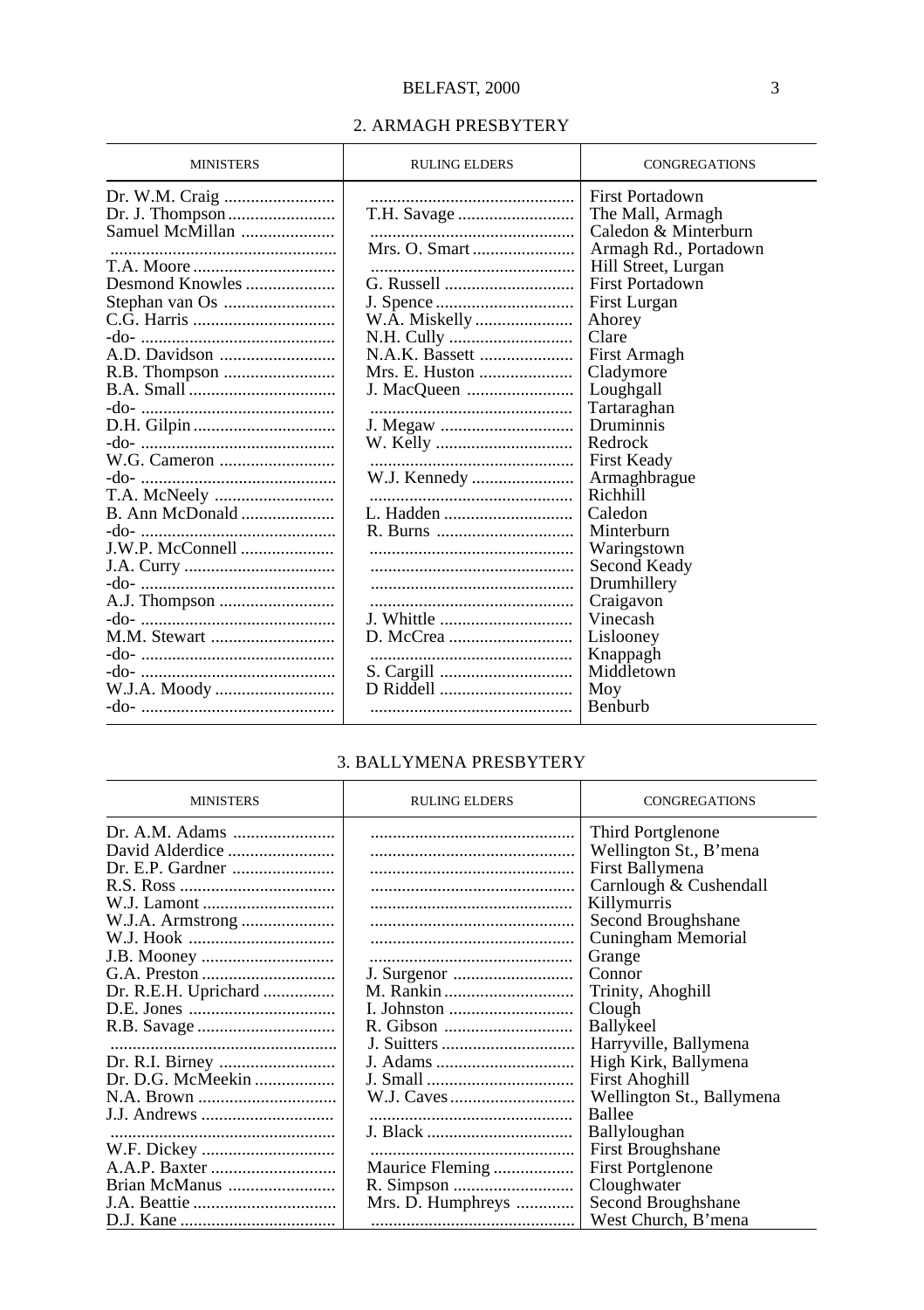## 2. ARMAGH PRESBYTERY

| MINISTERS | RULING ELDERS | CONGREGATIONS |
|---|---|---|
| Dr. W.M. Craig | | First Portadown |
| Dr. J. Thompson | T.H. Savage | The Mall, Armagh |
| Samuel McMillan | | Caledon & Minterburn |
| | Mrs. O. Smart | Armagh Rd., Portadown |
| T.A. Moore | | Hill Street, Lurgan |
| Desmond Knowles | G. Russell | First Portadown |
| Stephan van Os | J. Spence | First Lurgan |
| C.G. Harris | W.A. Miskelly | Ahorey |
| -do- | N.H. Cully | Clare |
| A.D. Davidson | N.A.K. Bassett | First Armagh |
| R.B. Thompson | Mrs. E. Huston | Cladymore |
| B.A. Small | J. MacQueen | Loughgall |
| -do- | | Tartaraghan |
| D.H. Gilpin | J. Megaw | Druminnis |
| -do- | W. Kelly | Redrock |
| W.G. Cameron | | First Keady |
| -do- | W.J. Kennedy | Armaghbrague |
| T.A. McNeely | | Richhill |
| B. Ann McDonald | L. Hadden | Caledon |
| -do- | R. Burns | Minterburn |
| J.W.P. McConnell | | Waringstown |
| J.A. Curry | | Second Keady |
| -do- | | Drumhillery |
| A.J. Thompson | | Craigavon |
| -do- | J. Whittle | Vinecash |
| M.M. Stewart | D. McCrea | Lislooney |
| -do- | | Knappagh |
| -do- | S. Cargill | Middletown |
| W.J.A. Moody | D Riddell | Moy |
| -do- | | Benburb |

## 3. BALLYMENA PRESBYTERY

| MINISTERS | RULING ELDERS | CONGREGATIONS |
|---|---|---|
| Dr. A.M. Adams | | Third Portglenone |
| David Alderdice | | Wellington St., B'mena |
| Dr. E.P. Gardner | | First Ballymena |
| R.S. Ross | | Carnlough & Cushendall |
| W.J. Lamont | | Killymurris |
| W.J.A. Armstrong | | Second Broughshane |
| W.J. Hook | | Cuningham Memorial |
| J.B. Mooney | | Grange |
| G.A. Preston | J. Surgenor | Connor |
| Dr. R.E.H. Uprichard | M. Rankin | Trinity, Ahoghill |
| D.E. Jones | I. Johnston | Clough |
| R.B. Savage | R. Gibson | Ballykeel |
| | J. Suitters | Harryville, Ballymena |
| Dr. R.I. Birney | J. Adams | High Kirk, Ballymena |
| Dr. D.G. McMeekin | J. Small | First Ahoghill |
| N.A. Brown | W.J. Caves | Wellington St., Ballymena |
| J.J. Andrews | | Ballee |
| | J. Black | Ballyloughan |
| W.F. Dickey | | First Broughshane |
| A.A.P. Baxter | Maurice Fleming | First Portglenone |
| Brian McManus | R. Simpson | Cloughwater |
| J.A. Beattie | Mrs. D. Humphreys | Second Broughshane |
| D.J. Kane | | West Church, B'mena |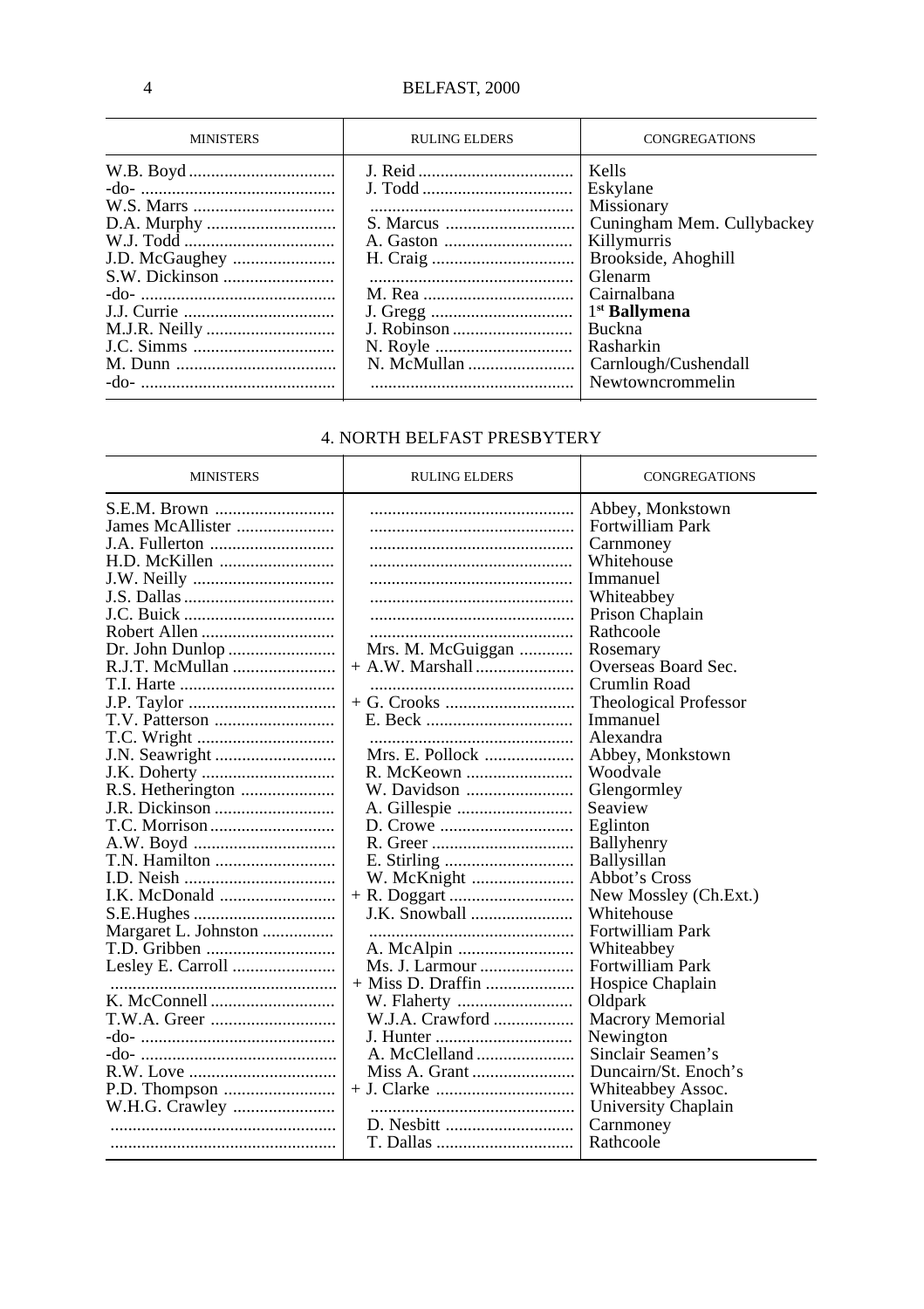| MINISTERS | RULING ELDERS | CONGREGATIONS |
|---|---|---|
| W.B. Boyd | J. Reid | Kells |
| -do- | J. Todd | Eskylane |
| W.S. Marrs | | Missionary |
| D.A. Murphy | S. Marcus | Cuningham Mem. Cullybackey |
| W.J. Todd | A. Gaston | Killymurris |
| J.D. McGaughey | H. Craig | Brookside, Ahoghill |
| S.W. Dickinson | | Glenarm |
| -do- | M. Rea | Cairnalbana |
| J.J. Currie | J. Gregg | 1st **Ballymena** |
| M.J.R. Neilly | J. Robinson | Buckna |
| J.C. Simms | N. Royle | Rasharkin |
| M. Dunn | N. McMullan | Carnlough/Cushendall |
| -do- | | Newtowncrommelin |

## 4. NORTH BELFAST PRESBYTERY

| MINISTERS | RULING ELDERS | CONGREGATIONS |
|---|---|---|
| S.E.M. Brown | | Abbey, Monkstown |
| James McAllister | | Fortwilliam Park |
| J.A. Fullerton | | Carnmoney |
| H.D. McKillen | | Whitehouse |
| J.W. Neilly | | Immanuel |
| J.S. Dallas | | Whiteabbey |
| J.C. Buick | | Prison Chaplain |
| Robert Allen | | Rathcoole |
| Dr. John Dunlop | Mrs. M. McGuiggan | Rosemary |
| R.J.T. McMullan | + A.W. Marshall | Overseas Board Sec. |
| T.I. Harte | | Crumlin Road |
| J.P. Taylor | + G. Crooks | Theological Professor |
| T.V. Patterson | E. Beck | Immanuel |
| T.C. Wright | | Alexandra |
| J.N. Seawright | Mrs. E. Pollock | Abbey, Monkstown |
| J.K. Doherty | R. McKeown | Woodvale |
| R.S. Hetherington | W. Davidson | Glengormley |
| J.R. Dickinson | A. Gillespie | Seaview |
| T.C. Morrison | D. Crowe | Eglinton |
| A.W. Boyd | R. Greer | Ballyhenry |
| T.N. Hamilton | E. Stirling | Ballysillan |
| I.D. Neish | W. McKnight | Abbot's Cross |
| I.K. McDonald | + R. Doggart | New Mossley (Ch.Ext.) |
| S.E.Hughes | J.K. Snowball | Whitehouse |
| Margaret L. Johnston | | Fortwilliam Park |
| T.D. Gribben | A. McAlpin | Whiteabbey |
| Lesley E. Carroll | Ms. J. Larmour | Fortwilliam Park |
| | + Miss D. Draffin | Hospice Chaplain |
| K. McConnell | W. Flaherty | Oldpark |
| T.W.A. Greer | W.J.A. Crawford | Macrory Memorial |
| -do- | J. Hunter | Newington |
| -do- | A. McClelland | Sinclair Seamen's |
| R.W. Love | Miss A. Grant | Duncairn/St. Enoch's |
| P.D. Thompson | + J. Clarke | Whiteabbey Assoc. |
| W.H.G. Crawley | | University Chaplain |
| | D. Nesbitt | Carnmoney |
| | T. Dallas | Rathcoole |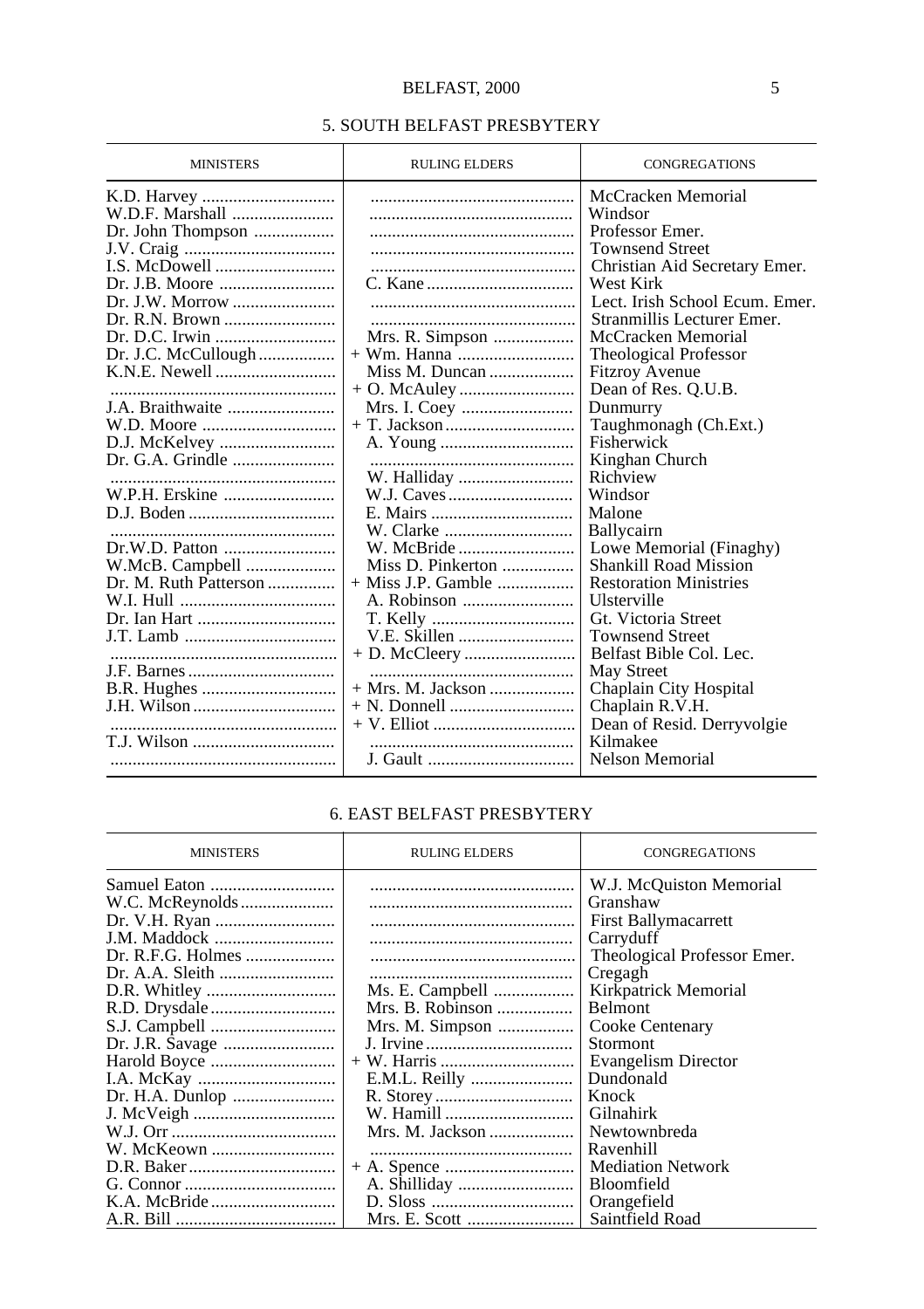## 5. SOUTH BELFAST PRESBYTERY

| MINISTERS | RULING ELDERS | CONGREGATIONS |
|---|---|---|
| K.D. Harvey | | McCracken Memorial |
| W.D.F. Marshall | | Windsor |
| Dr. John Thompson | | Professor Emer. |
| J.V. Craig | | Townsend Street |
| I.S. McDowell | | Christian Aid Secretary Emer. |
| Dr. J.B. Moore | C. Kane | West Kirk |
| Dr. J.W. Morrow | | Lect. Irish School Ecum. Emer. |
| Dr. R.N. Brown | | Stranmillis Lecturer Emer. |
| Dr. D.C. Irwin | Mrs. R. Simpson | McCracken Memorial |
| Dr. J.C. McCullough | + Wm. Hanna | Theological Professor |
| K.N.E. Newell | Miss M. Duncan | Fitzroy Avenue |
| | + O. McAuley | Dean of Res. Q.U.B. |
| J.A. Braithwaite | Mrs. I. Coey | Dunmurry |
| W.D. Moore | + T. Jackson | Taughmonagh (Ch.Ext.) |
| D.J. McKelvey | A. Young | Fisherwick |
| Dr. G.A. Grindle | | Kinghan Church |
| | W. Halliday | Richview |
| W.P.H. Erskine | W.J. Caves | Windsor |
| D.J. Boden | E. Mairs | Malone |
| | W. Clarke | Ballycairn |
| Dr.W.D. Patton | W. McBride | Lowe Memorial (Finaghy) |
| W.McB. Campbell | Miss D. Pinkerton | Shankill Road Mission |
| Dr. M. Ruth Patterson | + Miss J.P. Gamble | Restoration Ministries |
| W.I. Hull | A. Robinson | Ulsterville |
| Dr. Ian Hart | T. Kelly | Gt. Victoria Street |
| J.T. Lamb | V.E. Skillen | Townsend Street |
| | + D. McCleery | Belfast Bible Col. Lec. |
| J.F. Barnes | | May Street |
| B.R. Hughes | + Mrs. M. Jackson | Chaplain City Hospital |
| J.H. Wilson | + N. Donnell | Chaplain R.V.H. |
| | + V. Elliot | Dean of Resid. Derryvolgie |
| T.J. Wilson | | Kilmakee |
| | J. Gault | Nelson Memorial |

## 6. EAST BELFAST PRESBYTERY

| MINISTERS | RULING ELDERS | CONGREGATIONS |
|---|---|---|
| Samuel Eaton | | W.J. McQuiston Memorial |
| W.C. McReynolds | | Granshaw |
| Dr. V.H. Ryan | | First Ballymacarrett |
| J.M. Maddock | | Carryduff |
| Dr. R.F.G. Holmes | | Theological Professor Emer. |
| Dr. A.A. Sleith | | Cregagh |
| D.R. Whitley | Ms. E. Campbell | Kirkpatrick Memorial |
| R.D. Drysdale | Mrs. B. Robinson | Belmont |
| S.J. Campbell | Mrs. M. Simpson | Cooke Centenary |
| Dr. J.R. Savage | J. Irvine | Stormont |
| Harold Boyce | + W. Harris | Evangelism Director |
| I.A. McKay | E.M.L. Reilly | Dundonald |
| Dr. H.A. Dunlop | R. Storey | Knock |
| J. McVeigh | W. Hamill | Gilnahirk |
| W.J. Orr | Mrs. M. Jackson | Newtownbreda |
| W. McKeown | | Ravenhill |
| D.R. Baker | + A. Spence | Mediation Network |
| G. Connor | A. Shilliday | Bloomfield |
| K.A. McBride | D. Sloss | Orangefield |
| A.R. Bill | Mrs. E. Scott | Saintfield Road |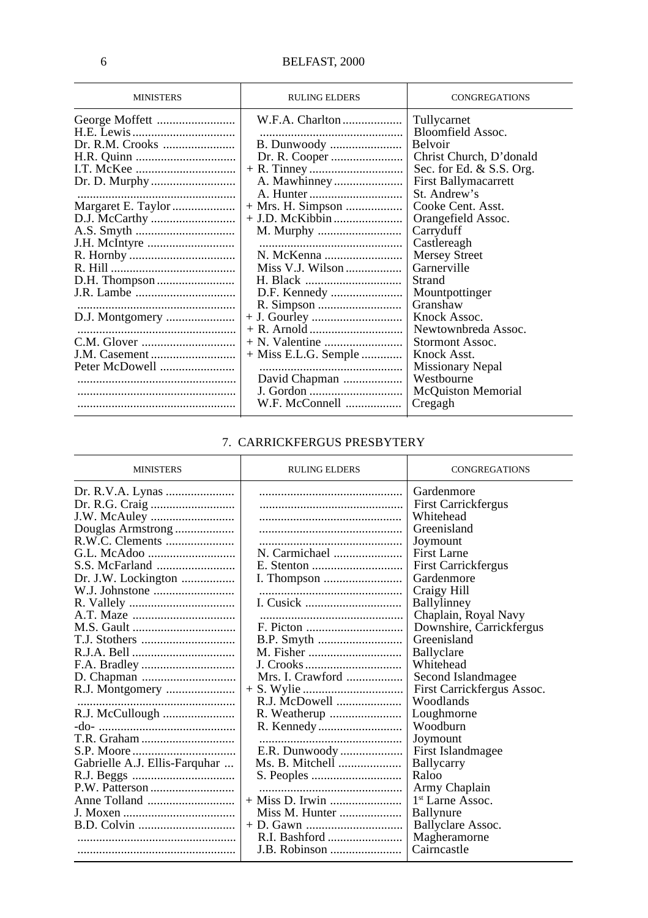| MINISTERS | RULING ELDERS | CONGREGATIONS |
|---|---|---|
| George Moffett | W.F.A. Charlton | Tullycarnet |
| H.E. Lewis | | Bloomfield Assoc. |
| Dr. R.M. Crooks | B. Dunwoody | Belvoir |
| H.R. Quinn | Dr. R. Cooper | Christ Church, D'donald |
| I.T. McKee | + R. Tinney | Sec. for Ed. & S.S. Org. |
| Dr. D. Murphy | A. Mawhinney | First Ballymacarrett |
| | A. Hunter | St. Andrew's |
| Margaret E. Taylor | + Mrs. H. Simpson | Cooke Cent. Asst. |
| D.J. McCarthy | + J.D. McKibbin | Orangefield Assoc. |
| A.S. Smyth | M. Murphy | Carryduff |
| J.H. McIntyre | | Castlereagh |
| R. Hornby | N. McKenna | Mersey Street |
| R. Hill | Miss V.J. Wilson | Garnerville |
| D.H. Thompson | H. Black | Strand |
| J.R. Lambe | D.F. Kennedy | Mountpottinger |
| | R. Simpson | Granshaw |
| D.J. Montgomery | + J. Gourley | Knock Assoc. |
| | + R. Arnold | Newtownbreda Assoc. |
| C.M. Glover | + N. Valentine | Stormont Assoc. |
| J.M. Casement | + Miss E.L.G. Semple | Knock Asst. |
| Peter McDowell | | Missionary Nepal |
| | David Chapman | Westbourne |
| | J. Gordon | McQuiston Memorial |
| | W.F. McConnell | Cregagh |

## 7. CARRICKFERGUS PRESBYTERY

| MINISTERS | RULING ELDERS | CONGREGATIONS |
|---|---|---|
| Dr. R.V.A. Lynas | | Gardenmore |
| Dr. R.G. Craig | | First Carrickfergus |
| J.W. McAuley | | Whitehead |
| Douglas Armstrong | | Greenisland |
| R.W.C. Clements | | Joymount |
| G.L. McAdoo | N. Carmichael | First Larne |
| S.S. McFarland | E. Stenton | First Carrickfergus |
| Dr. J.W. Lockington | I. Thompson | Gardenmore |
| W.J. Johnstone | | Craigy Hill |
| R. Vallely | I. Cusick | Ballylinney |
| A.T. Maze | | Chaplain, Royal Navy |
| M.S. Gault | F. Picton | Downshire, Carrickfergus |
| T.J. Stothers | B.P. Smyth | Greenisland |
| R.J.A. Bell | M. Fisher | Ballyclare |
| F.A. Bradley | J. Crooks | Whitehead |
| D. Chapman | Mrs. I. Crawford | Second Islandmagee |
| R.J. Montgomery | + S. Wylie | First Carrickfergus Assoc. |
| | R.J. McDowell | Woodlands |
| R.J. McCullough | R. Weatherup | Loughmorne |
| -do- | R. Kennedy | Woodburn |
| T.R. Graham | | Joymount |
| S.P. Moore | E.R. Dunwoody | First Islandmagee |
| Gabrielle A.J. Ellis-Farquhar | Ms. B. Mitchell | Ballycarry |
| R.J. Beggs | S. Peoples | Raloo |
| P.W. Patterson | | Army Chaplain |
| Anne Tolland | + Miss D. Irwin | 1st Larne Assoc. |
| J. Moxen | Miss M. Hunter | Ballynure |
| B.D. Colvin | + D. Gawn | Ballyclare Assoc. |
| | R.I. Bashford | Magheramorne |
| | J.B. Robinson | Cairncastle |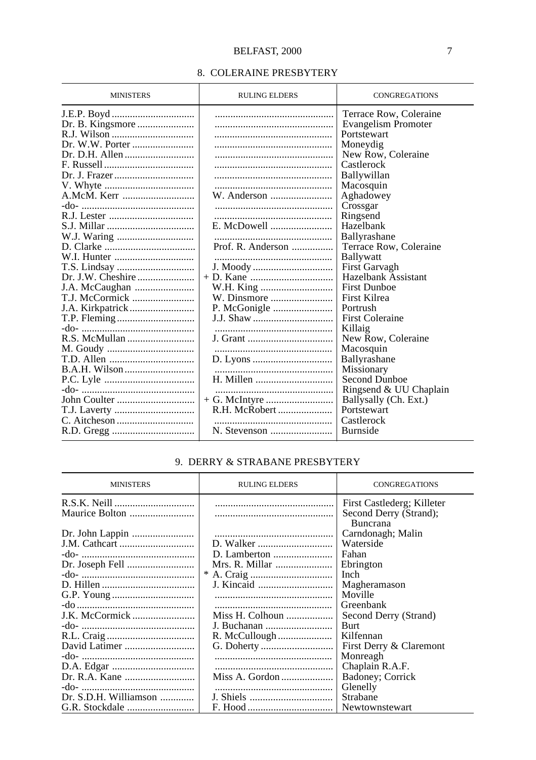## 8. COLERAINE PRESBYTERY

| MINISTERS | RULING ELDERS | CONGREGATIONS |
|---|---|---|
| J.E.P. Boyd | | Terrace Row, Coleraine |
| Dr. B. Kingsmore | | Evangelism Promoter |
| R.J. Wilson | | Portstewart |
| Dr. W.W. Porter | | Moneydig |
| Dr. D.H. Allen | | New Row, Coleraine |
| F. Russell | | Castlerock |
| Dr. J. Frazer | | Ballywillan |
| V. Whyte | | Macosquin |
| A.McM. Kerr | W. Anderson | Aghadowey |
| -do- | | Crossgar |
| R.J. Lester | | Ringsend |
| S.J. Millar | E. McDowell | Hazelbank |
| W.J. Waring | | Ballyrashane |
| D. Clarke | Prof. R. Anderson | Terrace Row, Coleraine |
| W.I. Hunter | | Ballywatt |
| T.S. Lindsay | J. Moody | First Garvagh |
| Dr. J.W. Cheshire | + D. Kane | Hazelbank Assistant |
| J.A. McCaughan | W.H. King | First Dunboe |
| T.J. McCormick | W. Dinsmore | First Kilrea |
| J.A. Kirkpatrick | P. McGonigle | Portrush |
| T.P. Fleming | J.J. Shaw | First Coleraine |
| -do- | | Killaig |
| R.S. McMullan | J. Grant | New Row, Coleraine |
| M. Goudy | | Macosquin |
| T.D. Allen | D. Lyons | Ballyrashane |
| B.A.H. Wilson | | Missionary |
| P.C. Lyle | H. Millen | Second Dunboe |
| -do- | | Ringsend & UU Chaplain |
| John Coulter | + G. McIntyre | Ballysally (Ch. Ext.) |
| T.J. Laverty | R.H. McRobert | Portstewart |
| C. Aitcheson | | Castlerock |
| R.D. Gregg | N. Stevenson | Burnside |

## 9. DERRY & STRABANE PRESBYTERY

| MINISTERS | RULING ELDERS | CONGREGATIONS |
|---|---|---|
| R.S.K. Neill | | First Castlederg; Killeter |
| Maurice Bolton | | Second Derry (Strand); Buncrana |
| Dr. John Lappin | | Carndonagh; Malin |
| J.M. Cathcart | D. Walker | Waterside |
| -do- | D. Lamberton | Fahan |
| Dr. Joseph Fell | Mrs. R. Millar | Ebrington |
| -do- | * A. Craig | Inch |
| D. Hillen | J. Kincaid | Magheramason |
| G.P. Young | | Moville |
| -do | | Greenbank |
| J.K. McCormick | Miss H. Colhoun | Second Derry (Strand) |
| -do- | J. Buchanan | Burt |
| R.L. Craig | R. McCullough | Kilfennan |
| David Latimer | G. Doherty | First Derry & Claremont |
| -do- | | Monreagh |
| D.A. Edgar | | Chaplain R.A.F. |
| Dr. R.A. Kane | Miss A. Gordon | Badoney; Corrick |
| -do- | | Glenelly |
| Dr. S.D.H. Williamson | J. Shiels | Strabane |
| G.R. Stockdale | F. Hood | Newtownstewart |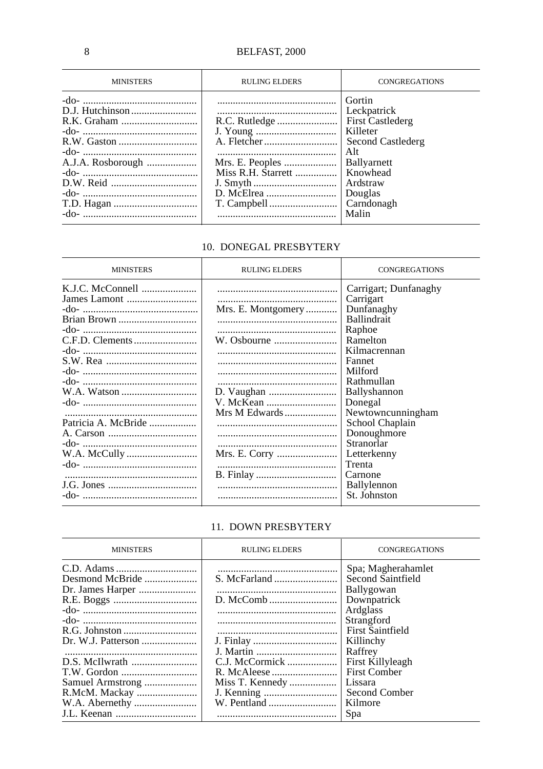| MINISTERS | RULING ELDERS | CONGREGATIONS |
|---|---|---|
| -do- | | Gortin |
| D.J. Hutchinson | | Leckpatrick |
| R.K. Graham | R.C. Rutledge | First Castlederg |
| -do- | J. Young | Killeter |
| R.W. Gaston | A. Fletcher | Second Castlederg |
| -do- | | Alt |
| A.J.A. Rosborough | Mrs. E. Peoples | Ballyarnett |
| -do- | Miss R.H. Starrett | Knowhead |
| D.W. Reid | J. Smyth | Ardstraw |
| -do- | D. McElrea | Douglas |
| T.D. Hagan | T. Campbell | Carndonagh |
| -do- | | Malin |

## 10. DONEGAL PRESBYTERY

| MINISTERS | RULING ELDERS | CONGREGATIONS |
|---|---|---|
| K.J.C. McConnell | | Carrigart; Dunfanaghy |
| James Lamont | | Carrigart |
| -do- | Mrs. E. Montgomery | Dunfanaghy |
| Brian Brown | | Ballindrait |
| -do- | | Raphoe |
| C.F.D. Clements | W. Osbourne | Ramelton |
| -do- | | Kilmacrennan |
| S.W. Rea | | Fannet |
| -do- | | Milford |
| -do- | | Rathmullan |
| W.A. Watson | D. Vaughan | Ballyshannon |
| -do- | V. McKean | Donegal |
| | Mrs M Edwards | Newtowncunningham |
| Patricia A. McBride | | School Chaplain |
| A. Carson | | Donoughmore |
| -do- | | Stranorlar |
| W.A. McCully | Mrs. E. Corry | Letterkenny |
| -do- | | Trenta |
| | B. Finlay | Carnone |
| J.G. Jones | | Ballylennon |
| -do- | | St. Johnston |

## 11. DOWN PRESBYTERY

| MINISTERS | RULING ELDERS | CONGREGATIONS |
|---|---|---|
| C.D. Adams | | Spa; Magherahamlet |
| Desmond McBride | S. McFarland | Second Saintfield |
| Dr. James Harper | | Ballygowan |
| R.E. Boggs | D. McComb | Downpatrick |
| -do- | | Ardglass |
| -do- | | Strangford |
| R.G. Johnston | | First Saintfield |
| Dr. W.J. Patterson | J. Finlay | Killinchy |
| | J. Martin | Raffrey |
| D.S. McIlwrath | C.J. McCormick | First Killyleagh |
| T.W. Gordon | R. McAleese | First Comber |
| Samuel Armstrong | Miss T. Kennedy | Lissara |
| R.McM. Mackay | J. Kenning | Second Comber |
| W.A. Abernethy | W. Pentland | Kilmore |
| J.L. Keenan | | Spa |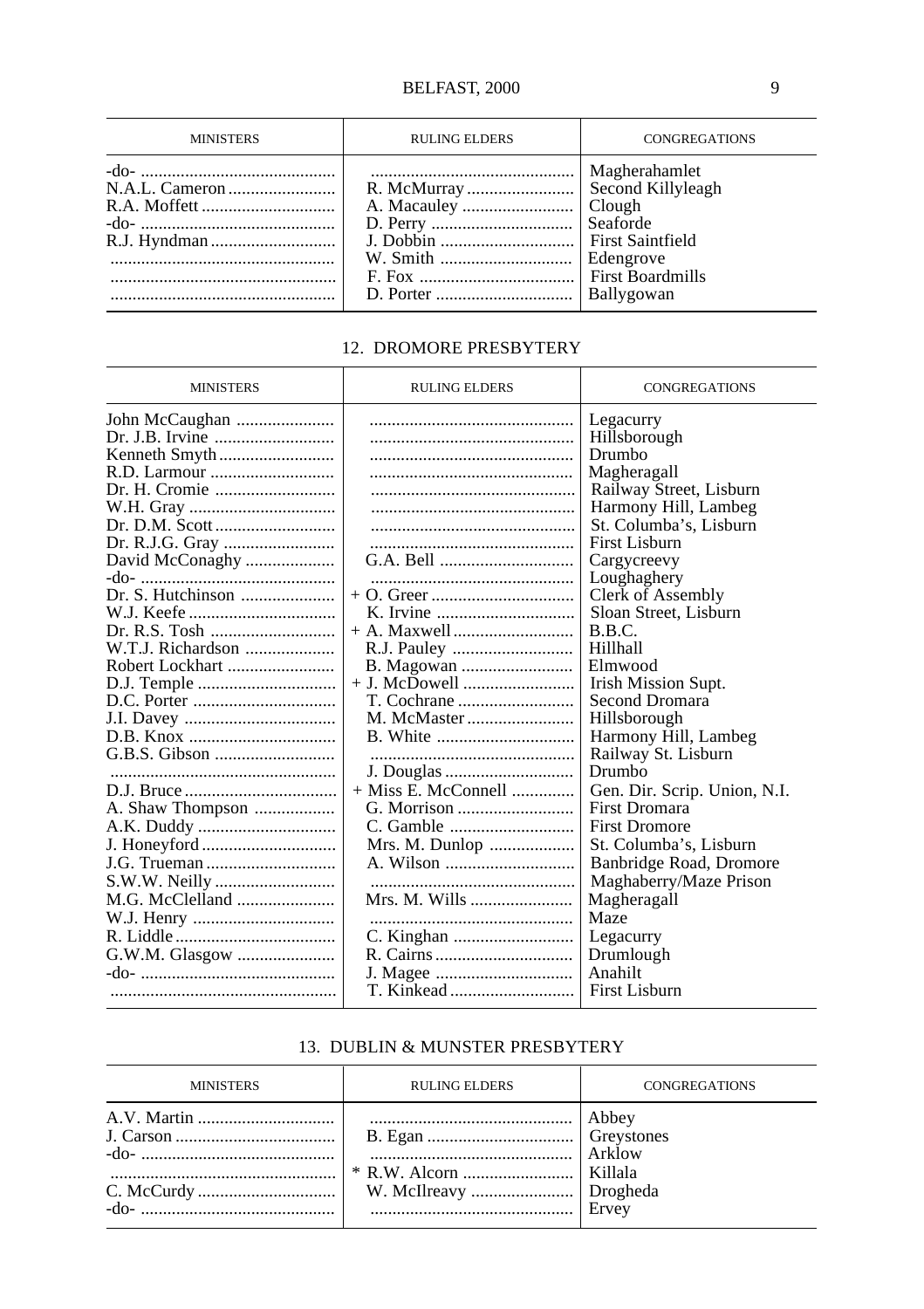| MINISTERS | RULING ELDERS | CONGREGATIONS |
|---|---|---|
| -do- | | Magherahamlet |
| N.A.L. Cameron | R. McMurray | Second Killyleagh |
| R.A. Moffett | A. Macauley | Clough |
| -do- | D. Perry | Seaforde |
| R.J. Hyndman | J. Dobbin | First Saintfield |
| | W. Smith | Edengrove |
| | F. Fox | First Boardmills |
| | D. Porter | Ballygowan |

## 12. DROMORE PRESBYTERY

| MINISTERS | RULING ELDERS | CONGREGATIONS |
|---|---|---|
| John McCaughan | | Legacurry |
| Dr. J.B. Irvine | | Hillsborough |
| Kenneth Smyth | | Drumbo |
| R.D. Larmour | | Magheragall |
| Dr. H. Cromie | | Railway Street, Lisburn |
| W.H. Gray | | Harmony Hill, Lambeg |
| Dr. D.M. Scott | | St. Columba's, Lisburn |
| Dr. R.J.G. Gray | | First Lisburn |
| David McConaghy | G.A. Bell | Cargycreevy |
| -do- | | Loughaghery |
| Dr. S. Hutchinson | + O. Greer | Clerk of Assembly |
| W.J. Keefe | K. Irvine | Sloan Street, Lisburn |
| Dr. R.S. Tosh | + A. Maxwell | B.B.C. |
| W.T.J. Richardson | R.J. Pauley | Hillhall |
| Robert Lockhart | B. Magowan | Elmwood |
| D.J. Temple | + J. McDowell | Irish Mission Supt. |
| D.C. Porter | T. Cochrane | Second Dromara |
| J.I. Davey | M. McMaster | Hillsborough |
| D.B. Knox | B. White | Harmony Hill, Lambeg |
| G.B.S. Gibson | | Railway St. Lisburn |
| | J. Douglas | Drumbo |
| D.J. Bruce | + Miss E. McConnell | Gen. Dir. Scrip. Union, N.I. |
| A. Shaw Thompson | G. Morrison | First Dromara |
| A.K. Duddy | C. Gamble | First Dromore |
| J. Honeyford | Mrs. M. Dunlop | St. Columba's, Lisburn |
| J.G. Trueman | A. Wilson | Banbridge Road, Dromore |
| S.W.W. Neilly | | Maghaberry/Maze Prison |
| M.G. McClelland | Mrs. M. Wills | Magheragall |
| W.J. Henry | | Maze |
| R. Liddle | C. Kinghan | Legacurry |
| G.W.M. Glasgow | R. Cairns | Drumlough |
| -do- | J. Magee | Anahilt |
| | T. Kinkead | First Lisburn |

## 13. DUBLIN & MUNSTER PRESBYTERY

| MINISTERS | RULING ELDERS | CONGREGATIONS |
|---|---|---|
| A.V. Martin | | Abbey |
| J. Carson | B. Egan | Greystones |
| -do- | | Arklow |
| | * R.W. Alcorn | Killala |
| C. McCurdy | W. McIlreavy | Drogheda |
| -do- | | Ervey |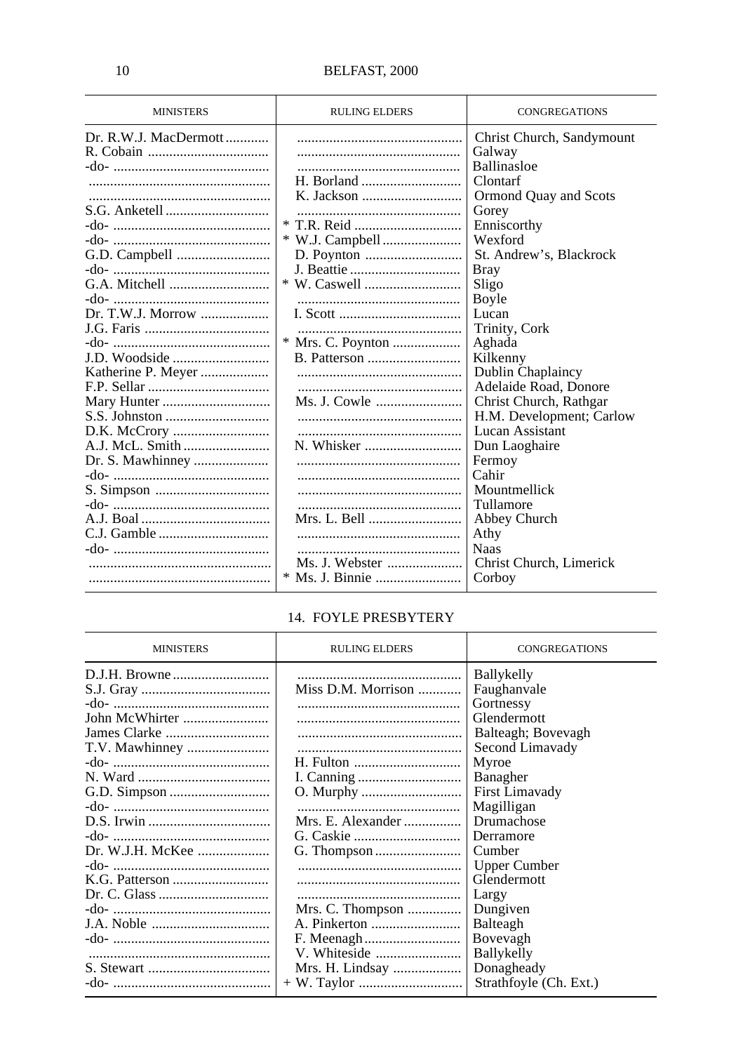| MINISTERS | RULING ELDERS | CONGREGATIONS |
|---|---|---|
| Dr. R.W.J. MacDermott | | Christ Church, Sandymount |
| R. Cobain | | Galway |
| -do- | | Ballinasloe |
| | H. Borland | Clontarf |
| | K. Jackson | Ormond Quay and Scots |
| S.G. Anketell | | Gorey |
| -do- | * T.R. Reid | Enniscorthy |
| -do- | * W.J. Campbell | Wexford |
| G.D. Campbell | D. Poynton | St. Andrew's, Blackrock |
| -do- | J. Beattie | Bray |
| G.A. Mitchell | * W. Caswell | Sligo |
| -do- | | Boyle |
| Dr. T.W.J. Morrow | I. Scott | Lucan |
| J.G. Faris | | Trinity, Cork |
| -do- | * Mrs. C. Poynton | Aghada |
| J.D. Woodside | B. Patterson | Kilkenny |
| Katherine P. Meyer | | Dublin Chaplaincy |
| F.P. Sellar | | Adelaide Road, Donore |
| Mary Hunter | Ms. J. Cowle | Christ Church, Rathgar |
| S.S. Johnston | | H.M. Development; Carlow |
| D.K. McCrory | | Lucan Assistant |
| A.J. McL. Smith | N. Whisker | Dun Laoghaire |
| Dr. S. Mawhinney | | Fermoy |
| -do- | | Cahir |
| S. Simpson | | Mountmellick |
| -do- | | Tullamore |
| A.J. Boal | Mrs. L. Bell | Abbey Church |
| C.J. Gamble | | Athy |
| -do- | | Naas |
| | Ms. J. Webster | Christ Church, Limerick |
| | * Ms. J. Binnie | Corboy |

## 14. FOYLE PRESBYTERY

| MINISTERS | RULING ELDERS | CONGREGATIONS |
|---|---|---|
| D.J.H. Browne | | Ballykelly |
| S.J. Gray | Miss D.M. Morrison | Faughanvale |
| -do- | | Gortnessy |
| John McWhirter | | Glendermott |
| James Clarke | | Balteagh; Bovevagh |
| T.V. Mawhinney | | Second Limavady |
| -do- | H. Fulton | Myroe |
| N. Ward | I. Canning | Banagher |
| G.D. Simpson | O. Murphy | First Limavady |
| -do- | | Magilligan |
| D.S. Irwin | Mrs. E. Alexander | Drumachose |
| -do- | G. Caskie | Derramore |
| Dr. W.J.H. McKee | G. Thompson | Cumber |
| -do- | | Upper Cumber |
| K.G. Patterson | | Glendermott |
| Dr. C. Glass | | Largy |
| -do- | Mrs. C. Thompson | Dungiven |
| J.A. Noble | A. Pinkerton | Balteagh |
| -do- | F. Meenagh | Bovevagh |
| | V. Whiteside | Ballykelly |
| S. Stewart | Mrs. H. Lindsay | Donagheady |
| -do- | + W. Taylor | Strathfoyle (Ch. Ext.) |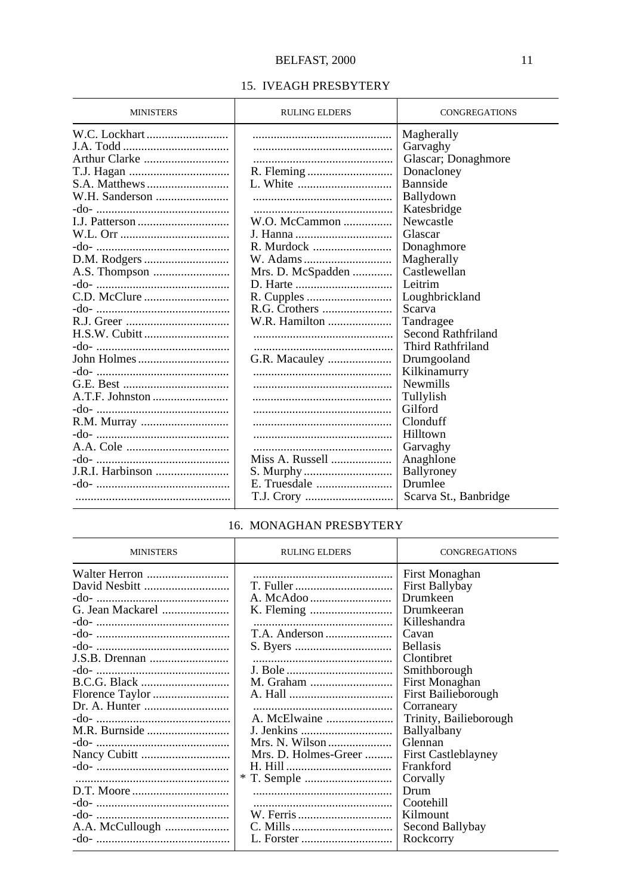## 15. IVEAGH PRESBYTERY

| MINISTERS | RULING ELDERS | CONGREGATIONS |
|---|---|---|
| W.C. Lockhart | ............ | Magherally |
| J.A. Todd | ............ | Garvaghy |
| Arthur Clarke | ............ | Glascar; Donaghmore |
| T.J. Hagan | R. Fleming | Donacloney |
| S.A. Matthews | L. White | Bannside |
| W.H. Sanderson | ............ | Ballydown |
| -do- | ............ | Katesbridge |
| I.J. Patterson | W.O. McCammon | Newcastle |
| W.L. Orr | J. Hanna | Glascar |
| -do- | R. Murdock | Donaghmore |
| D.M. Rodgers | W. Adams | Magherally |
| A.S. Thompson | Mrs. D. McSpadden | Castlewellan |
| -do- | D. Harte | Leitrim |
| C.D. McClure | R. Cupples | Loughbrickland |
| -do- | R.G. Crothers | Scarva |
| R.J. Greer | W.R. Hamilton | Tandragee |
| H.S.W. Cubitt | ............ | Second Rathfriland |
| -do- | ............ | Third Rathfriland |
| John Holmes | G.R. Macauley | Drumgooland |
| -do- | ............ | Kilkinamurry |
| G.E. Best | ............ | Newmills |
| A.T.F. Johnston | ............ | Tullylish |
| -do- | ............ | Gilford |
| R.M. Murray | ............ | Clonduff |
| -do- | ............ | Hilltown |
| A.A. Cole | ............ | Garvaghy |
| -do- | Miss A. Russell | Anaghlone |
| J.R.I. Harbinson | S. Murphy | Ballyroney |
| -do- | E. Truesdale | Drumlee |
| ............ | T.J. Crory | Scarva St., Banbridge |

## 16. MONAGHAN PRESBYTERY

| MINISTERS | RULING ELDERS | CONGREGATIONS |
|---|---|---|
| Walter Herron | ............ | First Monaghan |
| David Nesbitt | T. Fuller | First Ballybay |
| -do- | A. McAdoo | Drumkeen |
| G. Jean Mackarel | K. Fleming | Drumkeeran |
| -do- | ............ | Killeshandra |
| -do- | T.A. Anderson | Cavan |
| -do- | S. Byers | Bellasis |
| J.S.B. Drennan | ............ | Clontibret |
| -do- | J. Bole | Smithborough |
| B.C.G. Black | M. Graham | First Monaghan |
| Florence Taylor | A. Hall | First Bailieborough |
| Dr. A. Hunter | ............ | Corraneary |
| -do- | A. McElwaine | Trinity, Bailieborough |
| M.R. Burnside | J. Jenkins | Ballyalbany |
| -do- | Mrs. N. Wilson | Glennan |
| Nancy Cubitt | Mrs. D. Holmes-Greer | First Castleblayney |
| -do- | H. Hill | Frankford |
| ............ | * T. Semple | Corvally |
| D.T. Moore | ............ | Drum |
| -do- | ............ | Cootehill |
| -do- | W. Ferris | Kilmount |
| A.A. McCullough | C. Mills | Second Ballybay |
| -do- | L. Forster | Rockcorry |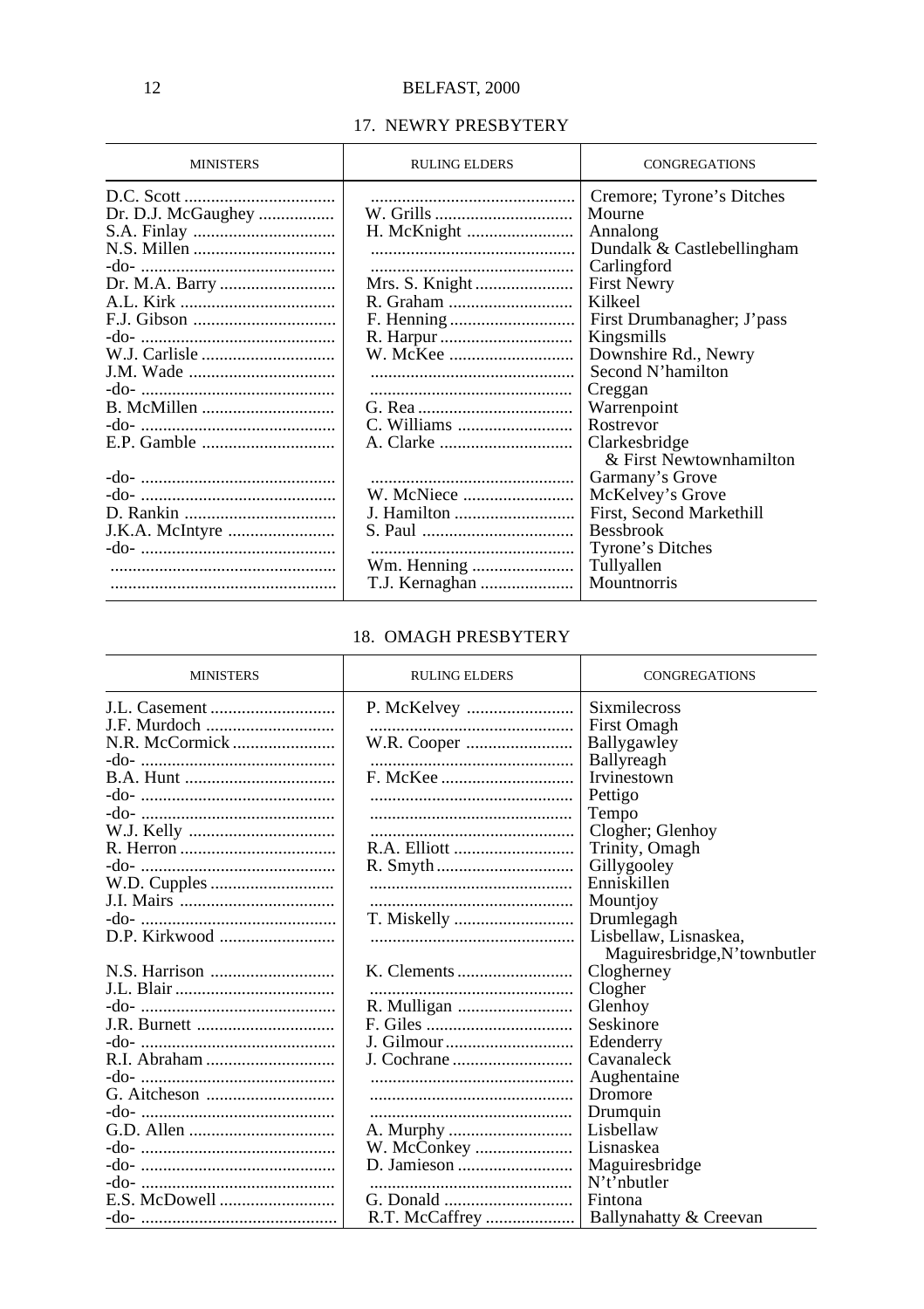## 17. NEWRY PRESBYTERY

| MINISTERS | RULING ELDERS | CONGREGATIONS |
|---|---|---|
| D.C. Scott | | Cremore; Tyrone's Ditches |
| Dr. D.J. McGaughey | W. Grills | Mourne |
| S.A. Finlay | H. McKnight | Annalong |
| N.S. Millen | | Dundalk & Castlebellingham |
| -do- | | Carlingford |
| Dr. M.A. Barry | Mrs. S. Knight | First Newry |
| A.L. Kirk | R. Graham | Kilkeel |
| F.J. Gibson | F. Henning | First Drumbanagher; J'pass |
| -do- | R. Harpur | Kingsmills |
| W.J. Carlisle | W. McKee | Downshire Rd., Newry |
| J.M. Wade | | Second N'hamilton |
| -do- | | Creggan |
| B. McMillen | G. Rea | Warrenpoint |
| -do- | C. Williams | Rostrevor |
| E.P. Gamble | A. Clarke | Clarkesbridge & First Newtownhamilton |
| -do- | | Garmany's Grove |
| -do- | W. McNiece | McKelvey's Grove |
| D. Rankin | J. Hamilton | First, Second Markethill |
| J.K.A. McIntyre | S. Paul | Bessbrook |
| -do- | | Tyrone's Ditches |
| | Wm. Henning | Tullyallen |
| | T.J. Kernaghan | Mountnorris |

## 18. OMAGH PRESBYTERY

| MINISTERS | RULING ELDERS | CONGREGATIONS |
|---|---|---|
| J.L. Casement | P. McKelvey | Sixmilecross |
| J.F. Murdoch | | First Omagh |
| N.R. McCormick | W.R. Cooper | Ballygawley |
| -do- | | Ballyreagh |
| B.A. Hunt | F. McKee | Irvinestown |
| -do- | | Pettigo |
| -do- | | Tempo |
| W.J. Kelly | | Clogher; Glenhoy |
| R. Herron | R.A. Elliott | Trinity, Omagh |
| -do- | R. Smyth | Gillygooley |
| W.D. Cupples | | Enniskillen |
| J.I. Mairs | | Mountjoy |
| -do- | T. Miskelly | Drumlegagh |
| D.P. Kirkwood | | Lisbellaw, Lisnaskea, Maguiresbridge,N'townbutler |
| N.S. Harrison | K. Clements | Clogherney |
| J.L. Blair | | Clogher |
| -do- | R. Mulligan | Glenhoy |
| J.R. Burnett | F. Giles | Seskinore |
| -do- | J. Gilmour | Edenderry |
| R.I. Abraham | J. Cochrane | Cavanaleck |
| -do- | | Aughentaine |
| G. Aitcheson | | Dromore |
| -do- | | Drumquin |
| G.D. Allen | A. Murphy | Lisbellaw |
| -do- | W. McConkey | Lisnaskea |
| -do- | D. Jamieson | Maguiresbridge |
| -do- | | N't'nbutler |
| E.S. McDowell | G. Donald | Fintona |
| -do- | R.T. McCaffrey | Ballynahatty & Creevan |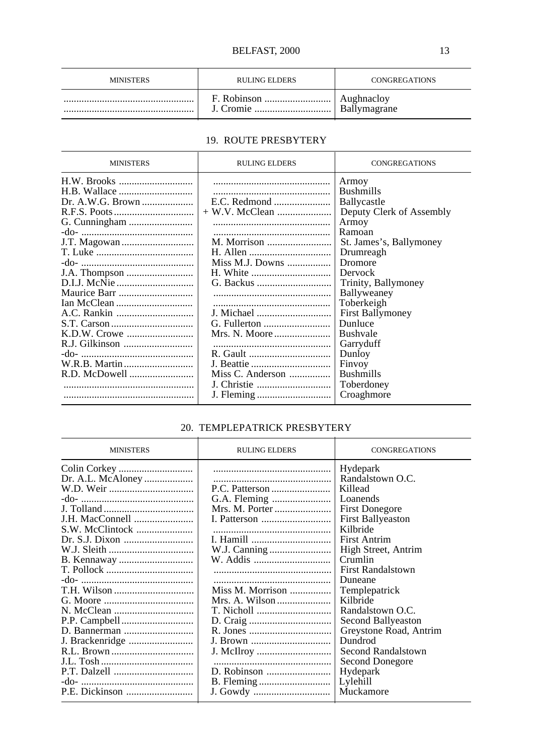| MINISTERS | RULING ELDERS | CONGREGATIONS |
|---|---|---|
| ................................................ | F. Robinson ......................... | Aughnacloy |
| ................................................ | J. Cromie ............................. | Ballymagrane |

## 19. ROUTE PRESBYTERY

| MINISTERS | RULING ELDERS | CONGREGATIONS |
|---|---|---|
| H.W. Brooks ............................ | ............................................ | Armoy |
| H.B. Wallace ............................ | ............................................ | Bushmills |
| Dr. A.W.G. Brown .................... | E.C. Redmond ...................... | Ballycastle |
| R.F.S. Poots .............................. | + W.V. McClean ..................... | Deputy Clerk of Assembly |
| G. Cunningham ......................... | ............................................ | Armoy |
| -do- ........................................... | ............................................ | Ramoan |
| J.T. Magowan ............................ | M. Morrison ......................... | St. James's, Ballymoney |
| T. Luke ...................................... | H. Allen ................................ | Drumreagh |
| -do- ........................................... | Miss M.J. Downs ................. | Dromore |
| J.A. Thompson .......................... | H. White ............................... | Dervock |
| D.I.J. McNie .............................. | G. Backus ............................. | Trinity, Ballymoney |
| Maurice Barr ............................. | ............................................ | Ballyweaney |
| Ian McClean .............................. | ............................................ | Toberkeigh |
| A.C. Rankin .............................. | J. Michael ............................. | First Ballymoney |
| S.T. Carson ................................ | G. Fullerton .......................... | Dunluce |
| K.D.W. Crowe .......................... | Mrs. N. Moore ...................... | Bushvale |
| R.J. Gilkinson ........................... | ............................................ | Garryduff |
| -do- ........................................... | R. Gault ................................ | Dunloy |
| W.R.B. Martin ........................... | J. Beattie ............................... | Finvoy |
| R.D. McDowell ......................... | Miss C. Anderson ................ | Bushmills |
| ................................................ | J. Christie ............................. | Toberdoney |
| ................................................ | J. Fleming ............................. | Croaghmore |

## 20. TEMPLEPATRICK PRESBYTERY

| MINISTERS | RULING ELDERS | CONGREGATIONS |
|---|---|---|
| Colin Corkey ............................. | ............................................ | Hydepark |
| Dr. A.L. McAloney ................... | ............................................ | Randalstown O.C. |
| W.D. Weir ................................. | P.C. Patterson ....................... | Killead |
| -do- ........................................... | G.A. Fleming ....................... | Loanends |
| J. Tolland ................................... | Mrs. M. Porter ...................... | First Donegore |
| J.H. MacConnell ....................... | I. Patterson ........................... | First Ballyeaston |
| S.W. McClintock ...................... | ............................................ | Kilbride |
| Dr. S.J. Dixon ........................... | I. Hamill ............................... | First Antrim |
| W.J. Sleith ................................. | W.J. Canning ........................ | High Street, Antrim |
| B. Kennaway ............................. | W. Addis ............................... | Crumlin |
| T. Pollock .................................. | ............................................ | First Randalstown |
| -do- ........................................... | ............................................ | Duneane |
| T.H. Wilson ............................... | Miss M. Morrison ................ | Templepatrick |
| G. Moore ................................... | Mrs. A. Wilson ..................... | Kilbride |
| N. McClean ............................... | T. Nicholl ............................. | Randalstown O.C. |
| P.P. Campbell ............................ | D. Craig ............................... | Second Ballyeaston |
| D. Bannerman ........................... | R. Jones ................................ | Greystone Road, Antrim |
| J. Brackenridge ......................... | J. Brown ............................... | Dundrod |
| R.L. Brown ................................ | J. McIlroy ............................. | Second Randalstown |
| J.L. Tosh .................................... | ............................................ | Second Donegore |
| P.T. Dalzell ............................... | D. Robinson ......................... | Hydepark |
| -do- ........................................... | B. Fleming ............................ | Lylehill |
| P.E. Dickinson .......................... | J. Gowdy .............................. | Muckamore |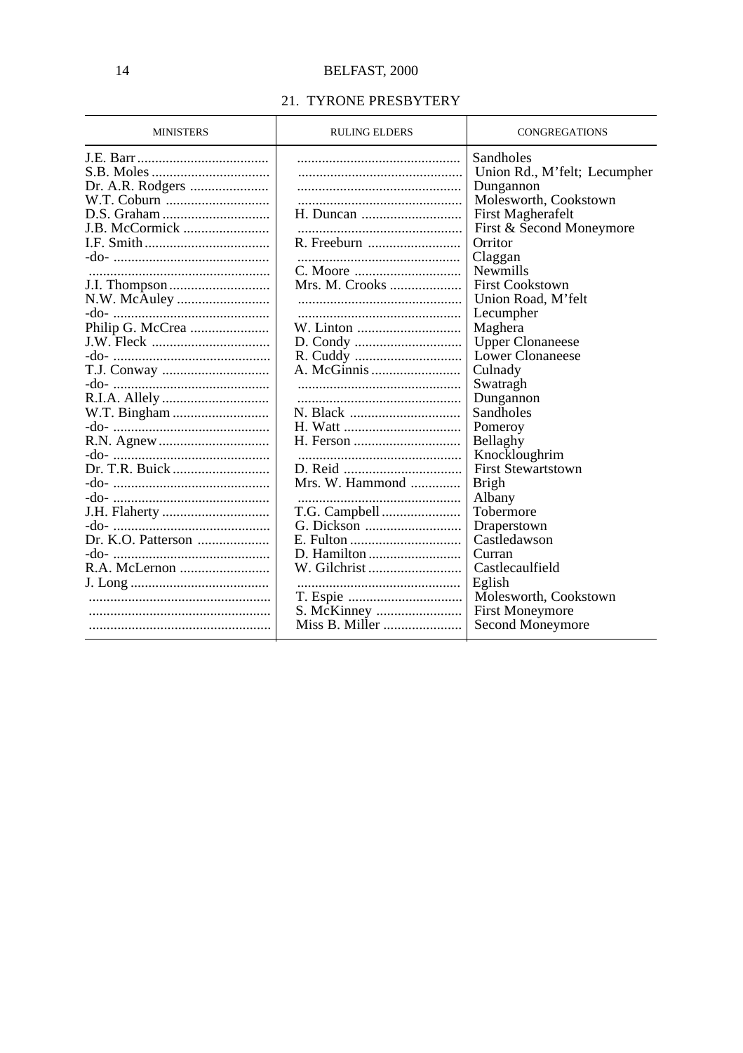## 21. TYRONE PRESBYTERY

| MINISTERS | RULING ELDERS | CONGREGATIONS |
|---|---|---|
| J.E. Barr | | Sandholes |
| S.B. Moles | | Union Rd., M'felt; Lecumpher |
| Dr. A.R. Rodgers | | Dungannon |
| W.T. Coburn | | Molesworth, Cookstown |
| D.S. Graham | H. Duncan | First Magherafelt |
| J.B. McCormick | | First & Second Moneymore |
| I.F. Smith | R. Freeburn | Orritor |
| -do- | | Claggan |
| | C. Moore | Newmills |
| J.I. Thompson | Mrs. M. Crooks | First Cookstown |
| N.W. McAuley | | Union Road, M'felt |
| -do- | | Lecumpher |
| Philip G. McCrea | W. Linton | Maghera |
| J.W. Fleck | D. Condy | Upper Clonaneese |
| -do- | R. Cuddy | Lower Clonaneese |
| T.J. Conway | A. McGinnis | Culnady |
| -do- | | Swatragh |
| R.I.A. Allely | | Dungannon |
| W.T. Bingham | N. Black | Sandholes |
| -do- | H. Watt | Pomeroy |
| R.N. Agnew | H. Ferson | Bellaghy |
| -do- | | Knockloughrim |
| Dr. T.R. Buick | D. Reid | First Stewartstown |
| -do- | Mrs. W. Hammond | Brigh |
| -do- | | Albany |
| J.H. Flaherty | T.G. Campbell | Tobermore |
| -do- | G. Dickson | Draperstown |
| Dr. K.O. Patterson | E. Fulton | Castledawson |
| -do- | D. Hamilton | Curran |
| R.A. McLernon | W. Gilchrist | Castlecaulfield |
| J. Long | | Eglish |
| | T. Espie | Molesworth, Cookstown |
| | S. McKinney | First Moneymore |
| | Miss B. Miller | Second Moneymore |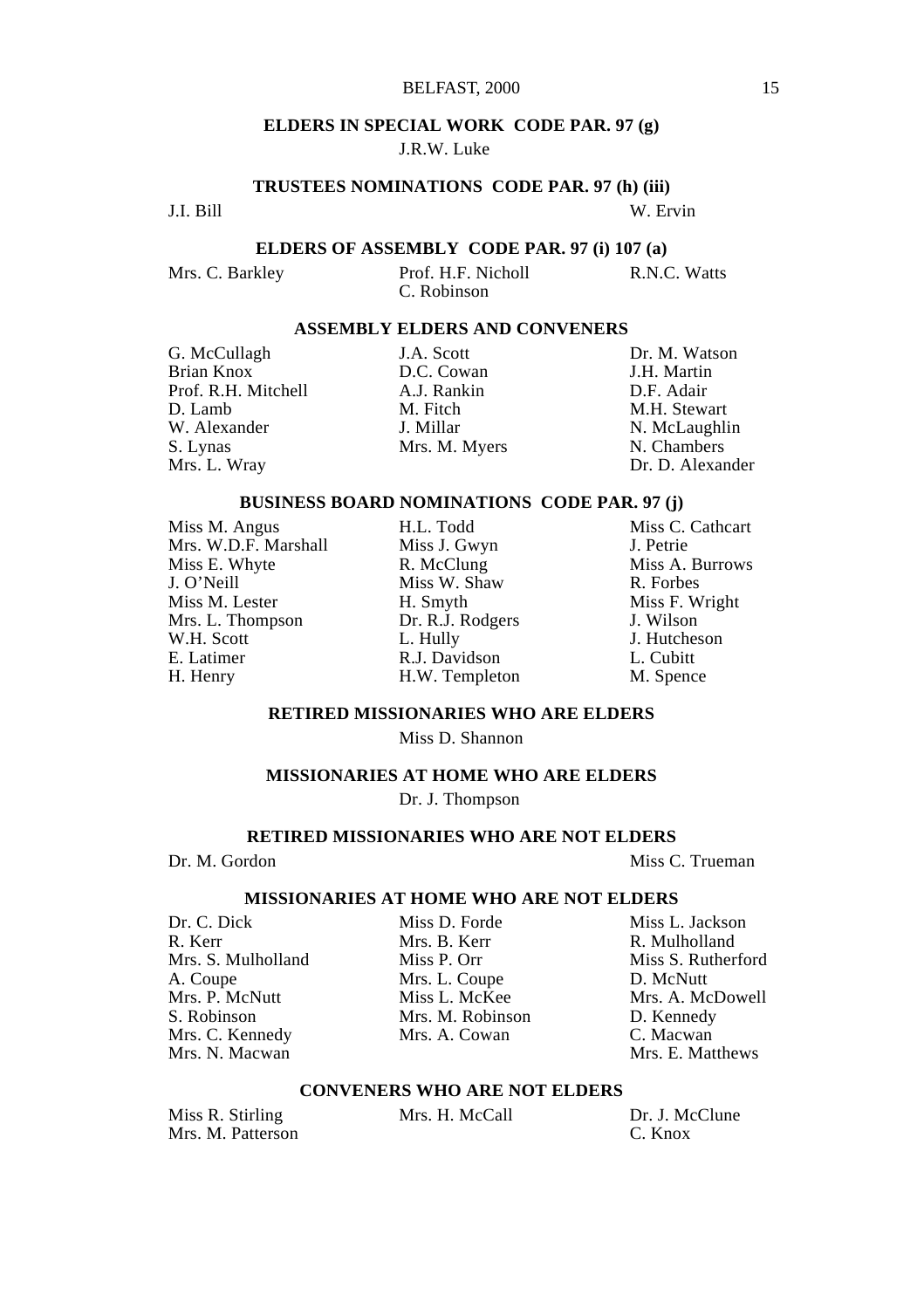## ELDERS IN SPECIAL WORK CODE PAR. 97 (g)

J.R.W. Luke

## TRUSTEES NOMINATIONS CODE PAR. 97 (h) (iii)

J.I. Bill
W. Ervin

## ELDERS OF ASSEMBLY CODE PAR. 97 (i) 107 (a)

Mrs. C. Barkley
Prof. H.F. Nicholl
C. Robinson
R.N.C. Watts

## ASSEMBLY ELDERS AND CONVENERS

G. McCullagh
Brian Knox
Prof. R.H. Mitchell
D. Lamb
W. Alexander
S. Lynas
Mrs. L. Wray
J.A. Scott
D.C. Cowan
A.J. Rankin
M. Fitch
J. Millar
Mrs. M. Myers
Dr. M. Watson
J.H. Martin
D.F. Adair
M.H. Stewart
N. McLaughlin
N. Chambers
Dr. D. Alexander

## BUSINESS BOARD NOMINATIONS CODE PAR. 97 (j)

Miss M. Angus
Mrs. W.D.F. Marshall
Miss E. Whyte
J. O'Neill
Miss M. Lester
Mrs. L. Thompson
W.H. Scott
E. Latimer
H. Henry
H.L. Todd
Miss J. Gwyn
R. McClung
Miss W. Shaw
H. Smyth
Dr. R.J. Rodgers
L. Hully
R.J. Davidson
H.W. Templeton
Miss C. Cathcart
J. Petrie
Miss A. Burrows
R. Forbes
Miss F. Wright
J. Wilson
J. Hutcheson
L. Cubitt
M. Spence

## RETIRED MISSIONARIES WHO ARE ELDERS

Miss D. Shannon

## MISSIONARIES AT HOME WHO ARE ELDERS

Dr. J. Thompson

## RETIRED MISSIONARIES WHO ARE NOT ELDERS

Dr. M. Gordon
Miss C. Trueman

## MISSIONARIES AT HOME WHO ARE NOT ELDERS

Dr. C. Dick
R. Kerr
Mrs. S. Mulholland
A. Coupe
Mrs. P. McNutt
S. Robinson
Mrs. C. Kennedy
Mrs. N. Macwan
Miss D. Forde
Mrs. B. Kerr
Miss P. Orr
Mrs. L. Coupe
Miss L. McKee
Mrs. M. Robinson
Mrs. A. Cowan
Miss L. Jackson
R. Mulholland
Miss S. Rutherford
D. McNutt
Mrs. A. McDowell
D. Kennedy
C. Macwan
Mrs. E. Matthews

## CONVENERS WHO ARE NOT ELDERS

Miss R. Stirling
Mrs. M. Patterson
Mrs. H. McCall
Dr. J. McClune
C. Knox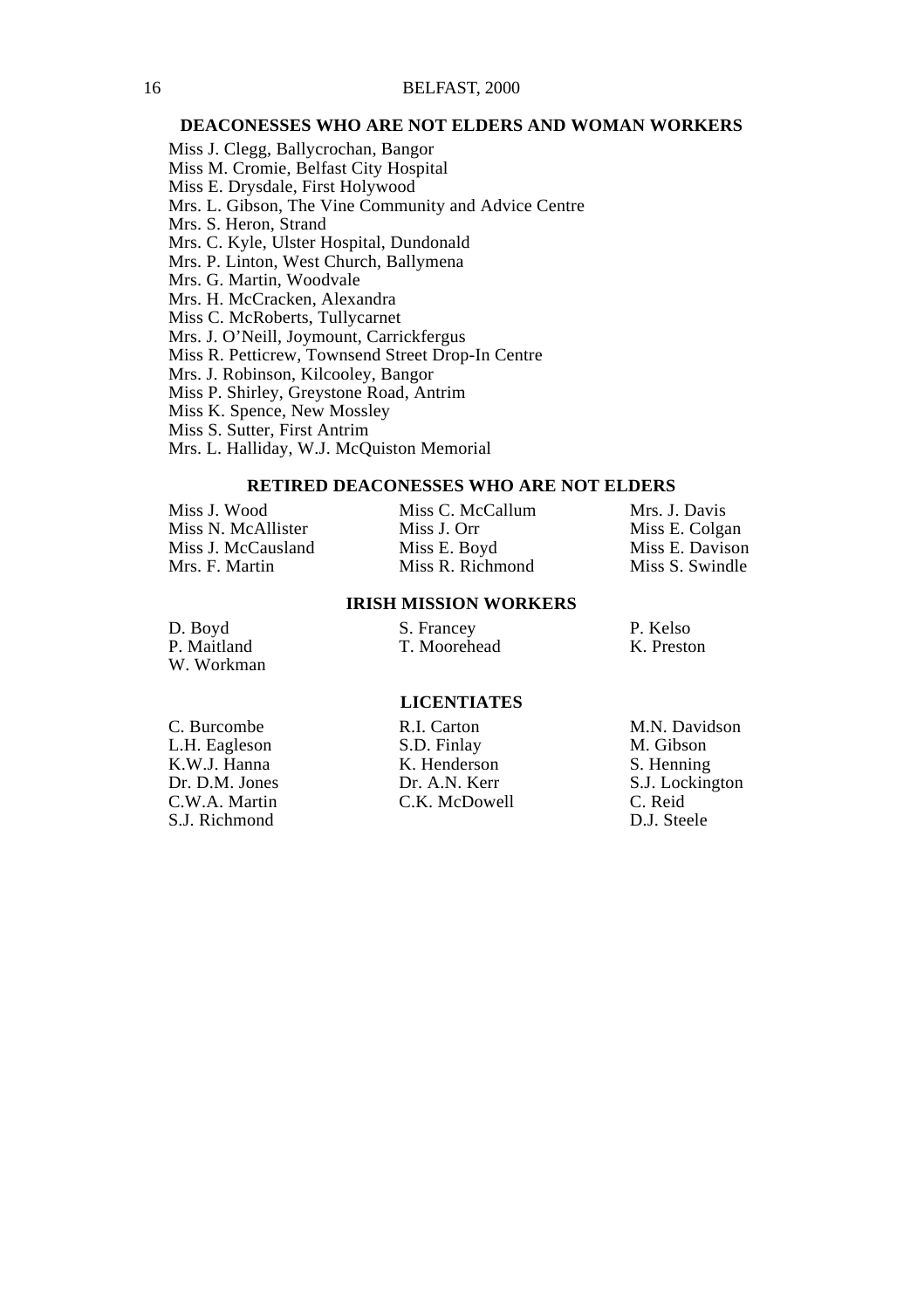## DEACONESSES WHO ARE NOT ELDERS AND WOMAN WORKERS

Miss J. Clegg, Ballycrochan, Bangor
Miss M. Cromie, Belfast City Hospital
Miss E. Drysdale, First Holywood
Mrs. L. Gibson, The Vine Community and Advice Centre
Mrs. S. Heron, Strand
Mrs. C. Kyle, Ulster Hospital, Dundonald
Mrs. P. Linton, West Church, Ballymena
Mrs. G. Martin, Woodvale
Mrs. H. McCracken, Alexandra
Miss C. McRoberts, Tullycarnet
Mrs. J. O'Neill, Joymount, Carrickfergus
Miss R. Petticrew, Townsend Street Drop-In Centre
Mrs. J. Robinson, Kilcooley, Bangor
Miss P. Shirley, Greystone Road, Antrim
Miss K. Spence, New Mossley
Miss S. Sutter, First Antrim
Mrs. L. Halliday, W.J. McQuiston Memorial

## RETIRED DEACONESSES WHO ARE NOT ELDERS

Miss J. Wood
Miss N. McAllister
Miss J. McCausland
Mrs. F. Martin
Miss C. McCallum
Miss J. Orr
Miss E. Boyd
Miss R. Richmond
Mrs. J. Davis
Miss E. Colgan
Miss E. Davison
Miss S. Swindle

## IRISH MISSION WORKERS

D. Boyd
P. Maitland
W. Workman
S. Francey
T. Moorehead
P. Kelso
K. Preston

## LICENTIATES

C. Burcombe
L.H. Eagleson
K.W.J. Hanna
Dr. D.M. Jones
C.W.A. Martin
S.J. Richmond
R.I. Carton
S.D. Finlay
K. Henderson
Dr. A.N. Kerr
C.K. McDowell
M.N. Davidson
M. Gibson
S. Henning
S.J. Lockington
C. Reid
D.J. Steele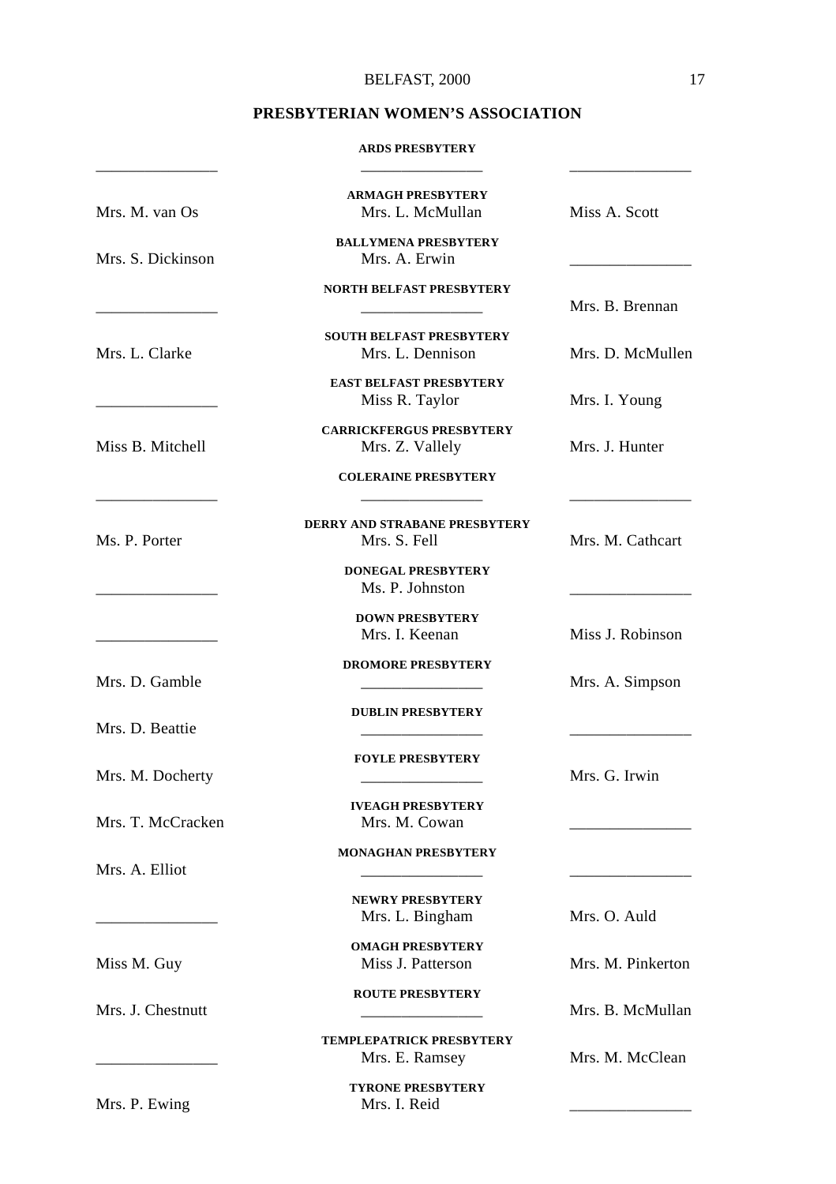## PRESBYTERIAN WOMEN'S ASSOCIATION

| | | |
|---|---|---|
| | **ARDS PRESBYTERY** | |
| _______________ | _______________ | _______________ |
| | **ARMAGH PRESBYTERY** | |
| Mrs. M. van Os | Mrs. L. McMullan | Miss A. Scott |
| | **BALLYMENA PRESBYTERY** | |
| Mrs. S. Dickinson | Mrs. A. Erwin | _______________ |
| | **NORTH BELFAST PRESBYTERY** | |
| _______________ | _______________ | Mrs. B. Brennan |
| | **SOUTH BELFAST PRESBYTERY** | |
| Mrs. L. Clarke | Mrs. L. Dennison | Mrs. D. McMullen |
| | **EAST BELFAST PRESBYTERY** | |
| _______________ | Miss R. Taylor | Mrs. I. Young |
| | **CARRICKFERGUS PRESBYTERY** | |
| Miss B. Mitchell | Mrs. Z. Vallely | Mrs. J. Hunter |
| | **COLERAINE PRESBYTERY** | |
| _______________ | _______________ | _______________ |
| | **DERRY AND STRABANE PRESBYTERY** | |
| Ms. P. Porter | Mrs. S. Fell | Mrs. M. Cathcart |
| | **DONEGAL PRESBYTERY** | |
| _______________ | Ms. P. Johnston | _______________ |
| | **DOWN PRESBYTERY** | |
| _______________ | Mrs. I. Keenan | Miss J. Robinson |
| | **DROMORE PRESBYTERY** | |
| Mrs. D. Gamble | _______________ | Mrs. A. Simpson |
| | **DUBLIN PRESBYTERY** | |
| Mrs. D. Beattie | _______________ | _______________ |
| | **FOYLE PRESBYTERY** | |
| Mrs. M. Docherty | _______________ | Mrs. G. Irwin |
| | **IVEAGH PRESBYTERY** | |
| Mrs. T. McCracken | Mrs. M. Cowan | _______________ |
| | **MONAGHAN PRESBYTERY** | |
| Mrs. A. Elliot | _______________ | _______________ |
| | **NEWRY PRESBYTERY** | |
| _______________ | Mrs. L. Bingham | Mrs. O. Auld |
| | **OMAGH PRESBYTERY** | |
| Miss M. Guy | Miss J. Patterson | Mrs. M. Pinkerton |
| | **ROUTE PRESBYTERY** | |
| Mrs. J. Chestnutt | _______________ | Mrs. B. McMullan |
| | **TEMPLEPATRICK PRESBYTERY** | |
| _______________ | Mrs. E. Ramsey | Mrs. M. McClean |
| | **TYRONE PRESBYTERY** | |
| Mrs. P. Ewing | Mrs. I. Reid | _______________ |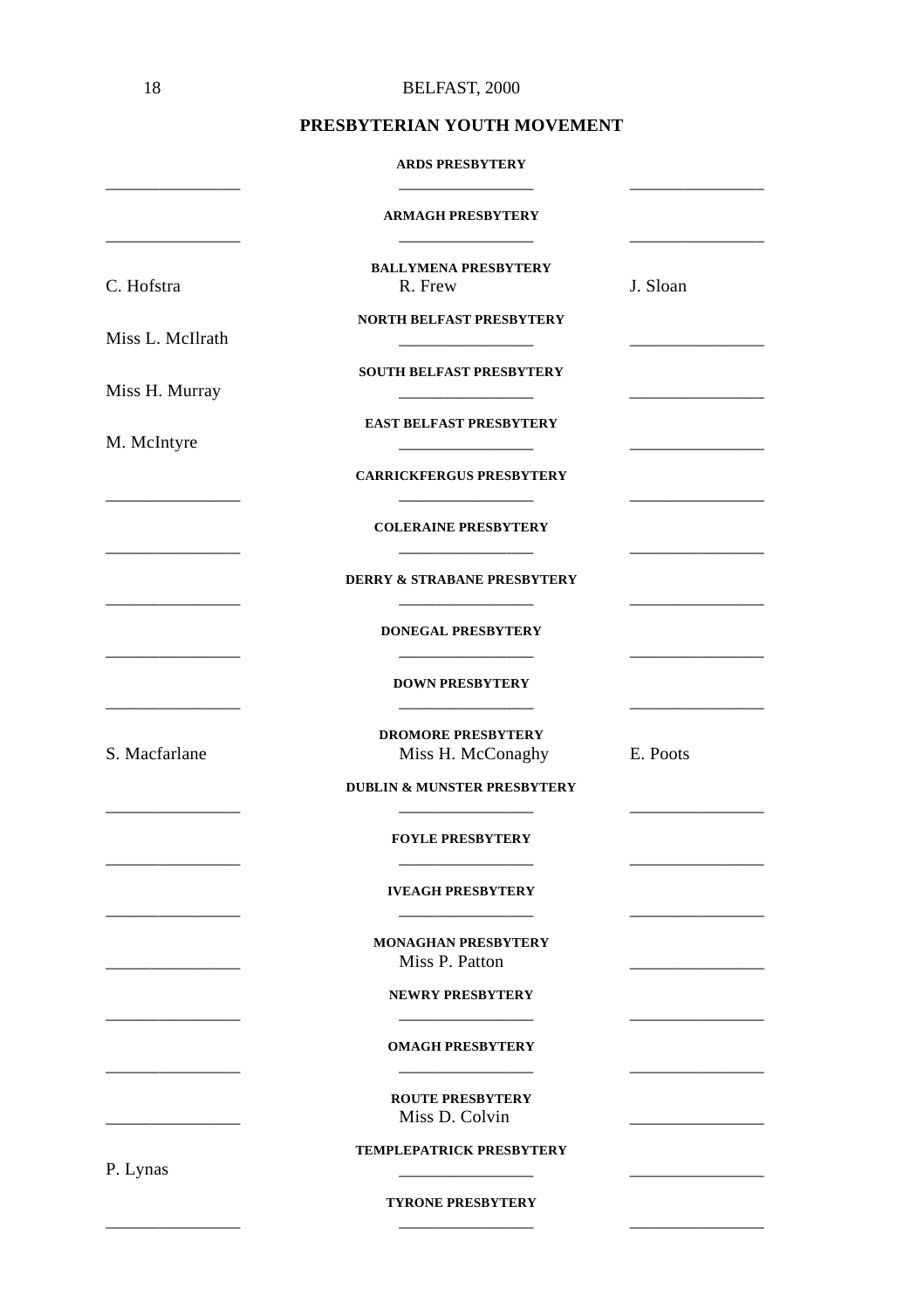## PRESBYTERIAN YOUTH MOVEMENT

| | | |
|---|---|---|
| | **ARDS PRESBYTERY** | |
| ________________ | ________________ | ________________ |
| | **ARMAGH PRESBYTERY** | |
| ________________ | ________________ | ________________ |
| | **BALLYMENA PRESBYTERY** | |
| C. Hofstra | R. Frew | J. Sloan |
| | **NORTH BELFAST PRESBYTERY** | |
| Miss L. McIlrath | ________________ | ________________ |
| | **SOUTH BELFAST PRESBYTERY** | |
| Miss H. Murray | ________________ | ________________ |
| | **EAST BELFAST PRESBYTERY** | |
| M. McIntyre | ________________ | ________________ |
| | **CARRICKFERGUS PRESBYTERY** | |
| ________________ | ________________ | ________________ |
| | **COLERAINE PRESBYTERY** | |
| ________________ | ________________ | ________________ |
| | **DERRY & STRABANE PRESBYTERY** | |
| ________________ | ________________ | ________________ |
| | **DONEGAL PRESBYTERY** | |
| ________________ | ________________ | ________________ |
| | **DOWN PRESBYTERY** | |
| ________________ | ________________ | ________________ |
| | **DROMORE PRESBYTERY** | |
| S. Macfarlane | Miss H. McConaghy | E. Poots |
| | **DUBLIN & MUNSTER PRESBYTERY** | |
| ________________ | ________________ | ________________ |
| | **FOYLE PRESBYTERY** | |
| ________________ | ________________ | ________________ |
| | **IVEAGH PRESBYTERY** | |
| ________________ | ________________ | ________________ |
| | **MONAGHAN PRESBYTERY** | |
| ________________ | Miss P. Patton | ________________ |
| | **NEWRY PRESBYTERY** | |
| ________________ | ________________ | ________________ |
| | **OMAGH PRESBYTERY** | |
| ________________ | ________________ | ________________ |
| | **ROUTE PRESBYTERY** | |
| ________________ | Miss D. Colvin | ________________ |
| | **TEMPLEPATRICK PRESBYTERY** | |
| P. Lynas | ________________ | ________________ |
| | **TYRONE PRESBYTERY** | |
| ________________ | ________________ | ________________ |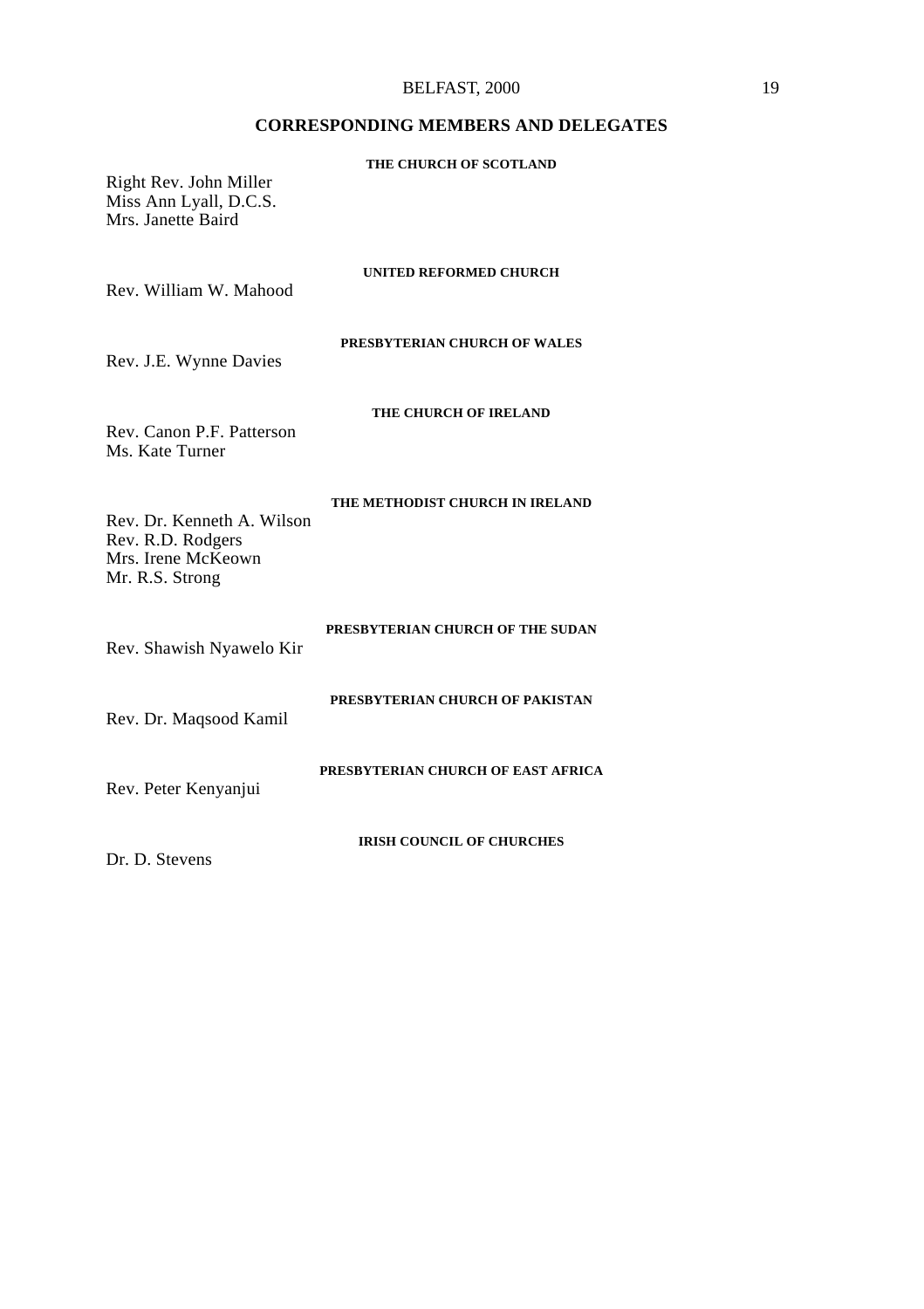## CORRESPONDING MEMBERS AND DELEGATES

### THE CHURCH OF SCOTLAND

Right Rev. John Miller
Miss Ann Lyall, D.C.S.
Mrs. Janette Baird

### UNITED REFORMED CHURCH

Rev. William W. Mahood

### PRESBYTERIAN CHURCH OF WALES

Rev. J.E. Wynne Davies

### THE CHURCH OF IRELAND

Rev. Canon P.F. Patterson
Ms. Kate Turner

### THE METHODIST CHURCH IN IRELAND

Rev. Dr. Kenneth A. Wilson
Rev. R.D. Rodgers
Mrs. Irene McKeown
Mr. R.S. Strong

### PRESBYTERIAN CHURCH OF THE SUDAN

Rev. Shawish Nyawelo Kir

### PRESBYTERIAN CHURCH OF PAKISTAN

Rev. Dr. Maqsood Kamil

### PRESBYTERIAN CHURCH OF EAST AFRICA

Rev. Peter Kenyanjui

### IRISH COUNCIL OF CHURCHES

Dr. D. Stevens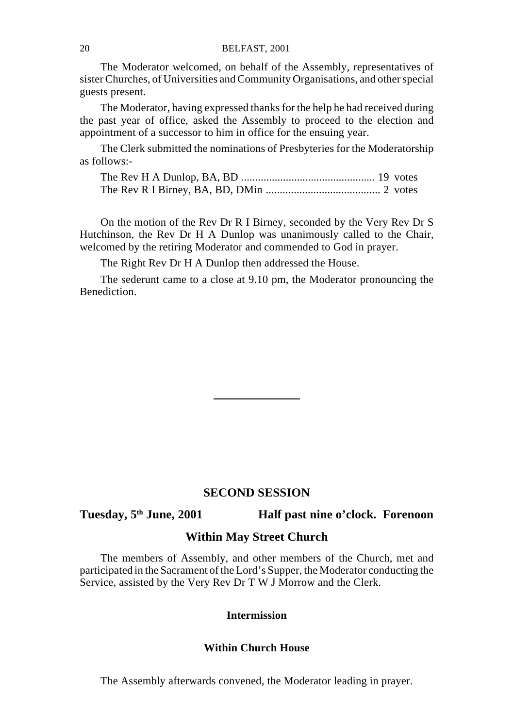The Moderator welcomed, on behalf of the Assembly, representatives of sister Churches, of Universities and Community Organisations, and other special guests present.

The Moderator, having expressed thanks for the help he had received during the past year of office, asked the Assembly to proceed to the election and appointment of a successor to him in office for the ensuing year.

The Clerk submitted the nominations of Presbyteries for the Moderatorship as follows:-

The Rev H A Dunlop, BA, BD ................................................ 19 votes
The Rev R I Birney, BA, BD, DMin ......................................... 2 votes

On the motion of the Rev Dr R I Birney, seconded by the Very Rev Dr S Hutchinson, the Rev Dr H A Dunlop was unanimously called to the Chair, welcomed by the retiring Moderator and commended to God in prayer.

The Right Rev Dr H A Dunlop then addressed the House.

The sederunt came to a close at 9.10 pm, the Moderator pronouncing the Benediction.

---

## SECOND SESSION

**Tuesday, 5th June, 2001** **Half past nine o'clock. Forenoon**

### Within May Street Church

The members of Assembly, and other members of the Church, met and participated in the Sacrament of the Lord's Supper, the Moderator conducting the Service, assisted by the Very Rev Dr T W J Morrow and the Clerk.

#### Intermission

#### Within Church House

The Assembly afterwards convened, the Moderator leading in prayer.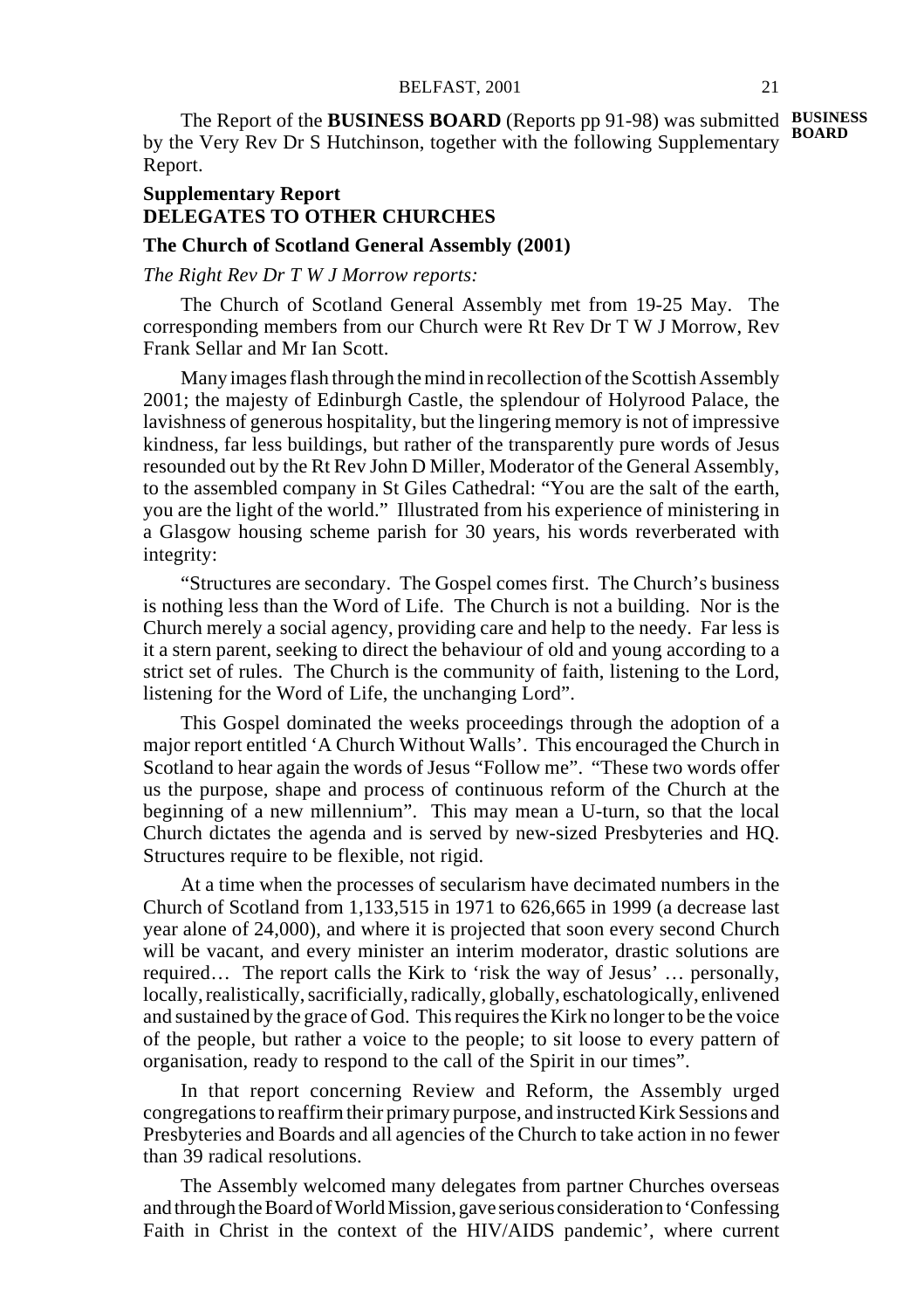The Report of the **BUSINESS BOARD** (Reports pp 91-98) was submitted by the Very Rev Dr S Hutchinson, together with the following Supplementary Report.

**BUSINESS BOARD**

**Supplementary Report**
**DELEGATES TO OTHER CHURCHES**

**The Church of Scotland General Assembly (2001)**

*The Right Rev Dr T W J Morrow reports:*

The Church of Scotland General Assembly met from 19-25 May. The corresponding members from our Church were Rt Rev Dr T W J Morrow, Rev Frank Sellar and Mr Ian Scott.

Many images flash through the mind in recollection of the Scottish Assembly 2001; the majesty of Edinburgh Castle, the splendour of Holyrood Palace, the lavishness of generous hospitality, but the lingering memory is not of impressive kindness, far less buildings, but rather of the transparently pure words of Jesus resounded out by the Rt Rev John D Miller, Moderator of the General Assembly, to the assembled company in St Giles Cathedral: "You are the salt of the earth, you are the light of the world." Illustrated from his experience of ministering in a Glasgow housing scheme parish for 30 years, his words reverberated with integrity:

"Structures are secondary. The Gospel comes first. The Church's business is nothing less than the Word of Life. The Church is not a building. Nor is the Church merely a social agency, providing care and help to the needy. Far less is it a stern parent, seeking to direct the behaviour of old and young according to a strict set of rules. The Church is the community of faith, listening to the Lord, listening for the Word of Life, the unchanging Lord".

This Gospel dominated the weeks proceedings through the adoption of a major report entitled 'A Church Without Walls'. This encouraged the Church in Scotland to hear again the words of Jesus "Follow me". "These two words offer us the purpose, shape and process of continuous reform of the Church at the beginning of a new millennium". This may mean a U-turn, so that the local Church dictates the agenda and is served by new-sized Presbyteries and HQ. Structures require to be flexible, not rigid.

At a time when the processes of secularism have decimated numbers in the Church of Scotland from 1,133,515 in 1971 to 626,665 in 1999 (a decrease last year alone of 24,000), and where it is projected that soon every second Church will be vacant, and every minister an interim moderator, drastic solutions are required… The report calls the Kirk to 'risk the way of Jesus' … personally, locally, realistically, sacrificially, radically, globally, eschatologically, enlivened and sustained by the grace of God. This requires the Kirk no longer to be the voice of the people, but rather a voice to the people; to sit loose to every pattern of organisation, ready to respond to the call of the Spirit in our times".

In that report concerning Review and Reform, the Assembly urged congregations to reaffirm their primary purpose, and instructed Kirk Sessions and Presbyteries and Boards and all agencies of the Church to take action in no fewer than 39 radical resolutions.

The Assembly welcomed many delegates from partner Churches overseas and through the Board of World Mission, gave serious consideration to 'Confessing Faith in Christ in the context of the HIV/AIDS pandemic', where current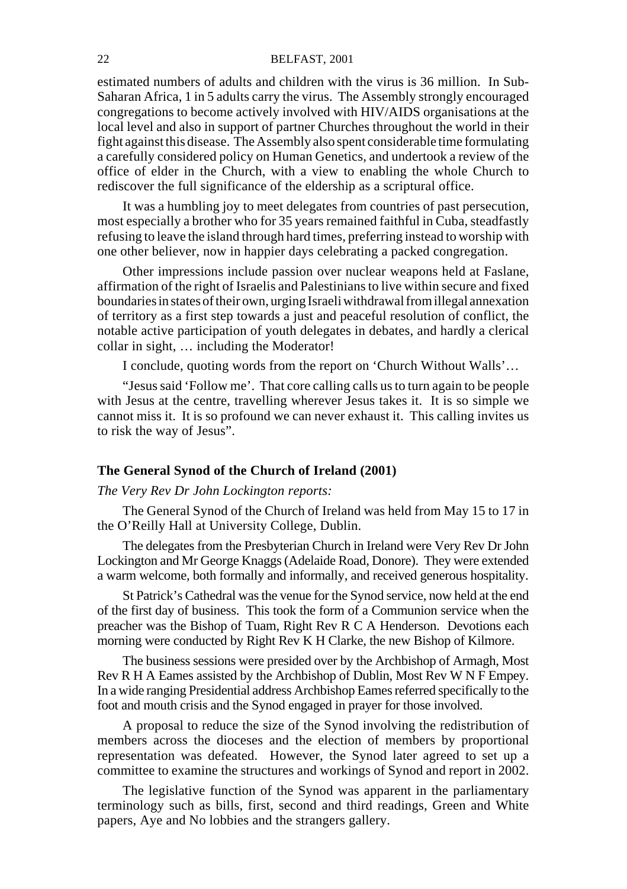estimated numbers of adults and children with the virus is 36 million. In Sub-Saharan Africa, 1 in 5 adults carry the virus. The Assembly strongly encouraged congregations to become actively involved with HIV/AIDS organisations at the local level and also in support of partner Churches throughout the world in their fight against this disease. The Assembly also spent considerable time formulating a carefully considered policy on Human Genetics, and undertook a review of the office of elder in the Church, with a view to enabling the whole Church to rediscover the full significance of the eldership as a scriptural office.

It was a humbling joy to meet delegates from countries of past persecution, most especially a brother who for 35 years remained faithful in Cuba, steadfastly refusing to leave the island through hard times, preferring instead to worship with one other believer, now in happier days celebrating a packed congregation.

Other impressions include passion over nuclear weapons held at Faslane, affirmation of the right of Israelis and Palestinians to live within secure and fixed boundaries in states of their own, urging Israeli withdrawal from illegal annexation of territory as a first step towards a just and peaceful resolution of conflict, the notable active participation of youth delegates in debates, and hardly a clerical collar in sight, … including the Moderator!

I conclude, quoting words from the report on 'Church Without Walls'…

"Jesus said 'Follow me'. That core calling calls us to turn again to be people with Jesus at the centre, travelling wherever Jesus takes it. It is so simple we cannot miss it. It is so profound we can never exhaust it. This calling invites us to risk the way of Jesus".

### The General Synod of the Church of Ireland (2001)

*The Very Rev Dr John Lockington reports:*

The General Synod of the Church of Ireland was held from May 15 to 17 in the O'Reilly Hall at University College, Dublin.

The delegates from the Presbyterian Church in Ireland were Very Rev Dr John Lockington and Mr George Knaggs (Adelaide Road, Donore). They were extended a warm welcome, both formally and informally, and received generous hospitality.

St Patrick's Cathedral was the venue for the Synod service, now held at the end of the first day of business. This took the form of a Communion service when the preacher was the Bishop of Tuam, Right Rev R C A Henderson. Devotions each morning were conducted by Right Rev K H Clarke, the new Bishop of Kilmore.

The business sessions were presided over by the Archbishop of Armagh, Most Rev R H A Eames assisted by the Archbishop of Dublin, Most Rev W N F Empey. In a wide ranging Presidential address Archbishop Eames referred specifically to the foot and mouth crisis and the Synod engaged in prayer for those involved.

A proposal to reduce the size of the Synod involving the redistribution of members across the dioceses and the election of members by proportional representation was defeated. However, the Synod later agreed to set up a committee to examine the structures and workings of Synod and report in 2002.

The legislative function of the Synod was apparent in the parliamentary terminology such as bills, first, second and third readings, Green and White papers, Aye and No lobbies and the strangers gallery.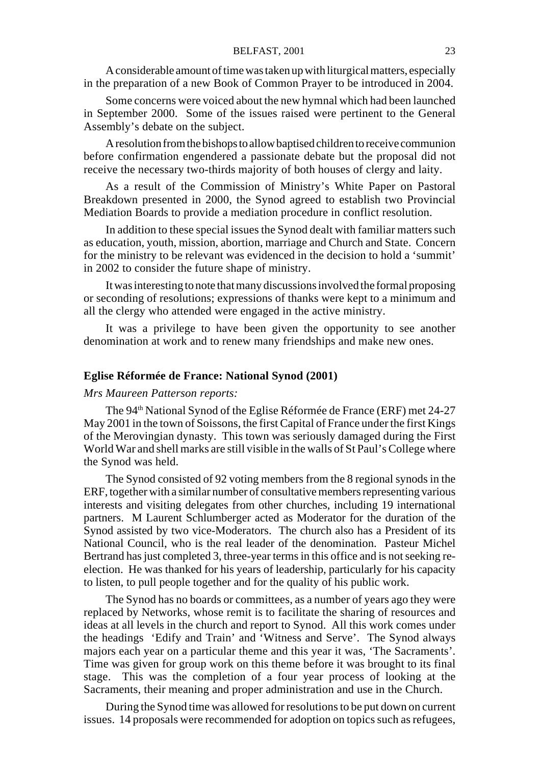A considerable amount of time was taken up with liturgical matters, especially in the preparation of a new Book of Common Prayer to be introduced in 2004.

Some concerns were voiced about the new hymnal which had been launched in September 2000. Some of the issues raised were pertinent to the General Assembly's debate on the subject.

A resolution from the bishops to allow baptised children to receive communion before confirmation engendered a passionate debate but the proposal did not receive the necessary two-thirds majority of both houses of clergy and laity.

As a result of the Commission of Ministry's White Paper on Pastoral Breakdown presented in 2000, the Synod agreed to establish two Provincial Mediation Boards to provide a mediation procedure in conflict resolution.

In addition to these special issues the Synod dealt with familiar matters such as education, youth, mission, abortion, marriage and Church and State. Concern for the ministry to be relevant was evidenced in the decision to hold a 'summit' in 2002 to consider the future shape of ministry.

It was interesting to note that many discussions involved the formal proposing or seconding of resolutions; expressions of thanks were kept to a minimum and all the clergy who attended were engaged in the active ministry.

It was a privilege to have been given the opportunity to see another denomination at work and to renew many friendships and make new ones.

### Eglise Réformée de France: National Synod (2001)

*Mrs Maureen Patterson reports:*

The 94th National Synod of the Eglise Réformée de France (ERF) met 24-27 May 2001 in the town of Soissons, the first Capital of France under the first Kings of the Merovingian dynasty. This town was seriously damaged during the First World War and shell marks are still visible in the walls of St Paul's College where the Synod was held.

The Synod consisted of 92 voting members from the 8 regional synods in the ERF, together with a similar number of consultative members representing various interests and visiting delegates from other churches, including 19 international partners. M Laurent Schlumberger acted as Moderator for the duration of the Synod assisted by two vice-Moderators. The church also has a President of its National Council, who is the real leader of the denomination. Pasteur Michel Bertrand has just completed 3, three-year terms in this office and is not seeking re-election. He was thanked for his years of leadership, particularly for his capacity to listen, to pull people together and for the quality of his public work.

The Synod has no boards or committees, as a number of years ago they were replaced by Networks, whose remit is to facilitate the sharing of resources and ideas at all levels in the church and report to Synod. All this work comes under the headings 'Edify and Train' and 'Witness and Serve'. The Synod always majors each year on a particular theme and this year it was, 'The Sacraments'. Time was given for group work on this theme before it was brought to its final stage. This was the completion of a four year process of looking at the Sacraments, their meaning and proper administration and use in the Church.

During the Synod time was allowed for resolutions to be put down on current issues. 14 proposals were recommended for adoption on topics such as refugees,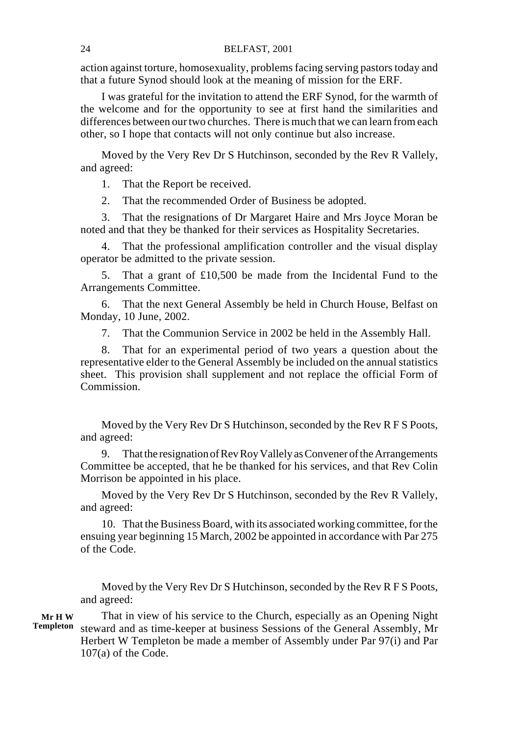action against torture, homosexuality, problems facing serving pastors today and that a future Synod should look at the meaning of mission for the ERF.

I was grateful for the invitation to attend the ERF Synod, for the warmth of the welcome and for the opportunity to see at first hand the similarities and differences between our two churches. There is much that we can learn from each other, so I hope that contacts will not only continue but also increase.

Moved by the Very Rev Dr S Hutchinson, seconded by the Rev R Vallely, and agreed:

1. That the Report be received.

2. That the recommended Order of Business be adopted.

3. That the resignations of Dr Margaret Haire and Mrs Joyce Moran be noted and that they be thanked for their services as Hospitality Secretaries.

4. That the professional amplification controller and the visual display operator be admitted to the private session.

5. That a grant of £10,500 be made from the Incidental Fund to the Arrangements Committee.

6. That the next General Assembly be held in Church House, Belfast on Monday, 10 June, 2002.

7. That the Communion Service in 2002 be held in the Assembly Hall.

8. That for an experimental period of two years a question about the representative elder to the General Assembly be included on the annual statistics sheet. This provision shall supplement and not replace the official Form of Commission.

Moved by the Very Rev Dr S Hutchinson, seconded by the Rev R F S Poots, and agreed:

9. That the resignation of Rev Roy Vallely as Convener of the Arrangements Committee be accepted, that he be thanked for his services, and that Rev Colin Morrison be appointed in his place.

Moved by the Very Rev Dr S Hutchinson, seconded by the Rev R Vallely, and agreed:

10. That the Business Board, with its associated working committee, for the ensuing year beginning 15 March, 2002 be appointed in accordance with Par 275 of the Code.

Moved by the Very Rev Dr S Hutchinson, seconded by the Rev R F S Poots, and agreed:

**Mr H W Templeton**

That in view of his service to the Church, especially as an Opening Night steward and as time-keeper at business Sessions of the General Assembly, Mr Herbert W Templeton be made a member of Assembly under Par 97(i) and Par 107(a) of the Code.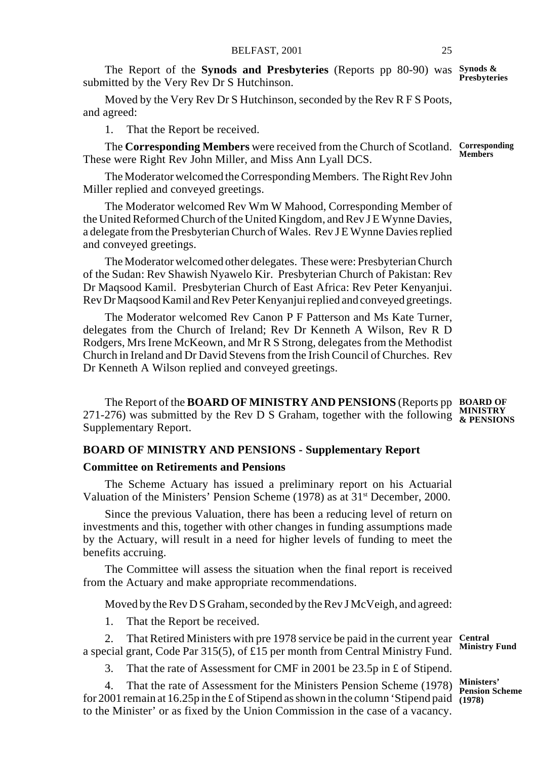The Report of the **Synods and Presbyteries** (Reports pp 80-90) was submitted by the Very Rev Dr S Hutchinson.

**Synods & Presbyteries**

Moved by the Very Rev Dr S Hutchinson, seconded by the Rev R F S Poots, and agreed:

1. That the Report be received.

The **Corresponding Members** were received from the Church of Scotland. These were Right Rev John Miller, and Miss Ann Lyall DCS.

**Corresponding Members**

The Moderator welcomed the Corresponding Members. The Right Rev John Miller replied and conveyed greetings.

The Moderator welcomed Rev Wm W Mahood, Corresponding Member of the United Reformed Church of the United Kingdom, and Rev J E Wynne Davies, a delegate from the Presbyterian Church of Wales. Rev J E Wynne Davies replied and conveyed greetings.

The Moderator welcomed other delegates. These were: Presbyterian Church of the Sudan: Rev Shawish Nyawelo Kir. Presbyterian Church of Pakistan: Rev Dr Maqsood Kamil. Presbyterian Church of East Africa: Rev Peter Kenyanjui. Rev Dr Maqsood Kamil and Rev Peter Kenyanjui replied and conveyed greetings.

The Moderator welcomed Rev Canon P F Patterson and Ms Kate Turner, delegates from the Church of Ireland; Rev Dr Kenneth A Wilson, Rev R D Rodgers, Mrs Irene McKeown, and Mr R S Strong, delegates from the Methodist Church in Ireland and Dr David Stevens from the Irish Council of Churches. Rev Dr Kenneth A Wilson replied and conveyed greetings.

The Report of the **BOARD OF MINISTRY AND PENSIONS** (Reports pp 271-276) was submitted by the Rev D S Graham, together with the following Supplementary Report.

**BOARD OF MINISTRY & PENSIONS**

## BOARD OF MINISTRY AND PENSIONS - Supplementary Report

### Committee on Retirements and Pensions

The Scheme Actuary has issued a preliminary report on his Actuarial Valuation of the Ministers' Pension Scheme (1978) as at 31st December, 2000.

Since the previous Valuation, there has been a reducing level of return on investments and this, together with other changes in funding assumptions made by the Actuary, will result in a need for higher levels of funding to meet the benefits accruing.

The Committee will assess the situation when the final report is received from the Actuary and make appropriate recommendations.

Moved by the Rev D S Graham, seconded by the Rev J McVeigh, and agreed:

1. That the Report be received.

2. That Retired Ministers with pre 1978 service be paid in the current year a special grant, Code Par 315(5), of £15 per month from Central Ministry Fund.

**Central Ministry Fund**

3. That the rate of Assessment for CMF in 2001 be 23.5p in £ of Stipend.

4. That the rate of Assessment for the Ministers Pension Scheme (1978) for 2001 remain at 16.25p in the £ of Stipend as shown in the column 'Stipend paid to the Minister' or as fixed by the Union Commission in the case of a vacancy.

**Ministers' Pension Scheme (1978)**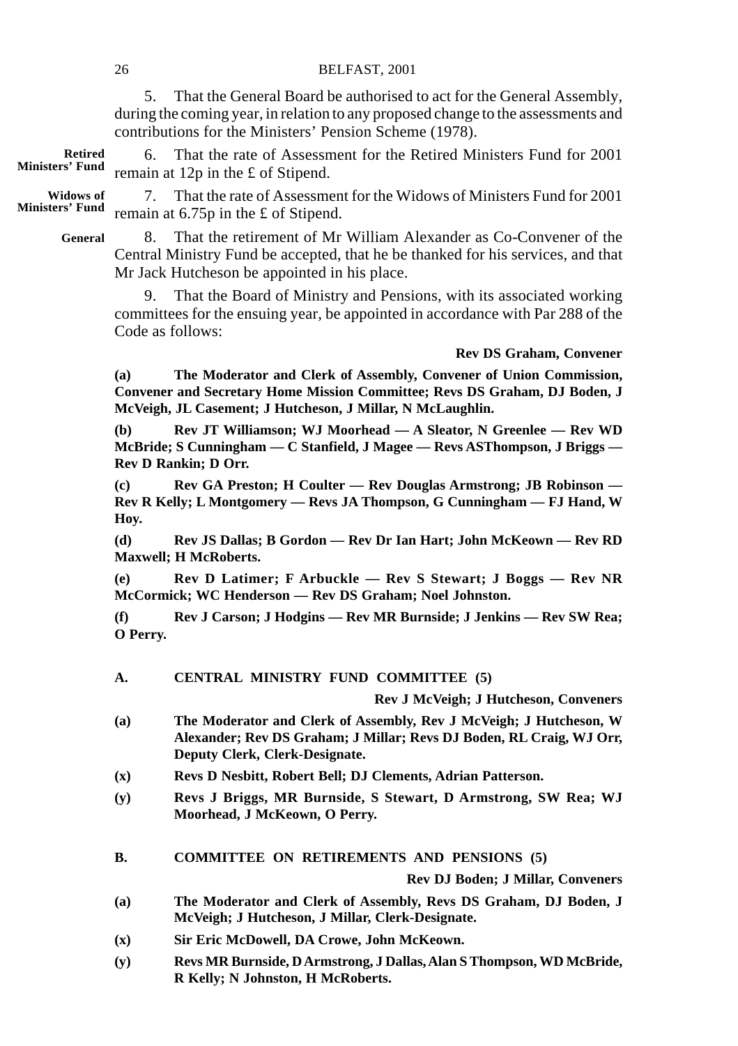5. That the General Board be authorised to act for the General Assembly, during the coming year, in relation to any proposed change to the assessments and contributions for the Ministers' Pension Scheme (1978).

**Retired Ministers' Fund**

6. That the rate of Assessment for the Retired Ministers Fund for 2001 remain at 12p in the £ of Stipend.

**Widows of Ministers' Fund**

7. That the rate of Assessment for the Widows of Ministers Fund for 2001 remain at 6.75p in the £ of Stipend.

**General**

8. That the retirement of Mr William Alexander as Co-Convener of the Central Ministry Fund be accepted, that he be thanked for his services, and that Mr Jack Hutcheson be appointed in his place.

9. That the Board of Ministry and Pensions, with its associated working committees for the ensuing year, be appointed in accordance with Par 288 of the Code as follows:

**Rev DS Graham, Convener**

**(a) The Moderator and Clerk of Assembly, Convener of Union Commission, Convener and Secretary Home Mission Committee; Revs DS Graham, DJ Boden, J McVeigh, JL Casement; J Hutcheson, J Millar, N McLaughlin.**

**(b) Rev JT Williamson; WJ Moorhead — A Sleator, N Greenlee — Rev WD McBride; S Cunningham — C Stanfield, J Magee — Revs ASThompson, J Briggs — Rev D Rankin; D Orr.**

**(c) Rev GA Preston; H Coulter — Rev Douglas Armstrong; JB Robinson — Rev R Kelly; L Montgomery — Revs JA Thompson, G Cunningham — FJ Hand, W Hoy.**

**(d) Rev JS Dallas; B Gordon — Rev Dr Ian Hart; John McKeown — Rev RD Maxwell; H McRoberts.**

**(e) Rev D Latimer; F Arbuckle — Rev S Stewart; J Boggs — Rev NR McCormick; WC Henderson — Rev DS Graham; Noel Johnston.**

**(f) Rev J Carson; J Hodgins — Rev MR Burnside; J Jenkins — Rev SW Rea; O Perry.**

## A. CENTRAL MINISTRY FUND COMMITTEE (5)

**Rev J McVeigh; J Hutcheson, Conveners**

**(a) The Moderator and Clerk of Assembly, Rev J McVeigh; J Hutcheson, W Alexander; Rev DS Graham; J Millar; Revs DJ Boden, RL Craig, WJ Orr, Deputy Clerk, Clerk-Designate.**

**(x) Revs D Nesbitt, Robert Bell; DJ Clements, Adrian Patterson.**

**(y) Revs J Briggs, MR Burnside, S Stewart, D Armstrong, SW Rea; WJ Moorhead, J McKeown, O Perry.**

## B. COMMITTEE ON RETIREMENTS AND PENSIONS (5)

**Rev DJ Boden; J Millar, Conveners**

**(a) The Moderator and Clerk of Assembly, Revs DS Graham, DJ Boden, J McVeigh; J Hutcheson, J Millar, Clerk-Designate.**

**(x) Sir Eric McDowell, DA Crowe, John McKeown.**

**(y) Revs MR Burnside, D Armstrong, J Dallas, Alan S Thompson, WD McBride, R Kelly; N Johnston, H McRoberts.**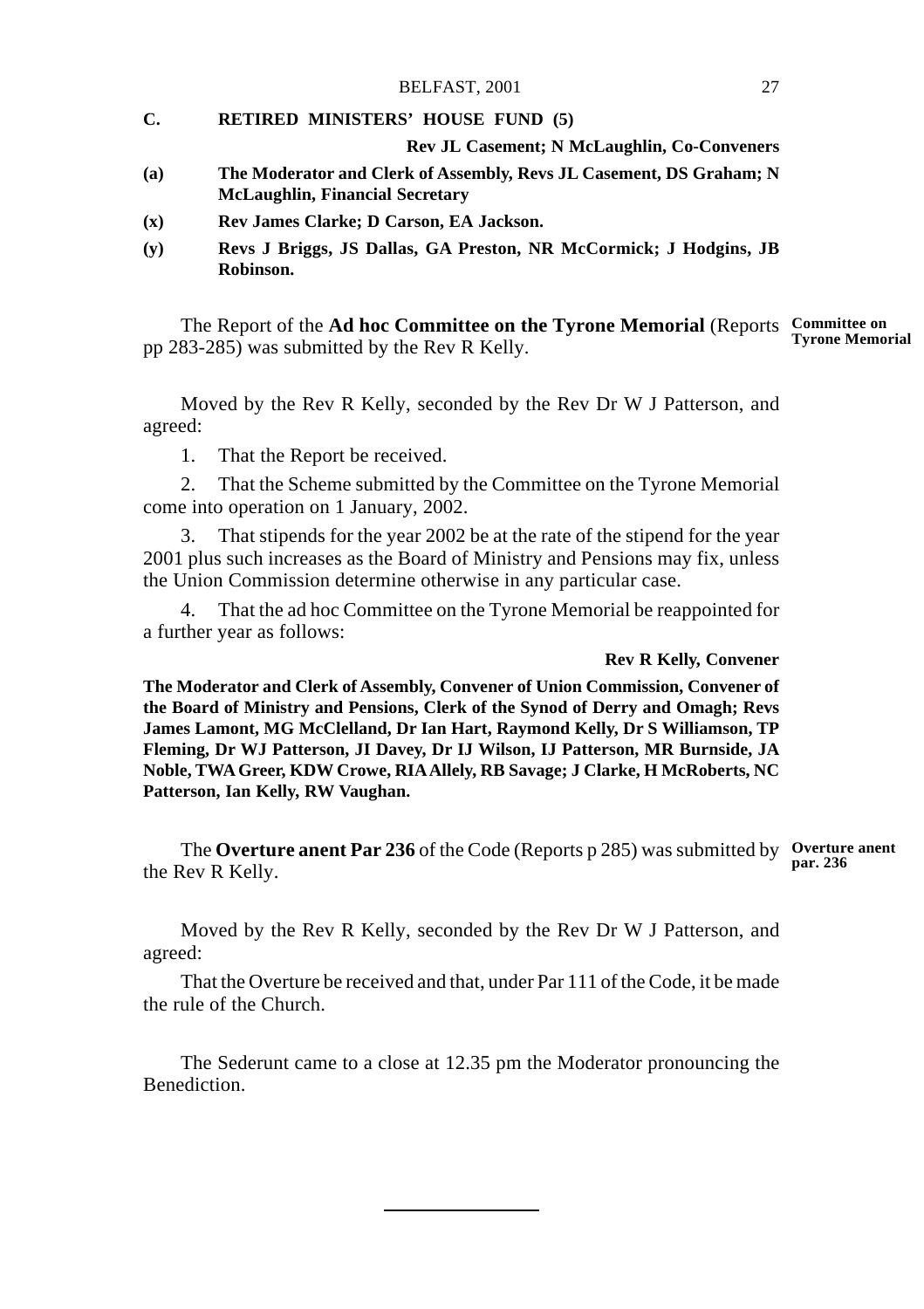**C. RETIRED MINISTERS' HOUSE FUND (5)**

**Rev JL Casement; N McLaughlin, Co-Conveners**

**(a) The Moderator and Clerk of Assembly, Revs JL Casement, DS Graham; N McLaughlin, Financial Secretary**

**(x) Rev James Clarke; D Carson, EA Jackson.**

**(y) Revs J Briggs, JS Dallas, GA Preston, NR McCormick; J Hodgins, JB Robinson.**

**Committee on Tyrone Memorial**

The Report of the **Ad hoc Committee on the Tyrone Memorial** (Reports pp 283-285) was submitted by the Rev R Kelly.

Moved by the Rev R Kelly, seconded by the Rev Dr W J Patterson, and agreed:

1. That the Report be received.

2. That the Scheme submitted by the Committee on the Tyrone Memorial come into operation on 1 January, 2002.

3. That stipends for the year 2002 be at the rate of the stipend for the year 2001 plus such increases as the Board of Ministry and Pensions may fix, unless the Union Commission determine otherwise in any particular case.

4. That the ad hoc Committee on the Tyrone Memorial be reappointed for a further year as follows:

**Rev R Kelly, Convener**

**The Moderator and Clerk of Assembly, Convener of Union Commission, Convener of the Board of Ministry and Pensions, Clerk of the Synod of Derry and Omagh; Revs James Lamont, MG McClelland, Dr Ian Hart, Raymond Kelly, Dr S Williamson, TP Fleming, Dr WJ Patterson, JI Davey, Dr IJ Wilson, IJ Patterson, MR Burnside, JA Noble, TWA Greer, KDW Crowe, RIA Allely, RB Savage; J Clarke, H McRoberts, NC Patterson, Ian Kelly, RW Vaughan.**

**Overture anent par. 236**

The **Overture anent Par 236** of the Code (Reports p 285) was submitted by the Rev R Kelly.

Moved by the Rev R Kelly, seconded by the Rev Dr W J Patterson, and agreed:

That the Overture be received and that, under Par 111 of the Code, it be made the rule of the Church.

The Sederunt came to a close at 12.35 pm the Moderator pronouncing the Benediction.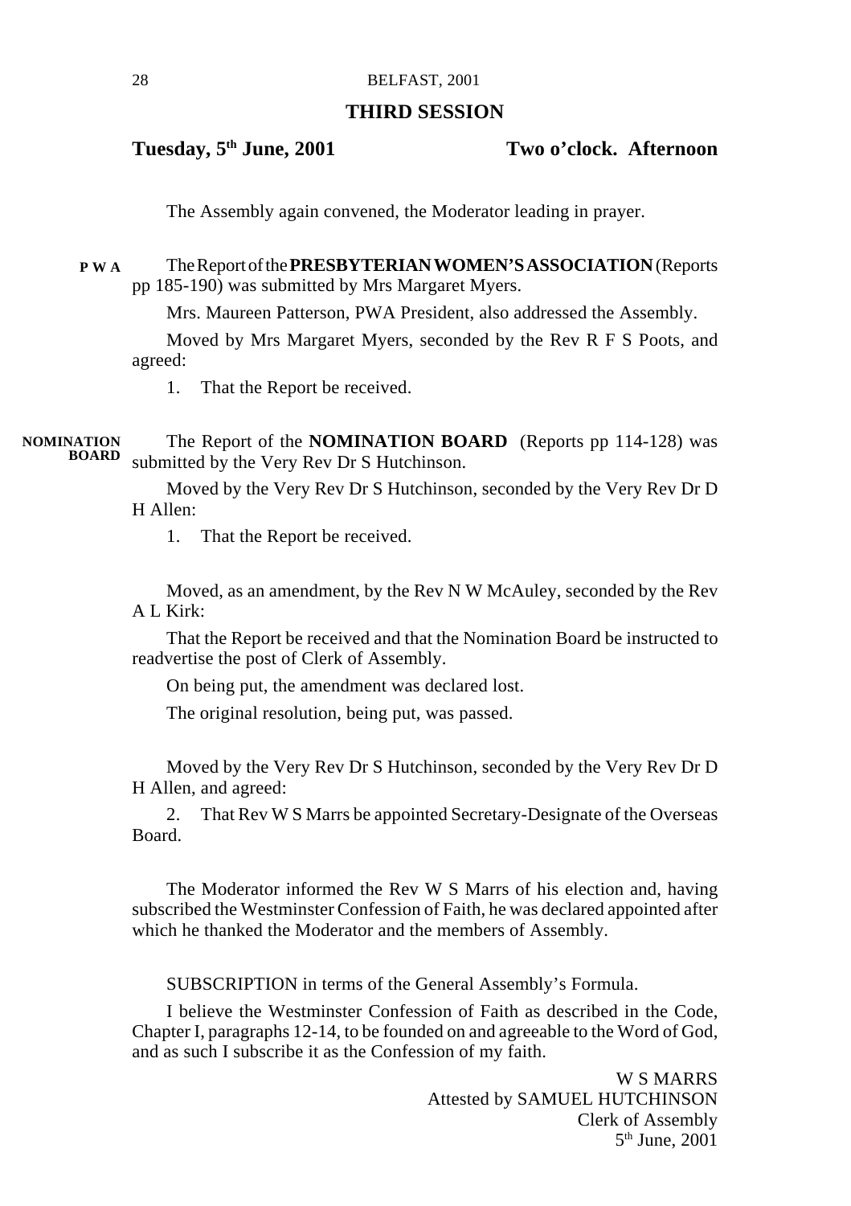## THIRD SESSION

**Tuesday, 5th June, 2001** **Two o'clock. Afternoon**

The Assembly again convened, the Moderator leading in prayer.

**P W A**

The Report of the **PRESBYTERIAN WOMEN'S ASSOCIATION** (Reports pp 185-190) was submitted by Mrs Margaret Myers.

Mrs. Maureen Patterson, PWA President, also addressed the Assembly.

Moved by Mrs Margaret Myers, seconded by the Rev R F S Poots, and agreed:

1. That the Report be received.

**NOMINATION BOARD**

The Report of the **NOMINATION BOARD** (Reports pp 114-128) was submitted by the Very Rev Dr S Hutchinson.

Moved by the Very Rev Dr S Hutchinson, seconded by the Very Rev Dr D H Allen:

1. That the Report be received.

Moved, as an amendment, by the Rev N W McAuley, seconded by the Rev A L Kirk:

That the Report be received and that the Nomination Board be instructed to readvertise the post of Clerk of Assembly.

On being put, the amendment was declared lost.

The original resolution, being put, was passed.

Moved by the Very Rev Dr S Hutchinson, seconded by the Very Rev Dr D H Allen, and agreed:

2. That Rev W S Marrs be appointed Secretary-Designate of the Overseas Board.

The Moderator informed the Rev W S Marrs of his election and, having subscribed the Westminster Confession of Faith, he was declared appointed after which he thanked the Moderator and the members of Assembly.

SUBSCRIPTION in terms of the General Assembly's Formula.

I believe the Westminster Confession of Faith as described in the Code, Chapter I, paragraphs 12-14, to be founded on and agreeable to the Word of God, and as such I subscribe it as the Confession of my faith.

W S MARRS
Attested by SAMUEL HUTCHINSON
Clerk of Assembly
5th June, 2001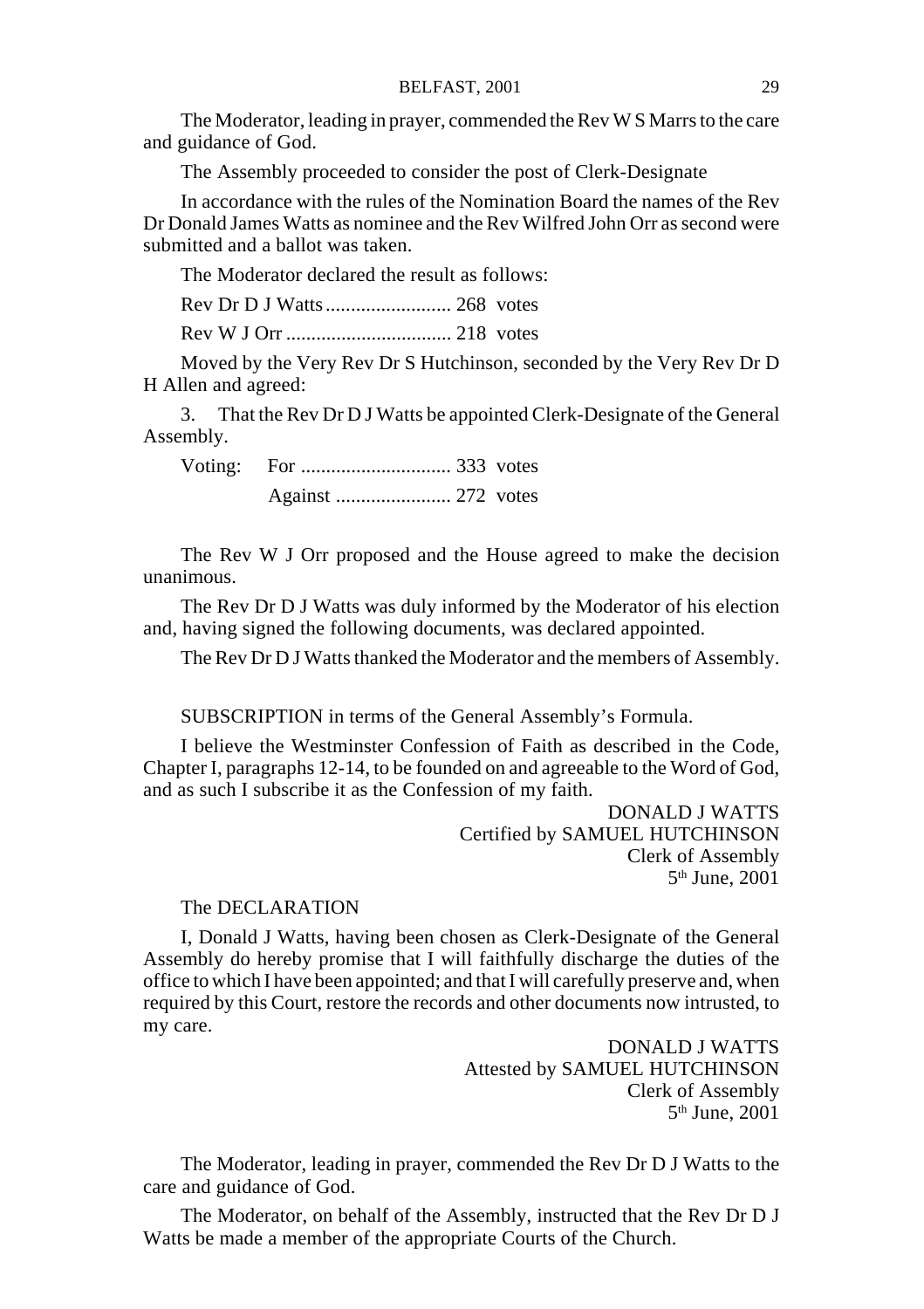The Moderator, leading in prayer, commended the Rev W S Marrs to the care and guidance of God.

The Assembly proceeded to consider the post of Clerk-Designate

In accordance with the rules of the Nomination Board the names of the Rev Dr Donald James Watts as nominee and the Rev Wilfred John Orr as second were submitted and a ballot was taken.

The Moderator declared the result as follows:

Rev Dr D J Watts ......................... 268 votes

Rev W J Orr ................................. 218 votes

Moved by the Very Rev Dr S Hutchinson, seconded by the Very Rev Dr D H Allen and agreed:

3. That the Rev Dr D J Watts be appointed Clerk-Designate of the General Assembly.

Voting: For .............................. 333 votes

Against ....................... 272 votes

The Rev W J Orr proposed and the House agreed to make the decision unanimous.

The Rev Dr D J Watts was duly informed by the Moderator of his election and, having signed the following documents, was declared appointed.

The Rev Dr D J Watts thanked the Moderator and the members of Assembly.

SUBSCRIPTION in terms of the General Assembly's Formula.

I believe the Westminster Confession of Faith as described in the Code, Chapter I, paragraphs 12-14, to be founded on and agreeable to the Word of God, and as such I subscribe it as the Confession of my faith.

DONALD J WATTS
Certified by SAMUEL HUTCHINSON
Clerk of Assembly
5th June, 2001

The DECLARATION

I, Donald J Watts, having been chosen as Clerk-Designate of the General Assembly do hereby promise that I will faithfully discharge the duties of the office to which I have been appointed; and that I will carefully preserve and, when required by this Court, restore the records and other documents now intrusted, to my care.

DONALD J WATTS
Attested by SAMUEL HUTCHINSON
Clerk of Assembly
5th June, 2001

The Moderator, leading in prayer, commended the Rev Dr D J Watts to the care and guidance of God.

The Moderator, on behalf of the Assembly, instructed that the Rev Dr D J Watts be made a member of the appropriate Courts of the Church.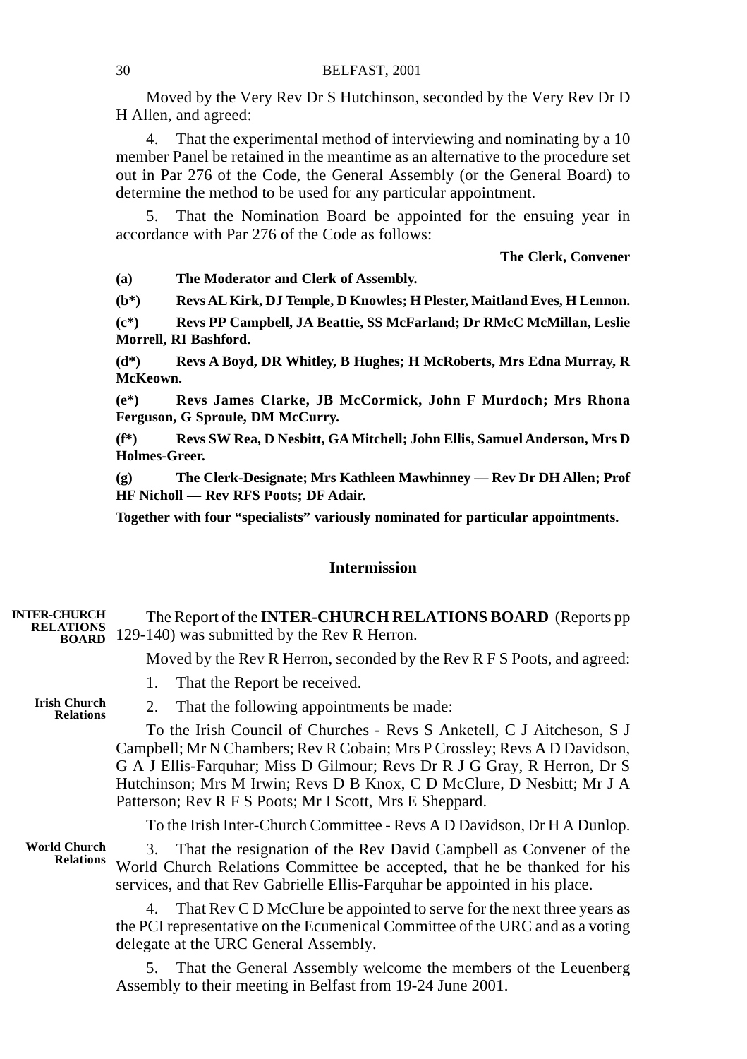Moved by the Very Rev Dr S Hutchinson, seconded by the Very Rev Dr D H Allen, and agreed:

4. That the experimental method of interviewing and nominating by a 10 member Panel be retained in the meantime as an alternative to the procedure set out in Par 276 of the Code, the General Assembly (or the General Board) to determine the method to be used for any particular appointment.

5. That the Nomination Board be appointed for the ensuing year in accordance with Par 276 of the Code as follows:

**The Clerk, Convener**

**(a) The Moderator and Clerk of Assembly.**

**(b*) Revs AL Kirk, DJ Temple, D Knowles; H Plester, Maitland Eves, H Lennon.**

**(c*) Revs PP Campbell, JA Beattie, SS McFarland; Dr RMcC McMillan, Leslie Morrell, RI Bashford.**

**(d*) Revs A Boyd, DR Whitley, B Hughes; H McRoberts, Mrs Edna Murray, R McKeown.**

**(e*) Revs James Clarke, JB McCormick, John F Murdoch; Mrs Rhona Ferguson, G Sproule, DM McCurry.**

**(f*) Revs SW Rea, D Nesbitt, GA Mitchell; John Ellis, Samuel Anderson, Mrs D Holmes-Greer.**

**(g) The Clerk-Designate; Mrs Kathleen Mawhinney — Rev Dr DH Allen; Prof HF Nicholl — Rev RFS Poots; DF Adair.**

**Together with four "specialists" variously nominated for particular appointments.**

## Intermission

**INTER-CHURCH RELATIONS BOARD**

The Report of the **INTER-CHURCH RELATIONS BOARD** (Reports pp 129-140) was submitted by the Rev R Herron.

Moved by the Rev R Herron, seconded by the Rev R F S Poots, and agreed:

1. That the Report be received.

**Irish Church Relations**

2. That the following appointments be made:

To the Irish Council of Churches - Revs S Anketell, C J Aitcheson, S J Campbell; Mr N Chambers; Rev R Cobain; Mrs P Crossley; Revs A D Davidson, G A J Ellis-Farquhar; Miss D Gilmour; Revs Dr R J G Gray, R Herron, Dr S Hutchinson; Mrs M Irwin; Revs D B Knox, C D McClure, D Nesbitt; Mr J A Patterson; Rev R F S Poots; Mr I Scott, Mrs E Sheppard.

To the Irish Inter-Church Committee - Revs A D Davidson, Dr H A Dunlop.

**World Church Relations**

3. That the resignation of the Rev David Campbell as Convener of the World Church Relations Committee be accepted, that he be thanked for his services, and that Rev Gabrielle Ellis-Farquhar be appointed in his place.

4. That Rev C D McClure be appointed to serve for the next three years as the PCI representative on the Ecumenical Committee of the URC and as a voting delegate at the URC General Assembly.

5. That the General Assembly welcome the members of the Leuenberg Assembly to their meeting in Belfast from 19-24 June 2001.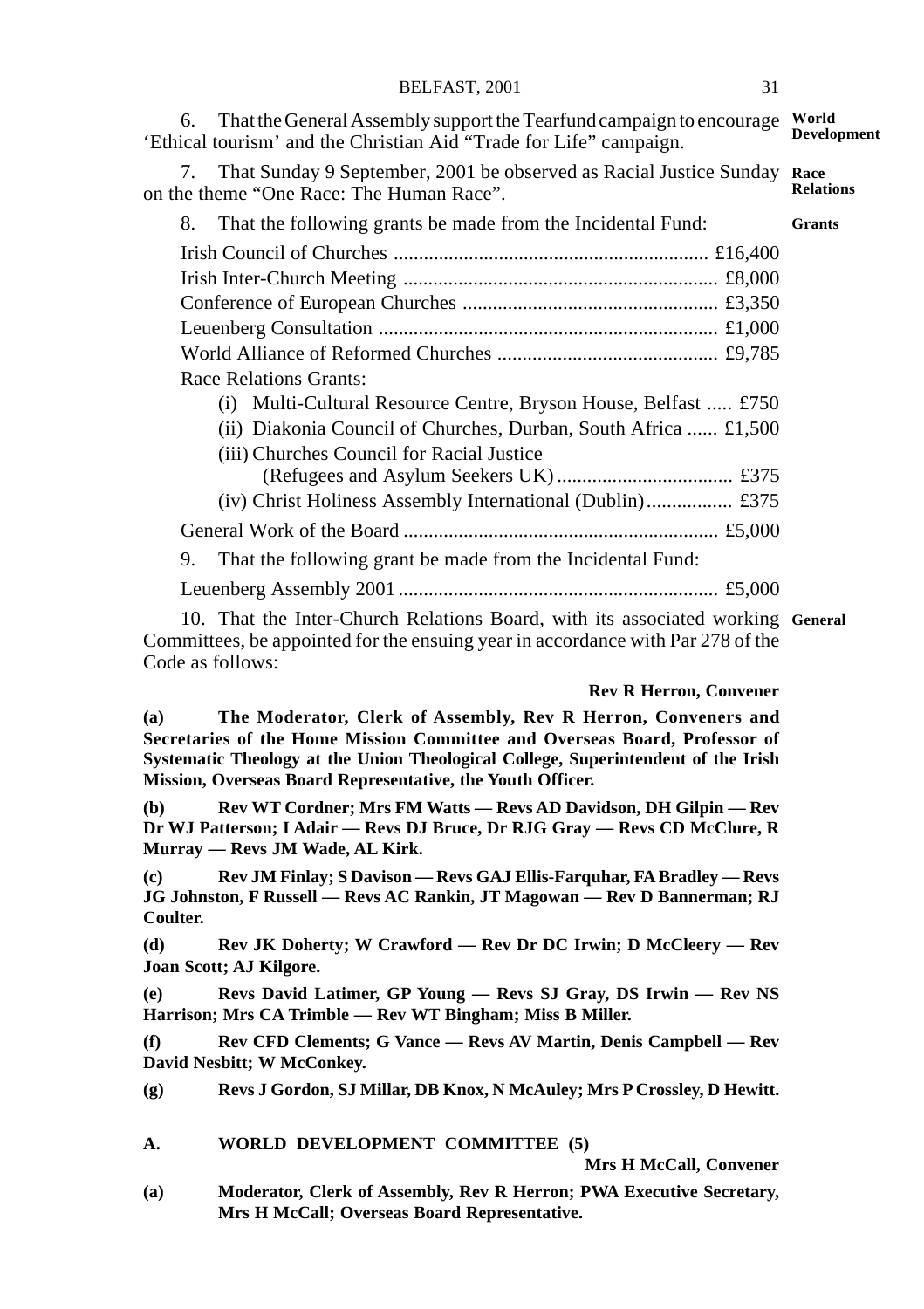6. That the General Assembly support the Tearfund campaign to encourage 'Ethical tourism' and the Christian Aid "Trade for Life" campaign. **World Development**

7. That Sunday 9 September, 2001 be observed as Racial Justice Sunday on the theme "One Race: The Human Race". **Race Relations**

8. That the following grants be made from the Incidental Fund: **Grants**

Irish Council of Churches .............................................................. £16,400
Irish Inter-Church Meeting .............................................................. £8,000
Conference of European Churches .................................................. £3,350
Leuenberg Consultation ................................................................... £1,000
World Alliance of Reformed Churches ............................................ £9,785
Race Relations Grants:
- (i) Multi-Cultural Resource Centre, Bryson House, Belfast ..... £750
- (ii) Diakonia Council of Churches, Durban, South Africa ...... £1,500
- (iii) Churches Council for Racial Justice (Refugees and Asylum Seekers UK) .................................. £375
- (iv) Christ Holiness Assembly International (Dublin)................. £375

General Work of the Board .............................................................. £5,000

9. That the following grant be made from the Incidental Fund:

Leuenberg Assembly 2001 ................................................................ £5,000

10. That the Inter-Church Relations Board, with its associated working Committees, be appointed for the ensuing year in accordance with Par 278 of the Code as follows: **General**

**Rev R Herron, Convener**

**(a) The Moderator, Clerk of Assembly, Rev R Herron, Conveners and Secretaries of the Home Mission Committee and Overseas Board, Professor of Systematic Theology at the Union Theological College, Superintendent of the Irish Mission, Overseas Board Representative, the Youth Officer.**

**(b) Rev WT Cordner; Mrs FM Watts — Revs AD Davidson, DH Gilpin — Rev Dr WJ Patterson; I Adair — Revs DJ Bruce, Dr RJG Gray — Revs CD McClure, R Murray — Revs JM Wade, AL Kirk.**

**(c) Rev JM Finlay; S Davison — Revs GAJ Ellis-Farquhar, FA Bradley — Revs JG Johnston, F Russell — Revs AC Rankin, JT Magowan — Rev D Bannerman; RJ Coulter.**

**(d) Rev JK Doherty; W Crawford — Rev Dr DC Irwin; D McCleery — Rev Joan Scott; AJ Kilgore.**

**(e) Revs David Latimer, GP Young — Revs SJ Gray, DS Irwin — Rev NS Harrison; Mrs CA Trimble — Rev WT Bingham; Miss B Miller.**

**(f) Rev CFD Clements; G Vance — Revs AV Martin, Denis Campbell — Rev David Nesbitt; W McConkey.**

**(g) Revs J Gordon, SJ Millar, DB Knox, N McAuley; Mrs P Crossley, D Hewitt.**

**A. WORLD DEVELOPMENT COMMITTEE (5)**

**Mrs H McCall, Convener**

**(a) Moderator, Clerk of Assembly, Rev R Herron; PWA Executive Secretary, Mrs H McCall; Overseas Board Representative.**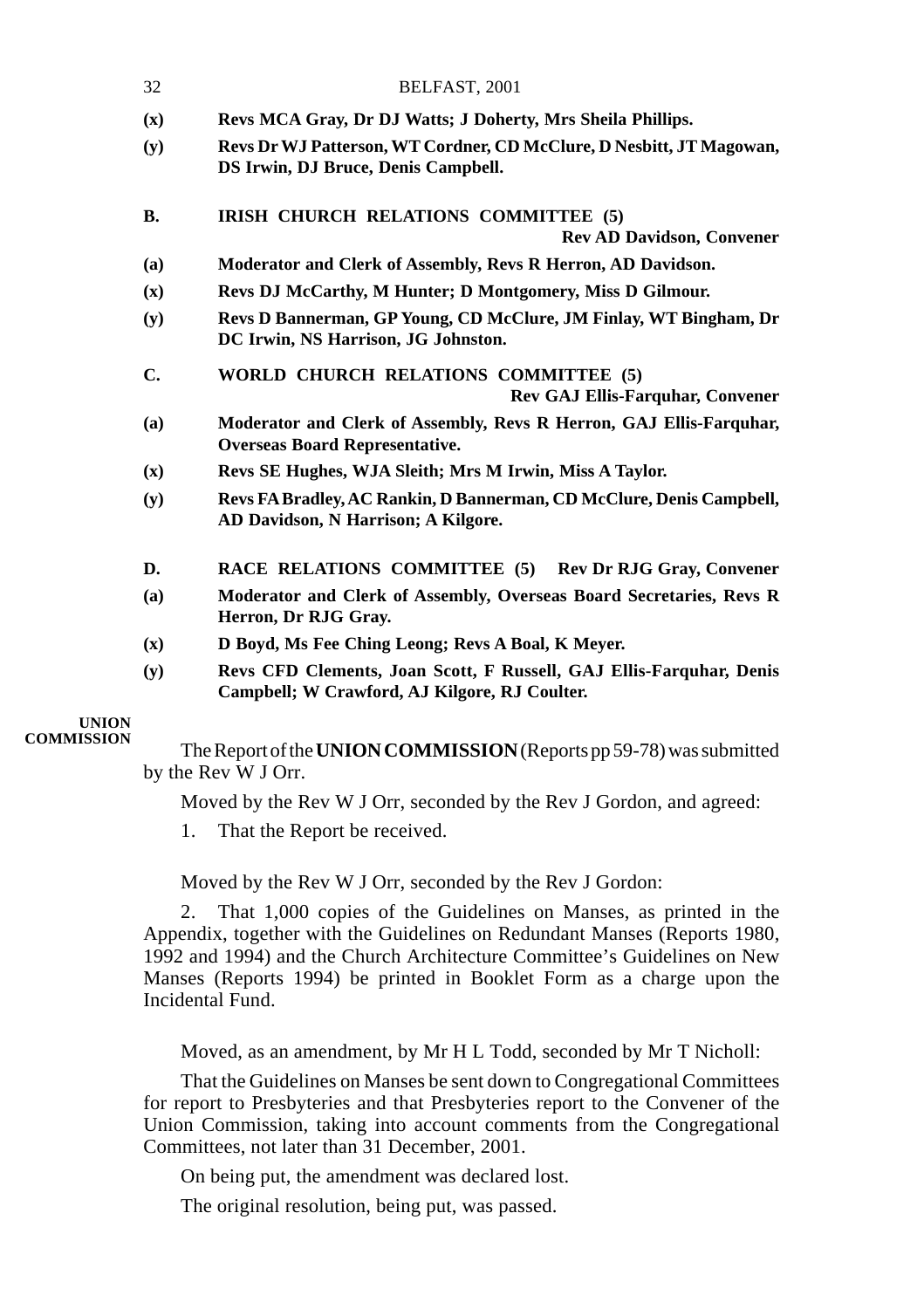**(x)** **Revs MCA Gray, Dr DJ Watts; J Doherty, Mrs Sheila Phillips.**

**(y)** **Revs Dr WJ Patterson, WT Cordner, CD McClure, D Nesbitt, JT Magowan, DS Irwin, DJ Bruce, Denis Campbell.**

**B.** **IRISH CHURCH RELATIONS COMMITTEE (5)**
**Rev AD Davidson, Convener**

**(a)** **Moderator and Clerk of Assembly, Revs R Herron, AD Davidson.**

**(x)** **Revs DJ McCarthy, M Hunter; D Montgomery, Miss D Gilmour.**

**(y)** **Revs D Bannerman, GP Young, CD McClure, JM Finlay, WT Bingham, Dr DC Irwin, NS Harrison, JG Johnston.**

**C.** **WORLD CHURCH RELATIONS COMMITTEE (5)**
**Rev GAJ Ellis-Farquhar, Convener**

**(a)** **Moderator and Clerk of Assembly, Revs R Herron, GAJ Ellis-Farquhar, Overseas Board Representative.**

**(x)** **Revs SE Hughes, WJA Sleith; Mrs M Irwin, Miss A Taylor.**

**(y)** **Revs FA Bradley, AC Rankin, D Bannerman, CD McClure, Denis Campbell, AD Davidson, N Harrison; A Kilgore.**

**D.** **RACE RELATIONS COMMITTEE (5)** **Rev Dr RJG Gray, Convener**

**(a)** **Moderator and Clerk of Assembly, Overseas Board Secretaries, Revs R Herron, Dr RJG Gray.**

**(x)** **D Boyd, Ms Fee Ching Leong; Revs A Boal, K Meyer.**

**(y)** **Revs CFD Clements, Joan Scott, F Russell, GAJ Ellis-Farquhar, Denis Campbell; W Crawford, AJ Kilgore, RJ Coulter.**

**UNION COMMISSION**

The Report of the **UNION COMMISSION** (Reports pp 59-78) was submitted by the Rev W J Orr.

Moved by the Rev W J Orr, seconded by the Rev J Gordon, and agreed:

1. That the Report be received.

Moved by the Rev W J Orr, seconded by the Rev J Gordon:

2. That 1,000 copies of the Guidelines on Manses, as printed in the Appendix, together with the Guidelines on Redundant Manses (Reports 1980, 1992 and 1994) and the Church Architecture Committee's Guidelines on New Manses (Reports 1994) be printed in Booklet Form as a charge upon the Incidental Fund.

Moved, as an amendment, by Mr H L Todd, seconded by Mr T Nicholl:

That the Guidelines on Manses be sent down to Congregational Committees for report to Presbyteries and that Presbyteries report to the Convener of the Union Commission, taking into account comments from the Congregational Committees, not later than 31 December, 2001.

On being put, the amendment was declared lost.

The original resolution, being put, was passed.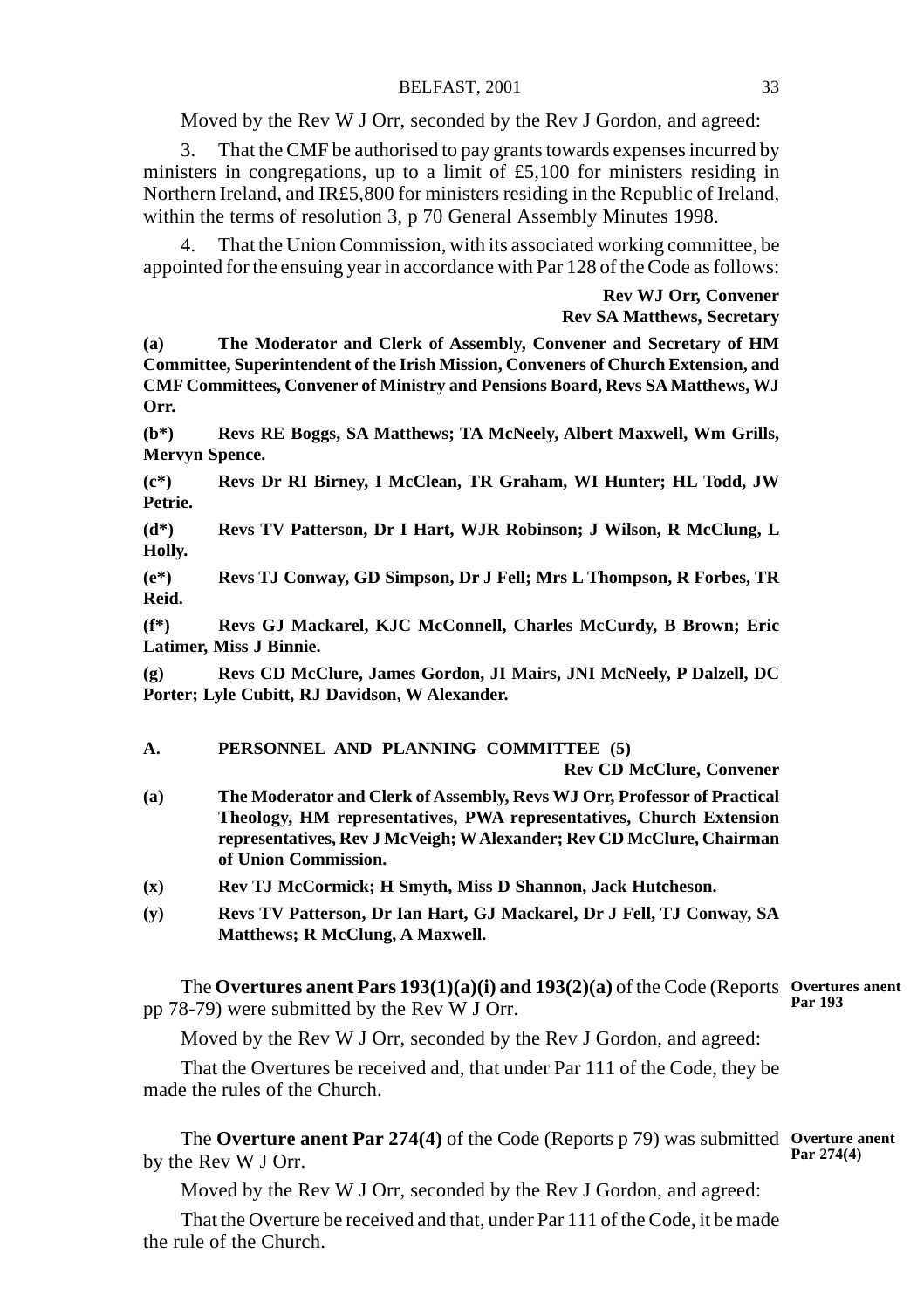Moved by the Rev W J Orr, seconded by the Rev J Gordon, and agreed:

3. That the CMF be authorised to pay grants towards expenses incurred by ministers in congregations, up to a limit of £5,100 for ministers residing in Northern Ireland, and IR£5,800 for ministers residing in the Republic of Ireland, within the terms of resolution 3, p 70 General Assembly Minutes 1998.

4. That the Union Commission, with its associated working committee, be appointed for the ensuing year in accordance with Par 128 of the Code as follows:

**Rev WJ Orr, Convener**
**Rev SA Matthews, Secretary**

**(a) The Moderator and Clerk of Assembly, Convener and Secretary of HM Committee, Superintendent of the Irish Mission, Conveners of Church Extension, and CMF Committees, Convener of Ministry and Pensions Board, Revs SA Matthews, WJ Orr.**

**(b*) Revs RE Boggs, SA Matthews; TA McNeely, Albert Maxwell, Wm Grills, Mervyn Spence.**

**(c*) Revs Dr RI Birney, I McClean, TR Graham, WI Hunter; HL Todd, JW Petrie.**

**(d*) Revs TV Patterson, Dr I Hart, WJR Robinson; J Wilson, R McClung, L Holly.**

**(e*) Revs TJ Conway, GD Simpson, Dr J Fell; Mrs L Thompson, R Forbes, TR Reid.**

**(f*) Revs GJ Mackarel, KJC McConnell, Charles McCurdy, B Brown; Eric Latimer, Miss J Binnie.**

**(g) Revs CD McClure, James Gordon, JI Mairs, JNI McNeely, P Dalzell, DC Porter; Lyle Cubitt, RJ Davidson, W Alexander.**

**A. PERSONNEL AND PLANNING COMMITTEE (5)**

**Rev CD McClure, Convener**

**(a) The Moderator and Clerk of Assembly, Revs WJ Orr, Professor of Practical Theology, HM representatives, PWA representatives, Church Extension representatives, Rev J McVeigh; W Alexander; Rev CD McClure, Chairman of Union Commission.**

**(x) Rev TJ McCormick; H Smyth, Miss D Shannon, Jack Hutcheson.**

**(y) Revs TV Patterson, Dr Ian Hart, GJ Mackarel, Dr J Fell, TJ Conway, SA Matthews; R McClung, A Maxwell.**

**Overtures anent Par 193**

The **Overtures anent Pars 193(1)(a)(i) and 193(2)(a)** of the Code (Reports pp 78-79) were submitted by the Rev W J Orr.

Moved by the Rev W J Orr, seconded by the Rev J Gordon, and agreed:

That the Overtures be received and, that under Par 111 of the Code, they be made the rules of the Church.

**Overture anent Par 274(4)**

The **Overture anent Par 274(4)** of the Code (Reports p 79) was submitted by the Rev W J Orr.

Moved by the Rev W J Orr, seconded by the Rev J Gordon, and agreed:

That the Overture be received and that, under Par 111 of the Code, it be made the rule of the Church.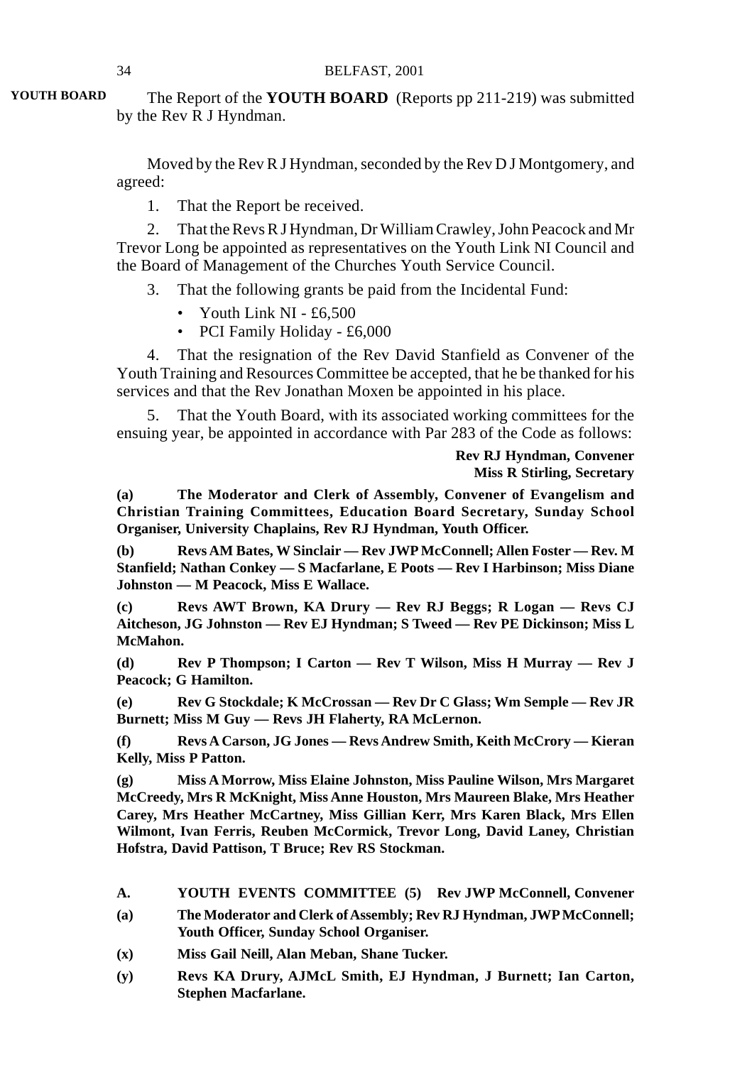**YOUTH BOARD**

The Report of the **YOUTH BOARD** (Reports pp 211-219) was submitted by the Rev R J Hyndman.

Moved by the Rev R J Hyndman, seconded by the Rev D J Montgomery, and agreed:

1. That the Report be received.

2. That the Revs R J Hyndman, Dr William Crawley, John Peacock and Mr Trevor Long be appointed as representatives on the Youth Link NI Council and the Board of Management of the Churches Youth Service Council.

3. That the following grants be paid from the Incidental Fund:
   - Youth Link NI - £6,500
   - PCI Family Holiday - £6,000

4. That the resignation of the Rev David Stanfield as Convener of the Youth Training and Resources Committee be accepted, that he be thanked for his services and that the Rev Jonathan Moxen be appointed in his place.

5. That the Youth Board, with its associated working committees for the ensuing year, be appointed in accordance with Par 283 of the Code as follows:

**Rev RJ Hyndman, Convener**
**Miss R Stirling, Secretary**

**(a) The Moderator and Clerk of Assembly, Convener of Evangelism and Christian Training Committees, Education Board Secretary, Sunday School Organiser, University Chaplains, Rev RJ Hyndman, Youth Officer.**

**(b) Revs AM Bates, W Sinclair — Rev JWP McConnell; Allen Foster — Rev. M Stanfield; Nathan Conkey — S Macfarlane, E Poots — Rev I Harbinson; Miss Diane Johnston — M Peacock, Miss E Wallace.**

**(c) Revs AWT Brown, KA Drury — Rev RJ Beggs; R Logan — Revs CJ Aitcheson, JG Johnston — Rev EJ Hyndman; S Tweed — Rev PE Dickinson; Miss L McMahon.**

**(d) Rev P Thompson; I Carton — Rev T Wilson, Miss H Murray — Rev J Peacock; G Hamilton.**

**(e) Rev G Stockdale; K McCrossan — Rev Dr C Glass; Wm Semple — Rev JR Burnett; Miss M Guy — Revs JH Flaherty, RA McLernon.**

**(f) Revs A Carson, JG Jones — Revs Andrew Smith, Keith McCrory — Kieran Kelly, Miss P Patton.**

**(g) Miss A Morrow, Miss Elaine Johnston, Miss Pauline Wilson, Mrs Margaret McCreedy, Mrs R McKnight, Miss Anne Houston, Mrs Maureen Blake, Mrs Heather Carey, Mrs Heather McCartney, Miss Gillian Kerr, Mrs Karen Black, Mrs Ellen Wilmont, Ivan Ferris, Reuben McCormick, Trevor Long, David Laney, Christian Hofstra, David Pattison, T Bruce; Rev RS Stockman.**

**A. YOUTH EVENTS COMMITTEE (5) Rev JWP McConnell, Convener**

**(a) The Moderator and Clerk of Assembly; Rev RJ Hyndman, JWP McConnell; Youth Officer, Sunday School Organiser.**

**(x) Miss Gail Neill, Alan Meban, Shane Tucker.**

**(y) Revs KA Drury, AJMcL Smith, EJ Hyndman, J Burnett; Ian Carton, Stephen Macfarlane.**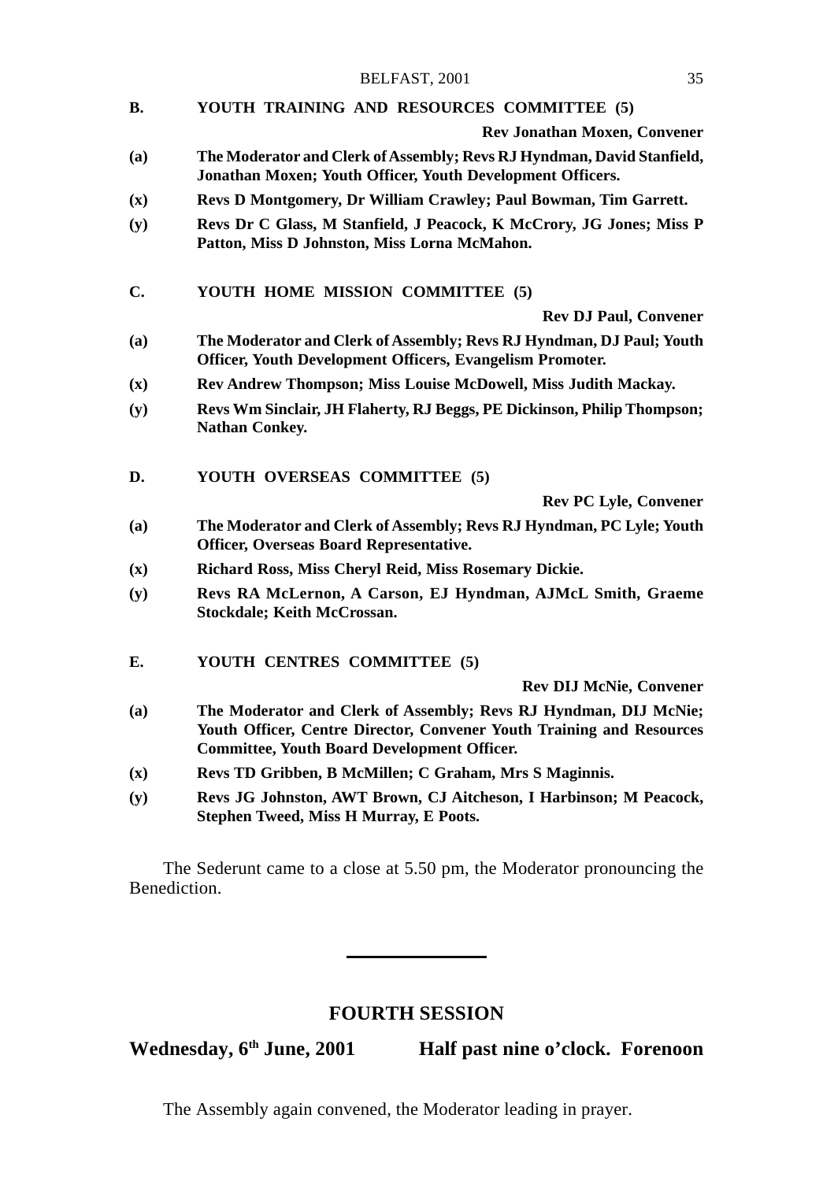**B. YOUTH TRAINING AND RESOURCES COMMITTEE (5)**

**Rev Jonathan Moxen, Convener**

**(a)** **The Moderator and Clerk of Assembly; Revs RJ Hyndman, David Stanfield, Jonathan Moxen; Youth Officer, Youth Development Officers.**

**(x)** **Revs D Montgomery, Dr William Crawley; Paul Bowman, Tim Garrett.**

**(y)** **Revs Dr C Glass, M Stanfield, J Peacock, K McCrory, JG Jones; Miss P Patton, Miss D Johnston, Miss Lorna McMahon.**

**C. YOUTH HOME MISSION COMMITTEE (5)**

**Rev DJ Paul, Convener**

**(a)** **The Moderator and Clerk of Assembly; Revs RJ Hyndman, DJ Paul; Youth Officer, Youth Development Officers, Evangelism Promoter.**

**(x)** **Rev Andrew Thompson; Miss Louise McDowell, Miss Judith Mackay.**

**(y)** **Revs Wm Sinclair, JH Flaherty, RJ Beggs, PE Dickinson, Philip Thompson; Nathan Conkey.**

**D. YOUTH OVERSEAS COMMITTEE (5)**

**Rev PC Lyle, Convener**

**(a)** **The Moderator and Clerk of Assembly; Revs RJ Hyndman, PC Lyle; Youth Officer, Overseas Board Representative.**

**(x)** **Richard Ross, Miss Cheryl Reid, Miss Rosemary Dickie.**

**(y)** **Revs RA McLernon, A Carson, EJ Hyndman, AJMcL Smith, Graeme Stockdale; Keith McCrossan.**

**E. YOUTH CENTRES COMMITTEE (5)**

**Rev DIJ McNie, Convener**

**(a)** **The Moderator and Clerk of Assembly; Revs RJ Hyndman, DIJ McNie; Youth Officer, Centre Director, Convener Youth Training and Resources Committee, Youth Board Development Officer.**

**(x)** **Revs TD Gribben, B McMillen; C Graham, Mrs S Maginnis.**

**(y)** **Revs JG Johnston, AWT Brown, CJ Aitcheson, I Harbinson; M Peacock, Stephen Tweed, Miss H Murray, E Poots.**

The Sederunt came to a close at 5.50 pm, the Moderator pronouncing the Benediction.

---

## FOURTH SESSION

**Wednesday, 6th June, 2001 — Half past nine o'clock. Forenoon**

The Assembly again convened, the Moderator leading in prayer.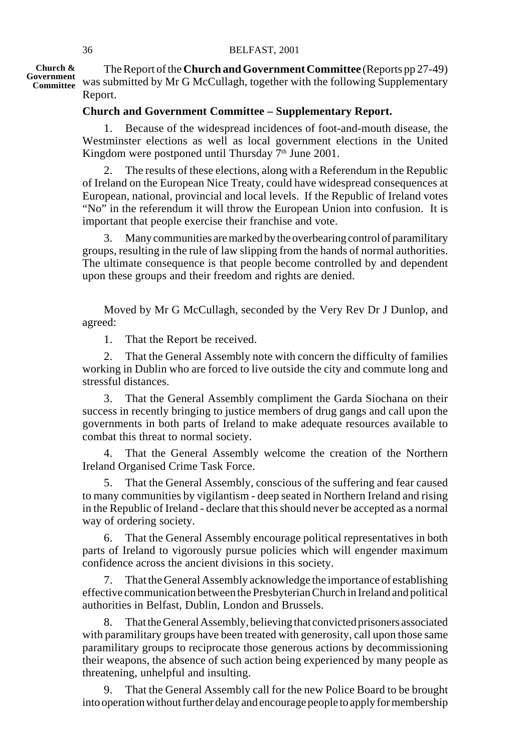**Church & Government Committee**

The Report of the **Church and Government Committee** (Reports pp 27-49) was submitted by Mr G McCullagh, together with the following Supplementary Report.

**Church and Government Committee – Supplementary Report.**

1. Because of the widespread incidences of foot-and-mouth disease, the Westminster elections as well as local government elections in the United Kingdom were postponed until Thursday 7th June 2001.

2. The results of these elections, along with a Referendum in the Republic of Ireland on the European Nice Treaty, could have widespread consequences at European, national, provincial and local levels. If the Republic of Ireland votes "No" in the referendum it will throw the European Union into confusion. It is important that people exercise their franchise and vote.

3. Many communities are marked by the overbearing control of paramilitary groups, resulting in the rule of law slipping from the hands of normal authorities. The ultimate consequence is that people become controlled by and dependent upon these groups and their freedom and rights are denied.

Moved by Mr G McCullagh, seconded by the Very Rev Dr J Dunlop, and agreed:

1. That the Report be received.

2. That the General Assembly note with concern the difficulty of families working in Dublin who are forced to live outside the city and commute long and stressful distances.

3. That the General Assembly compliment the Garda Siochana on their success in recently bringing to justice members of drug gangs and call upon the governments in both parts of Ireland to make adequate resources available to combat this threat to normal society.

4. That the General Assembly welcome the creation of the Northern Ireland Organised Crime Task Force.

5. That the General Assembly, conscious of the suffering and fear caused to many communities by vigilantism - deep seated in Northern Ireland and rising in the Republic of Ireland - declare that this should never be accepted as a normal way of ordering society.

6. That the General Assembly encourage political representatives in both parts of Ireland to vigorously pursue policies which will engender maximum confidence across the ancient divisions in this society.

7. That the General Assembly acknowledge the importance of establishing effective communication between the Presbyterian Church in Ireland and political authorities in Belfast, Dublin, London and Brussels.

8. That the General Assembly, believing that convicted prisoners associated with paramilitary groups have been treated with generosity, call upon those same paramilitary groups to reciprocate those generous actions by decommissioning their weapons, the absence of such action being experienced by many people as threatening, unhelpful and insulting.

9. That the General Assembly call for the new Police Board to be brought into operation without further delay and encourage people to apply for membership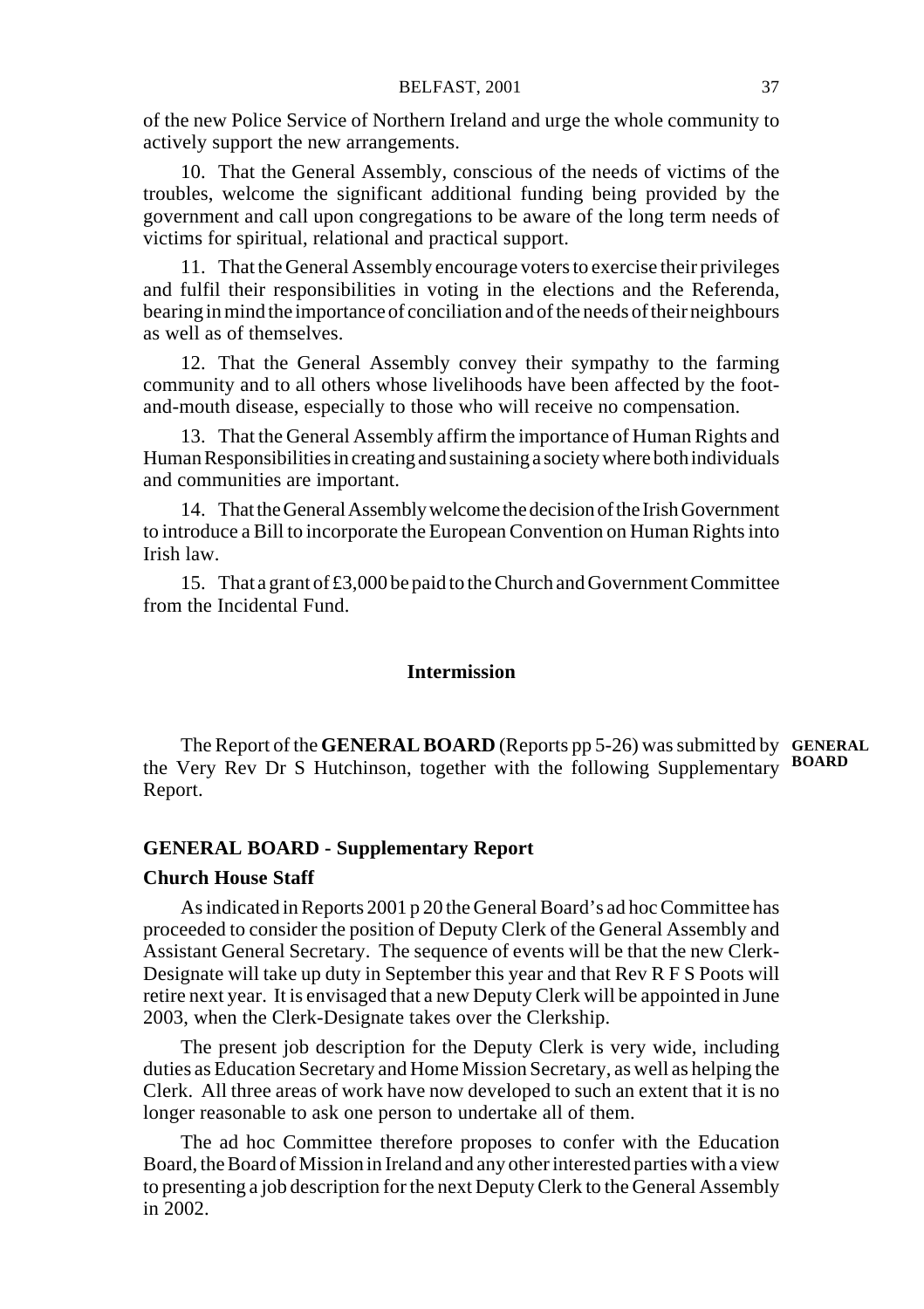of the new Police Service of Northern Ireland and urge the whole community to actively support the new arrangements.

10. That the General Assembly, conscious of the needs of victims of the troubles, welcome the significant additional funding being provided by the government and call upon congregations to be aware of the long term needs of victims for spiritual, relational and practical support.

11. That the General Assembly encourage voters to exercise their privileges and fulfil their responsibilities in voting in the elections and the Referenda, bearing in mind the importance of conciliation and of the needs of their neighbours as well as of themselves.

12. That the General Assembly convey their sympathy to the farming community and to all others whose livelihoods have been affected by the foot-and-mouth disease, especially to those who will receive no compensation.

13. That the General Assembly affirm the importance of Human Rights and Human Responsibilities in creating and sustaining a society where both individuals and communities are important.

14. That the General Assembly welcome the decision of the Irish Government to introduce a Bill to incorporate the European Convention on Human Rights into Irish law.

15. That a grant of £3,000 be paid to the Church and Government Committee from the Incidental Fund.

**Intermission**

**GENERAL BOARD**

The Report of the **GENERAL BOARD** (Reports pp 5-26) was submitted by the Very Rev Dr S Hutchinson, together with the following Supplementary Report.

**GENERAL BOARD - Supplementary Report**

**Church House Staff**

As indicated in Reports 2001 p 20 the General Board's ad hoc Committee has proceeded to consider the position of Deputy Clerk of the General Assembly and Assistant General Secretary. The sequence of events will be that the new Clerk-Designate will take up duty in September this year and that Rev R F S Poots will retire next year. It is envisaged that a new Deputy Clerk will be appointed in June 2003, when the Clerk-Designate takes over the Clerkship.

The present job description for the Deputy Clerk is very wide, including duties as Education Secretary and Home Mission Secretary, as well as helping the Clerk. All three areas of work have now developed to such an extent that it is no longer reasonable to ask one person to undertake all of them.

The ad hoc Committee therefore proposes to confer with the Education Board, the Board of Mission in Ireland and any other interested parties with a view to presenting a job description for the next Deputy Clerk to the General Assembly in 2002.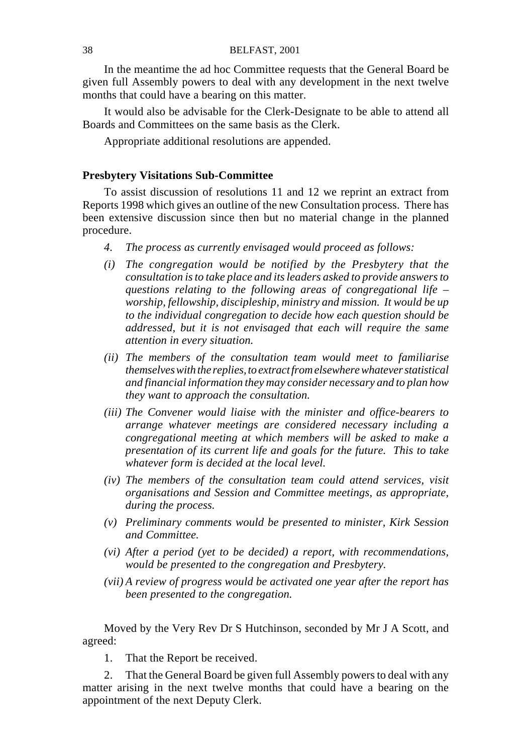In the meantime the ad hoc Committee requests that the General Board be given full Assembly powers to deal with any development in the next twelve months that could have a bearing on this matter.

It would also be advisable for the Clerk-Designate to be able to attend all Boards and Committees on the same basis as the Clerk.

Appropriate additional resolutions are appended.

**Presbytery Visitations Sub-Committee**

To assist discussion of resolutions 11 and 12 we reprint an extract from Reports 1998 which gives an outline of the new Consultation process. There has been extensive discussion since then but no material change in the planned procedure.

*4. The process as currently envisaged would proceed as follows:*

*(i) The congregation would be notified by the Presbytery that the consultation is to take place and its leaders asked to provide answers to questions relating to the following areas of congregational life – worship, fellowship, discipleship, ministry and mission. It would be up to the individual congregation to decide how each question should be addressed, but it is not envisaged that each will require the same attention in every situation.*

*(ii) The members of the consultation team would meet to familiarise themselves with the replies, to extract from elsewhere whatever statistical and financial information they may consider necessary and to plan how they want to approach the consultation.*

*(iii) The Convener would liaise with the minister and office-bearers to arrange whatever meetings are considered necessary including a congregational meeting at which members will be asked to make a presentation of its current life and goals for the future. This to take whatever form is decided at the local level.*

*(iv) The members of the consultation team could attend services, visit organisations and Session and Committee meetings, as appropriate, during the process.*

*(v) Preliminary comments would be presented to minister, Kirk Session and Committee.*

*(vi) After a period (yet to be decided) a report, with recommendations, would be presented to the congregation and Presbytery.*

*(vii) A review of progress would be activated one year after the report has been presented to the congregation.*

Moved by the Very Rev Dr S Hutchinson, seconded by Mr J A Scott, and agreed:

1. That the Report be received.

2. That the General Board be given full Assembly powers to deal with any matter arising in the next twelve months that could have a bearing on the appointment of the next Deputy Clerk.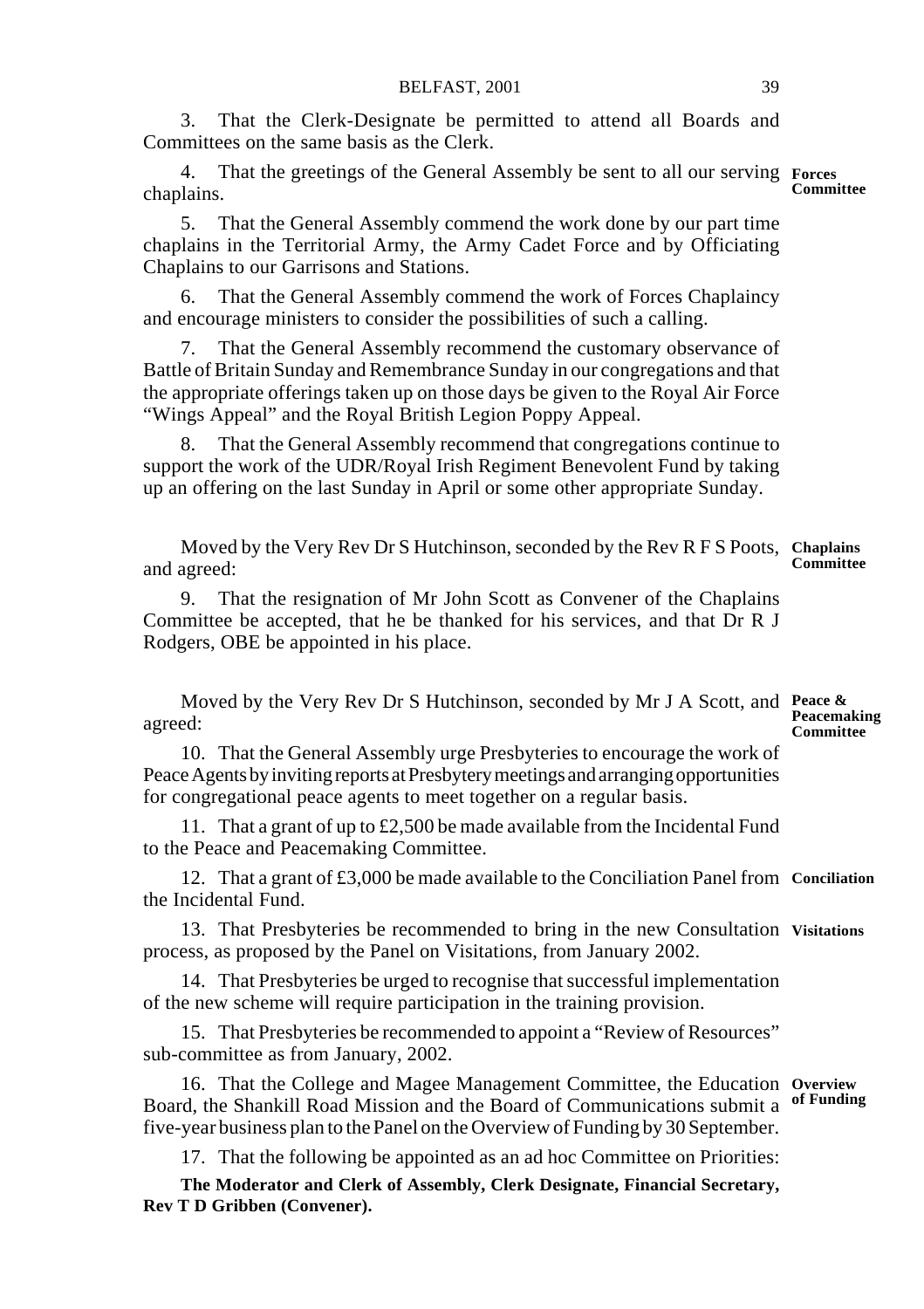3. That the Clerk-Designate be permitted to attend all Boards and Committees on the same basis as the Clerk.

**Forces Committee**

4. That the greetings of the General Assembly be sent to all our serving chaplains.

5. That the General Assembly commend the work done by our part time chaplains in the Territorial Army, the Army Cadet Force and by Officiating Chaplains to our Garrisons and Stations.

6. That the General Assembly commend the work of Forces Chaplaincy and encourage ministers to consider the possibilities of such a calling.

7. That the General Assembly recommend the customary observance of Battle of Britain Sunday and Remembrance Sunday in our congregations and that the appropriate offerings taken up on those days be given to the Royal Air Force "Wings Appeal" and the Royal British Legion Poppy Appeal.

8. That the General Assembly recommend that congregations continue to support the work of the UDR/Royal Irish Regiment Benevolent Fund by taking up an offering on the last Sunday in April or some other appropriate Sunday.

**Chaplains Committee**

Moved by the Very Rev Dr S Hutchinson, seconded by the Rev R F S Poots, and agreed:

9. That the resignation of Mr John Scott as Convener of the Chaplains Committee be accepted, that he be thanked for his services, and that Dr R J Rodgers, OBE be appointed in his place.

**Peace & Peacemaking Committee**

Moved by the Very Rev Dr S Hutchinson, seconded by Mr J A Scott, and agreed:

10. That the General Assembly urge Presbyteries to encourage the work of Peace Agents by inviting reports at Presbytery meetings and arranging opportunities for congregational peace agents to meet together on a regular basis.

11. That a grant of up to £2,500 be made available from the Incidental Fund to the Peace and Peacemaking Committee.

**Conciliation**

12. That a grant of £3,000 be made available to the Conciliation Panel from the Incidental Fund.

**Visitations**

13. That Presbyteries be recommended to bring in the new Consultation process, as proposed by the Panel on Visitations, from January 2002.

14. That Presbyteries be urged to recognise that successful implementation of the new scheme will require participation in the training provision.

15. That Presbyteries be recommended to appoint a "Review of Resources" sub-committee as from January, 2002.

**Overview of Funding**

16. That the College and Magee Management Committee, the Education Board, the Shankill Road Mission and the Board of Communications submit a five-year business plan to the Panel on the Overview of Funding by 30 September.

17. That the following be appointed as an ad hoc Committee on Priorities:

**The Moderator and Clerk of Assembly, Clerk Designate, Financial Secretary, Rev T D Gribben (Convener).**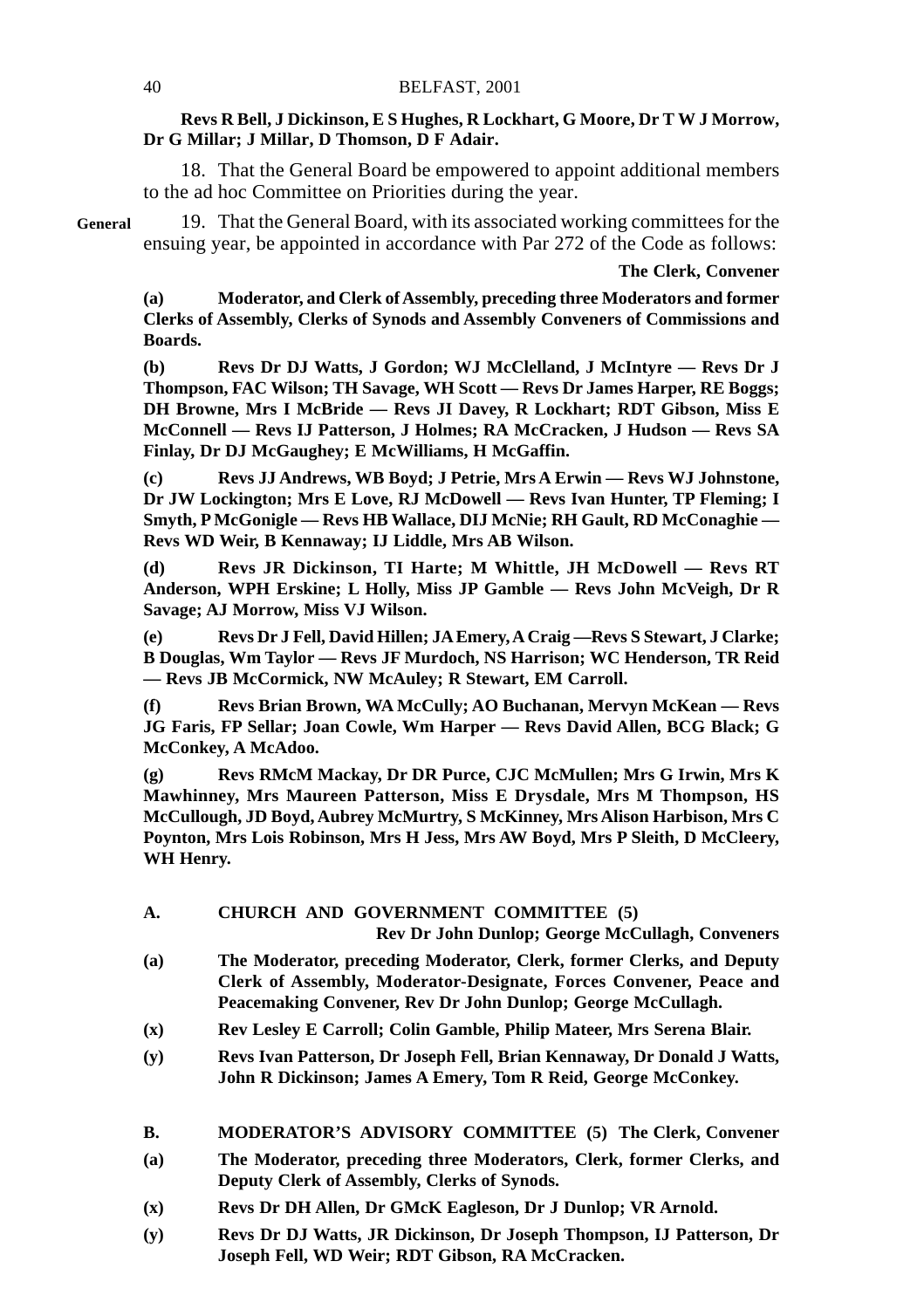**Revs R Bell, J Dickinson, E S Hughes, R Lockhart, G Moore, Dr T W J Morrow, Dr G Millar; J Millar, D Thomson, D F Adair.**

18. That the General Board be empowered to appoint additional members to the ad hoc Committee on Priorities during the year.

General

19. That the General Board, with its associated working committees for the ensuing year, be appointed in accordance with Par 272 of the Code as follows:

**The Clerk, Convener**

**(a) Moderator, and Clerk of Assembly, preceding three Moderators and former Clerks of Assembly, Clerks of Synods and Assembly Conveners of Commissions and Boards.**

**(b) Revs Dr DJ Watts, J Gordon; WJ McClelland, J McIntyre — Revs Dr J Thompson, FAC Wilson; TH Savage, WH Scott — Revs Dr James Harper, RE Boggs; DH Browne, Mrs I McBride — Revs JI Davey, R Lockhart; RDT Gibson, Miss E McConnell — Revs IJ Patterson, J Holmes; RA McCracken, J Hudson — Revs SA Finlay, Dr DJ McGaughey; E McWilliams, H McGaffin.**

**(c) Revs JJ Andrews, WB Boyd; J Petrie, Mrs A Erwin — Revs WJ Johnstone, Dr JW Lockington; Mrs E Love, RJ McDowell — Revs Ivan Hunter, TP Fleming; I Smyth, P McGonigle — Revs HB Wallace, DIJ McNie; RH Gault, RD McConaghie — Revs WD Weir, B Kennaway; IJ Liddle, Mrs AB Wilson.**

**(d) Revs JR Dickinson, TI Harte; M Whittle, JH McDowell — Revs RT Anderson, WPH Erskine; L Holly, Miss JP Gamble — Revs John McVeigh, Dr R Savage; AJ Morrow, Miss VJ Wilson.**

**(e) Revs Dr J Fell, David Hillen; JA Emery, A Craig —Revs S Stewart, J Clarke; B Douglas, Wm Taylor — Revs JF Murdoch, NS Harrison; WC Henderson, TR Reid — Revs JB McCormick, NW McAuley; R Stewart, EM Carroll.**

**(f) Revs Brian Brown, WA McCully; AO Buchanan, Mervyn McKean — Revs JG Faris, FP Sellar; Joan Cowle, Wm Harper — Revs David Allen, BCG Black; G McConkey, A McAdoo.**

**(g) Revs RMcM Mackay, Dr DR Purce, CJC McMullen; Mrs G Irwin, Mrs K Mawhinney, Mrs Maureen Patterson, Miss E Drysdale, Mrs M Thompson, HS McCullough, JD Boyd, Aubrey McMurtry, S McKinney, Mrs Alison Harbison, Mrs C Poynton, Mrs Lois Robinson, Mrs H Jess, Mrs AW Boyd, Mrs P Sleith, D McCleery, WH Henry.**

**A. CHURCH AND GOVERNMENT COMMITTEE (5)**

**Rev Dr John Dunlop; George McCullagh, Conveners**

**(a) The Moderator, preceding Moderator, Clerk, former Clerks, and Deputy Clerk of Assembly, Moderator-Designate, Forces Convener, Peace and Peacemaking Convener, Rev Dr John Dunlop; George McCullagh.**

**(x) Rev Lesley E Carroll; Colin Gamble, Philip Mateer, Mrs Serena Blair.**

**(y) Revs Ivan Patterson, Dr Joseph Fell, Brian Kennaway, Dr Donald J Watts, John R Dickinson; James A Emery, Tom R Reid, George McConkey.**

**B. MODERATOR'S ADVISORY COMMITTEE (5) The Clerk, Convener**

**(a) The Moderator, preceding three Moderators, Clerk, former Clerks, and Deputy Clerk of Assembly, Clerks of Synods.**

**(x) Revs Dr DH Allen, Dr GMcK Eagleson, Dr J Dunlop; VR Arnold.**

**(y) Revs Dr DJ Watts, JR Dickinson, Dr Joseph Thompson, IJ Patterson, Dr Joseph Fell, WD Weir; RDT Gibson, RA McCracken.**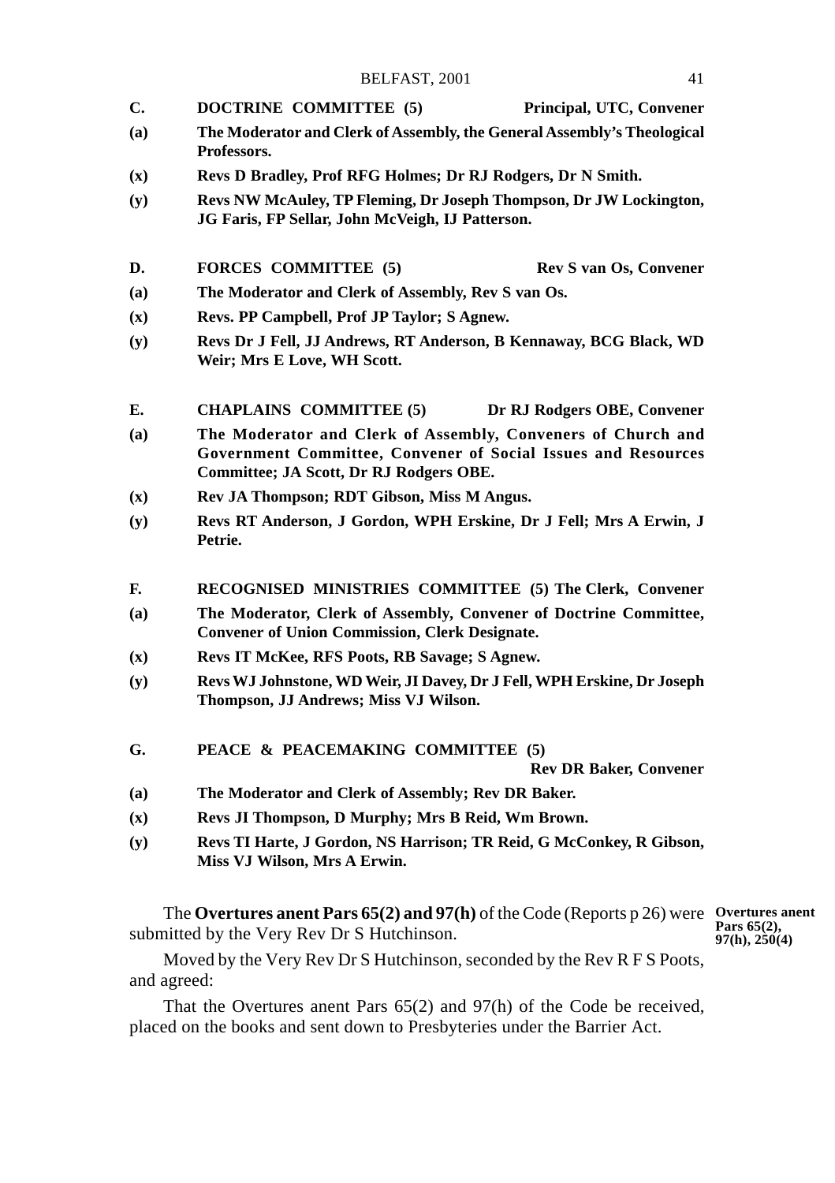**C. DOCTRINE COMMITTEE (5) Principal, UTC, Convener**

**(a) The Moderator and Clerk of Assembly, the General Assembly's Theological Professors.**

**(x) Revs D Bradley, Prof RFG Holmes; Dr RJ Rodgers, Dr N Smith.**

**(y) Revs NW McAuley, TP Fleming, Dr Joseph Thompson, Dr JW Lockington, JG Faris, FP Sellar, John McVeigh, IJ Patterson.**

**D. FORCES COMMITTEE (5) Rev S van Os, Convener**

**(a) The Moderator and Clerk of Assembly, Rev S van Os.**

**(x) Revs. PP Campbell, Prof JP Taylor; S Agnew.**

**(y) Revs Dr J Fell, JJ Andrews, RT Anderson, B Kennaway, BCG Black, WD Weir; Mrs E Love, WH Scott.**

**E. CHAPLAINS COMMITTEE (5) Dr RJ Rodgers OBE, Convener**

**(a) The Moderator and Clerk of Assembly, Conveners of Church and Government Committee, Convener of Social Issues and Resources Committee; JA Scott, Dr RJ Rodgers OBE.**

**(x) Rev JA Thompson; RDT Gibson, Miss M Angus.**

**(y) Revs RT Anderson, J Gordon, WPH Erskine, Dr J Fell; Mrs A Erwin, J Petrie.**

**F. RECOGNISED MINISTRIES COMMITTEE (5) The Clerk, Convener**

**(a) The Moderator, Clerk of Assembly, Convener of Doctrine Committee, Convener of Union Commission, Clerk Designate.**

**(x) Revs IT McKee, RFS Poots, RB Savage; S Agnew.**

**(y) Revs WJ Johnstone, WD Weir, JI Davey, Dr J Fell, WPH Erskine, Dr Joseph Thompson, JJ Andrews; Miss VJ Wilson.**

**G. PEACE & PEACEMAKING COMMITTEE (5) Rev DR Baker, Convener**

**(a) The Moderator and Clerk of Assembly; Rev DR Baker.**

**(x) Revs JI Thompson, D Murphy; Mrs B Reid, Wm Brown.**

**(y) Revs TI Harte, J Gordon, NS Harrison; TR Reid, G McConkey, R Gibson, Miss VJ Wilson, Mrs A Erwin.**

**Overtures anent Pars 65(2), 97(h), 250(4)**

The **Overtures anent Pars 65(2) and 97(h)** of the Code (Reports p 26) were submitted by the Very Rev Dr S Hutchinson.

Moved by the Very Rev Dr S Hutchinson, seconded by the Rev R F S Poots, and agreed:

That the Overtures anent Pars 65(2) and 97(h) of the Code be received, placed on the books and sent down to Presbyteries under the Barrier Act.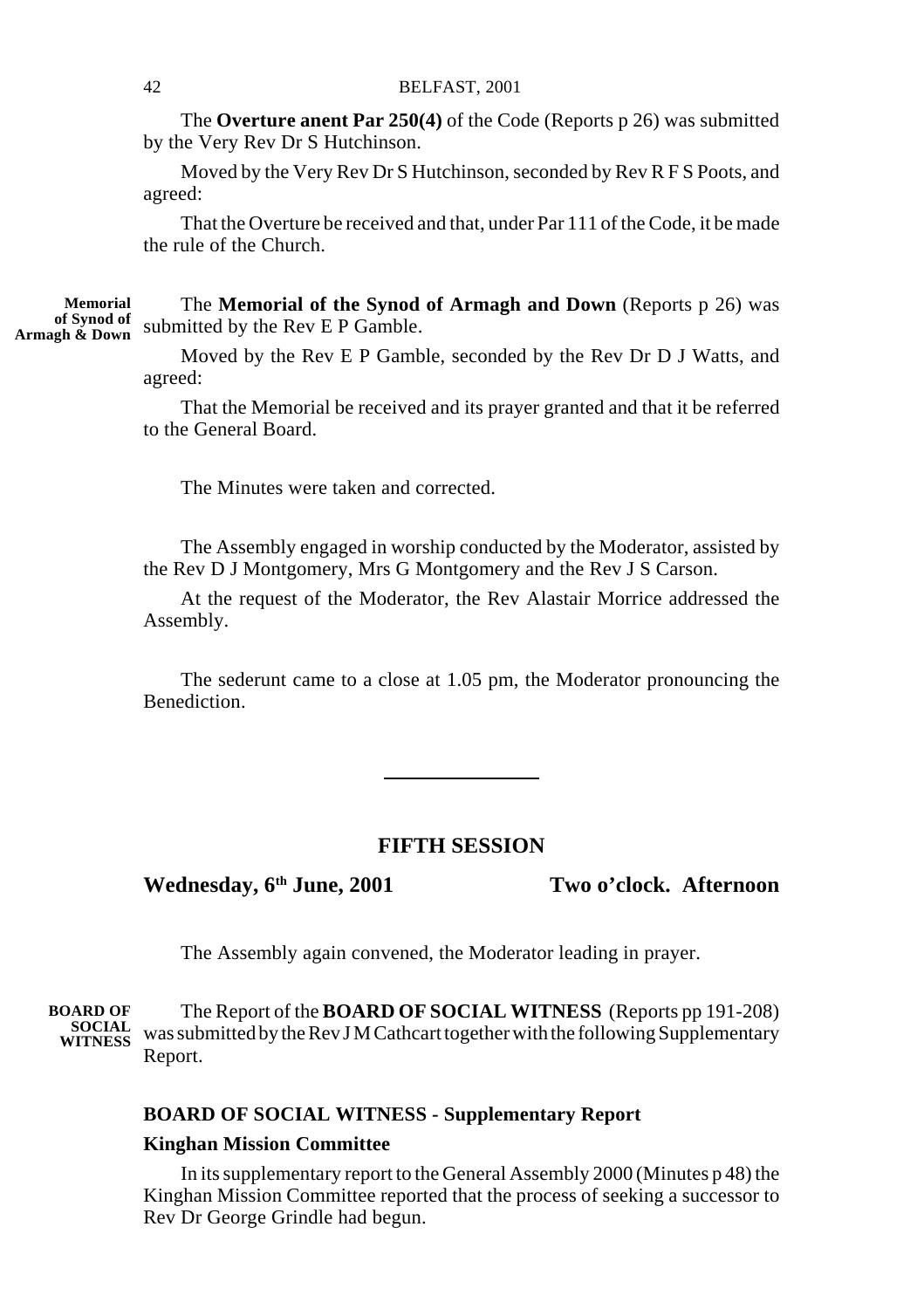The **Overture anent Par 250(4)** of the Code (Reports p 26) was submitted by the Very Rev Dr S Hutchinson.

Moved by the Very Rev Dr S Hutchinson, seconded by Rev R F S Poots, and agreed:

That the Overture be received and that, under Par 111 of the Code, it be made the rule of the Church.

**Memorial of Synod of Armagh & Down**

The **Memorial of the Synod of Armagh and Down** (Reports p 26) was submitted by the Rev E P Gamble.

Moved by the Rev E P Gamble, seconded by the Rev Dr D J Watts, and agreed:

That the Memorial be received and its prayer granted and that it be referred to the General Board.

The Minutes were taken and corrected.

The Assembly engaged in worship conducted by the Moderator, assisted by the Rev D J Montgomery, Mrs G Montgomery and the Rev J S Carson.

At the request of the Moderator, the Rev Alastair Morrice addressed the Assembly.

The sederunt came to a close at 1.05 pm, the Moderator pronouncing the Benediction.

---

## FIFTH SESSION

**Wednesday, 6th June, 2001** **Two o'clock. Afternoon**

The Assembly again convened, the Moderator leading in prayer.

**BOARD OF SOCIAL WITNESS**

The Report of the **BOARD OF SOCIAL WITNESS** (Reports pp 191-208) was submitted by the Rev J M Cathcart together with the following Supplementary Report.

### BOARD OF SOCIAL WITNESS - Supplementary Report

**Kinghan Mission Committee**

In its supplementary report to the General Assembly 2000 (Minutes p 48) the Kinghan Mission Committee reported that the process of seeking a successor to Rev Dr George Grindle had begun.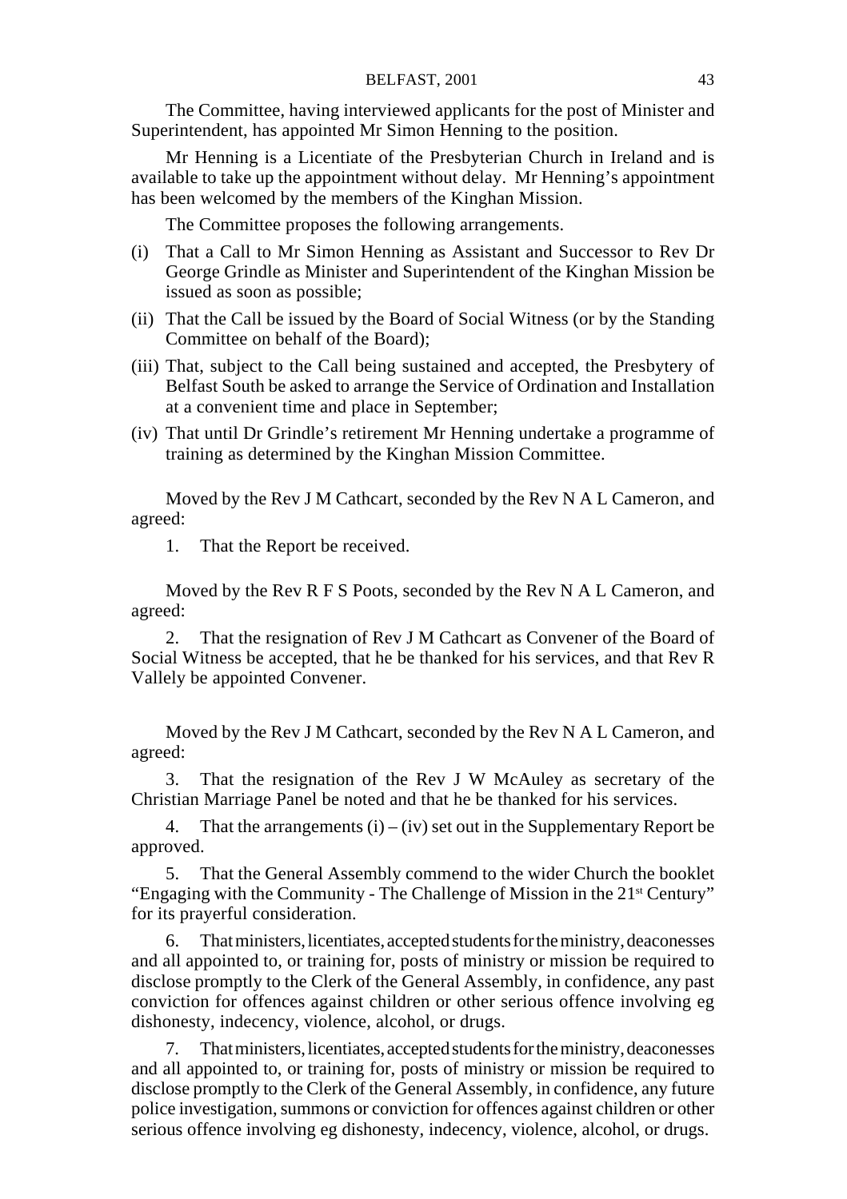The Committee, having interviewed applicants for the post of Minister and Superintendent, has appointed Mr Simon Henning to the position.

Mr Henning is a Licentiate of the Presbyterian Church in Ireland and is available to take up the appointment without delay. Mr Henning's appointment has been welcomed by the members of the Kinghan Mission.

The Committee proposes the following arrangements.

(i) That a Call to Mr Simon Henning as Assistant and Successor to Rev Dr George Grindle as Minister and Superintendent of the Kinghan Mission be issued as soon as possible;

(ii) That the Call be issued by the Board of Social Witness (or by the Standing Committee on behalf of the Board);

(iii) That, subject to the Call being sustained and accepted, the Presbytery of Belfast South be asked to arrange the Service of Ordination and Installation at a convenient time and place in September;

(iv) That until Dr Grindle's retirement Mr Henning undertake a programme of training as determined by the Kinghan Mission Committee.

Moved by the Rev J M Cathcart, seconded by the Rev N A L Cameron, and agreed:

1. That the Report be received.

Moved by the Rev R F S Poots, seconded by the Rev N A L Cameron, and agreed:

2. That the resignation of Rev J M Cathcart as Convener of the Board of Social Witness be accepted, that he be thanked for his services, and that Rev R Vallely be appointed Convener.

Moved by the Rev J M Cathcart, seconded by the Rev N A L Cameron, and agreed:

3. That the resignation of the Rev J W McAuley as secretary of the Christian Marriage Panel be noted and that he be thanked for his services.

4. That the arrangements (i) – (iv) set out in the Supplementary Report be approved.

5. That the General Assembly commend to the wider Church the booklet "Engaging with the Community - The Challenge of Mission in the 21st Century" for its prayerful consideration.

6. That ministers, licentiates, accepted students for the ministry, deaconesses and all appointed to, or training for, posts of ministry or mission be required to disclose promptly to the Clerk of the General Assembly, in confidence, any past conviction for offences against children or other serious offence involving eg dishonesty, indecency, violence, alcohol, or drugs.

7. That ministers, licentiates, accepted students for the ministry, deaconesses and all appointed to, or training for, posts of ministry or mission be required to disclose promptly to the Clerk of the General Assembly, in confidence, any future police investigation, summons or conviction for offences against children or other serious offence involving eg dishonesty, indecency, violence, alcohol, or drugs.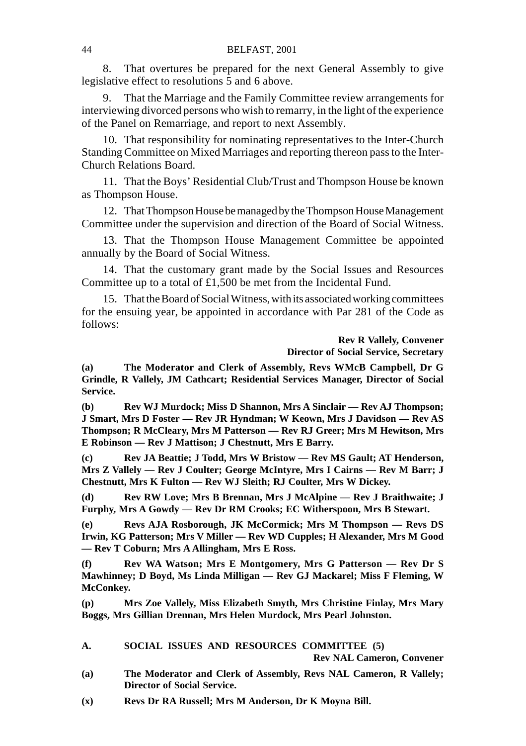8. That overtures be prepared for the next General Assembly to give legislative effect to resolutions 5 and 6 above.

9. That the Marriage and the Family Committee review arrangements for interviewing divorced persons who wish to remarry, in the light of the experience of the Panel on Remarriage, and report to next Assembly.

10. That responsibility for nominating representatives to the Inter-Church Standing Committee on Mixed Marriages and reporting thereon pass to the Inter-Church Relations Board.

11. That the Boys' Residential Club/Trust and Thompson House be known as Thompson House.

12. That Thompson House be managed by the Thompson House Management Committee under the supervision and direction of the Board of Social Witness.

13. That the Thompson House Management Committee be appointed annually by the Board of Social Witness.

14. That the customary grant made by the Social Issues and Resources Committee up to a total of £1,500 be met from the Incidental Fund.

15. That the Board of Social Witness, with its associated working committees for the ensuing year, be appointed in accordance with Par 281 of the Code as follows:

**Rev R Vallely, Convener**
**Director of Social Service, Secretary**

**(a) The Moderator and Clerk of Assembly, Revs WMcB Campbell, Dr G Grindle, R Vallely, JM Cathcart; Residential Services Manager, Director of Social Service.**

**(b) Rev WJ Murdock; Miss D Shannon, Mrs A Sinclair — Rev AJ Thompson; J Smart, Mrs D Foster — Rev JR Hyndman; W Keown, Mrs J Davidson — Rev AS Thompson; R McCleary, Mrs M Patterson — Rev RJ Greer; Mrs M Hewitson, Mrs E Robinson — Rev J Mattison; J Chestnutt, Mrs E Barry.**

**(c) Rev JA Beattie; J Todd, Mrs W Bristow — Rev MS Gault; AT Henderson, Mrs Z Vallely — Rev J Coulter; George McIntyre, Mrs I Cairns — Rev M Barr; J Chestnutt, Mrs K Fulton — Rev WJ Sleith; RJ Coulter, Mrs W Dickey.**

**(d) Rev RW Love; Mrs B Brennan, Mrs J McAlpine — Rev J Braithwaite; J Furphy, Mrs A Gowdy — Rev Dr RM Crooks; EC Witherspoon, Mrs B Stewart.**

**(e) Revs AJA Rosborough, JK McCormick; Mrs M Thompson — Revs DS Irwin, KG Patterson; Mrs V Miller — Rev WD Cupples; H Alexander, Mrs M Good — Rev T Coburn; Mrs A Allingham, Mrs E Ross.**

**(f) Rev WA Watson; Mrs E Montgomery, Mrs G Patterson — Rev Dr S Mawhinney; D Boyd, Ms Linda Milligan — Rev GJ Mackarel; Miss F Fleming, W McConkey.**

**(p) Mrs Zoe Vallely, Miss Elizabeth Smyth, Mrs Christine Finlay, Mrs Mary Boggs, Mrs Gillian Drennan, Mrs Helen Murdock, Mrs Pearl Johnston.**

**A. SOCIAL ISSUES AND RESOURCES COMMITTEE (5)**

**Rev NAL Cameron, Convener**

**(a) The Moderator and Clerk of Assembly, Revs NAL Cameron, R Vallely; Director of Social Service.**

**(x) Revs Dr RA Russell; Mrs M Anderson, Dr K Moyna Bill.**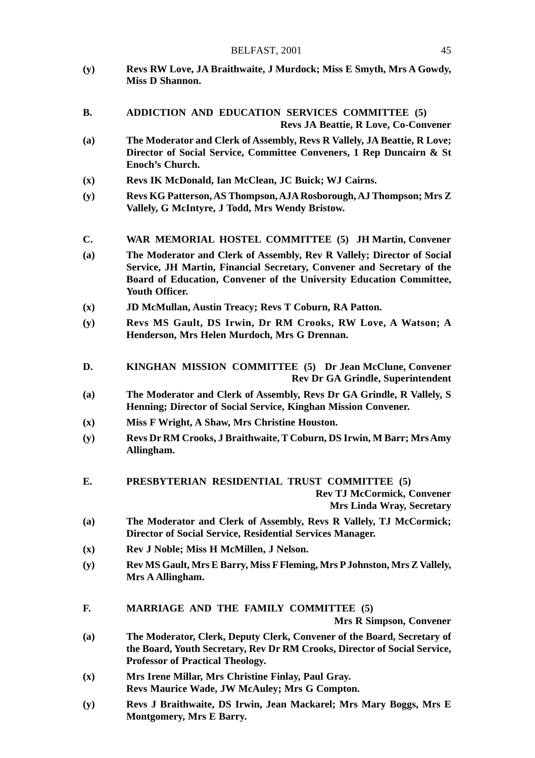**(y)** **Revs RW Love, JA Braithwaite, J Murdock; Miss E Smyth, Mrs A Gowdy, Miss D Shannon.**

**B.** **ADDICTION AND EDUCATION SERVICES COMMITTEE (5)**
**Revs JA Beattie, R Love, Co-Convener**

**(a)** **The Moderator and Clerk of Assembly, Revs R Vallely, JA Beattie, R Love; Director of Social Service, Committee Conveners, 1 Rep Duncairn & St Enoch's Church.**

**(x)** **Revs IK McDonald, Ian McClean, JC Buick; WJ Cairns.**

**(y)** **Revs KG Patterson, AS Thompson, AJA Rosborough, AJ Thompson; Mrs Z Vallely, G McIntyre, J Todd, Mrs Wendy Bristow.**

**C.** **WAR MEMORIAL HOSTEL COMMITTEE (5) JH Martin, Convener**

**(a)** **The Moderator and Clerk of Assembly, Rev R Vallely; Director of Social Service, JH Martin, Financial Secretary, Convener and Secretary of the Board of Education, Convener of the University Education Committee, Youth Officer.**

**(x)** **JD McMullan, Austin Treacy; Revs T Coburn, RA Patton.**

**(y)** **Revs MS Gault, DS Irwin, Dr RM Crooks, RW Love, A Watson; A Henderson, Mrs Helen Murdoch, Mrs G Drennan.**

**D.** **KINGHAN MISSION COMMITTEE (5) Dr Jean McClune, Convener**
**Rev Dr GA Grindle, Superintendent**

**(a)** **The Moderator and Clerk of Assembly, Revs Dr GA Grindle, R Vallely, S Henning; Director of Social Service, Kinghan Mission Convener.**

**(x)** **Miss F Wright, A Shaw, Mrs Christine Houston.**

**(y)** **Revs Dr RM Crooks, J Braithwaite, T Coburn, DS Irwin, M Barr; Mrs Amy Allingham.**

**E.** **PRESBYTERIAN RESIDENTIAL TRUST COMMITTEE (5)**
**Rev TJ McCormick, Convener**
**Mrs Linda Wray, Secretary**

**(a)** **The Moderator and Clerk of Assembly, Revs R Vallely, TJ McCormick; Director of Social Service, Residential Services Manager.**

**(x)** **Rev J Noble; Miss H McMillen, J Nelson.**

**(y)** **Rev MS Gault, Mrs E Barry, Miss F Fleming, Mrs P Johnston, Mrs Z Vallely, Mrs A Allingham.**

**F.** **MARRIAGE AND THE FAMILY COMMITTEE (5)**
**Mrs R Simpson, Convener**

**(a)** **The Moderator, Clerk, Deputy Clerk, Convener of the Board, Secretary of the Board, Youth Secretary, Rev Dr RM Crooks, Director of Social Service, Professor of Practical Theology.**

**(x)** **Mrs Irene Millar, Mrs Christine Finlay, Paul Gray.**
**Revs Maurice Wade, JW McAuley; Mrs G Compton.**

**(y)** **Revs J Braithwaite, DS Irwin, Jean Mackarel; Mrs Mary Boggs, Mrs E Montgomery, Mrs E Barry.**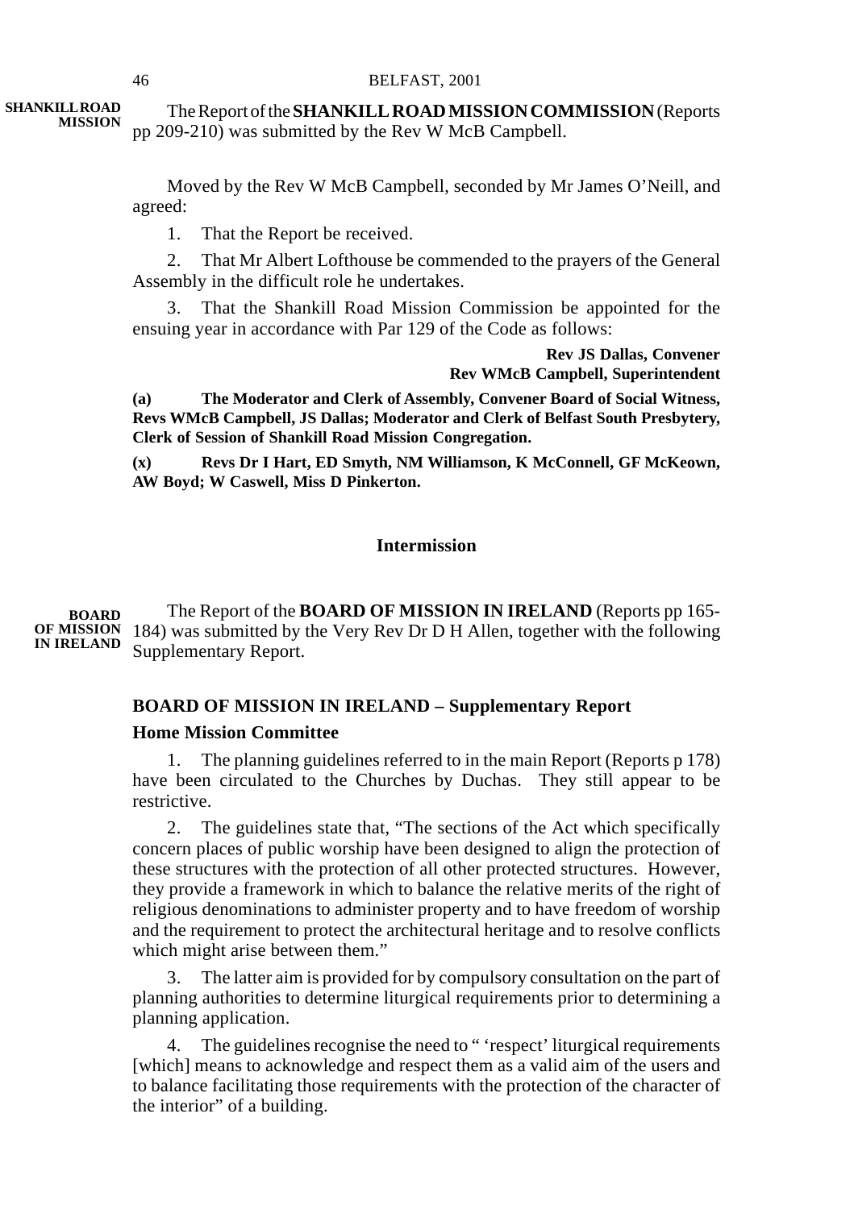**SHANKILL ROAD MISSION**

The Report of the **SHANKILL ROAD MISSION COMMISSION** (Reports pp 209-210) was submitted by the Rev W McB Campbell.

Moved by the Rev W McB Campbell, seconded by Mr James O'Neill, and agreed:

1. That the Report be received.

2. That Mr Albert Lofthouse be commended to the prayers of the General Assembly in the difficult role he undertakes.

3. That the Shankill Road Mission Commission be appointed for the ensuing year in accordance with Par 129 of the Code as follows:

**Rev JS Dallas, Convener**
**Rev WMcB Campbell, Superintendent**

**(a) The Moderator and Clerk of Assembly, Convener Board of Social Witness, Revs WMcB Campbell, JS Dallas; Moderator and Clerk of Belfast South Presbytery, Clerk of Session of Shankill Road Mission Congregation.**

**(x) Revs Dr I Hart, ED Smyth, NM Williamson, K McConnell, GF McKeown, AW Boyd; W Caswell, Miss D Pinkerton.**

**Intermission**

**BOARD OF MISSION IN IRELAND**

The Report of the **BOARD OF MISSION IN IRELAND** (Reports pp 165-184) was submitted by the Very Rev Dr D H Allen, together with the following Supplementary Report.

## BOARD OF MISSION IN IRELAND – Supplementary Report

### Home Mission Committee

1. The planning guidelines referred to in the main Report (Reports p 178) have been circulated to the Churches by Duchas. They still appear to be restrictive.

2. The guidelines state that, "The sections of the Act which specifically concern places of public worship have been designed to align the protection of these structures with the protection of all other protected structures. However, they provide a framework in which to balance the relative merits of the right of religious denominations to administer property and to have freedom of worship and the requirement to protect the architectural heritage and to resolve conflicts which might arise between them."

3. The latter aim is provided for by compulsory consultation on the part of planning authorities to determine liturgical requirements prior to determining a planning application.

4. The guidelines recognise the need to " 'respect' liturgical requirements [which] means to acknowledge and respect them as a valid aim of the users and to balance facilitating those requirements with the protection of the character of the interior" of a building.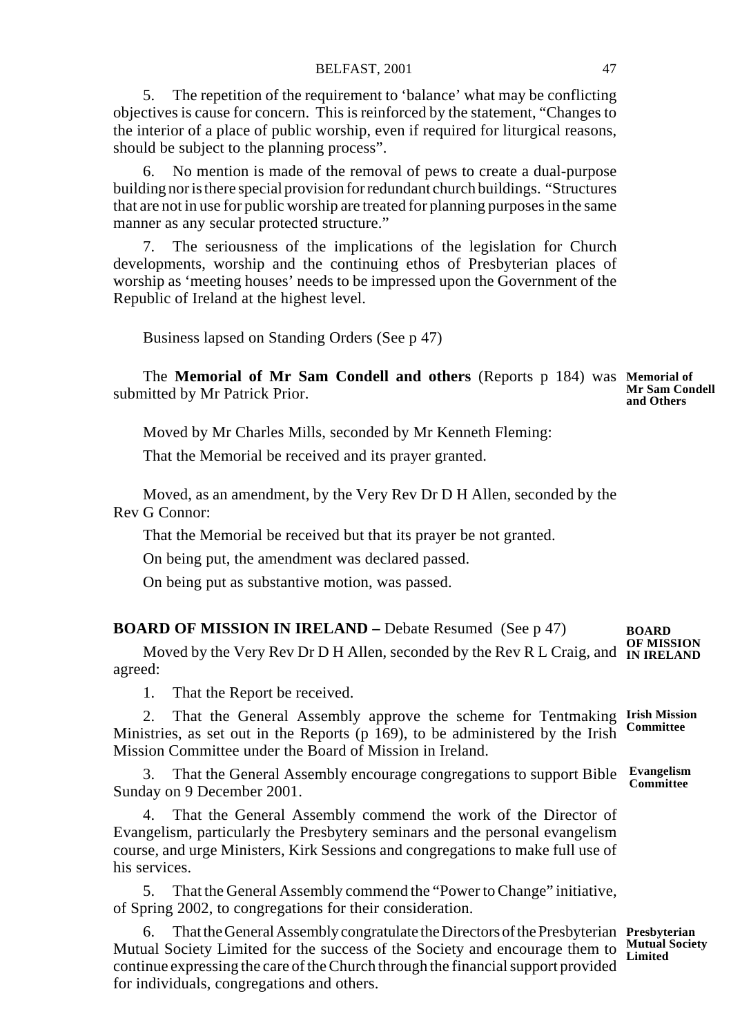5. The repetition of the requirement to 'balance' what may be conflicting objectives is cause for concern. This is reinforced by the statement, "Changes to the interior of a place of public worship, even if required for liturgical reasons, should be subject to the planning process".

6. No mention is made of the removal of pews to create a dual-purpose building nor is there special provision for redundant church buildings. "Structures that are not in use for public worship are treated for planning purposes in the same manner as any secular protected structure."

7. The seriousness of the implications of the legislation for Church developments, worship and the continuing ethos of Presbyterian places of worship as 'meeting houses' needs to be impressed upon the Government of the Republic of Ireland at the highest level.

Business lapsed on Standing Orders (See p 47)

**Memorial of Mr Sam Condell and Others**

The **Memorial of Mr Sam Condell and others** (Reports p 184) was submitted by Mr Patrick Prior.

Moved by Mr Charles Mills, seconded by Mr Kenneth Fleming:

That the Memorial be received and its prayer granted.

Moved, as an amendment, by the Very Rev Dr D H Allen, seconded by the Rev G Connor:

That the Memorial be received but that its prayer be not granted.

On being put, the amendment was declared passed.

On being put as substantive motion, was passed.

**BOARD OF MISSION IN IRELAND –** Debate Resumed (See p 47)

Moved by the Very Rev Dr D H Allen, seconded by the Rev R L Craig, and agreed:

1. That the Report be received.

**Irish Mission Committee**

2. That the General Assembly approve the scheme for Tentmaking Ministries, as set out in the Reports (p 169), to be administered by the Irish Mission Committee under the Board of Mission in Ireland.

**Evangelism Committee**

3. That the General Assembly encourage congregations to support Bible Sunday on 9 December 2001.

4. That the General Assembly commend the work of the Director of Evangelism, particularly the Presbytery seminars and the personal evangelism course, and urge Ministers, Kirk Sessions and congregations to make full use of his services.

5. That the General Assembly commend the "Power to Change" initiative, of Spring 2002, to congregations for their consideration.

**Presbyterian Mutual Society Limited**

6. That the General Assembly congratulate the Directors of the Presbyterian Mutual Society Limited for the success of the Society and encourage them to continue expressing the care of the Church through the financial support provided for individuals, congregations and others.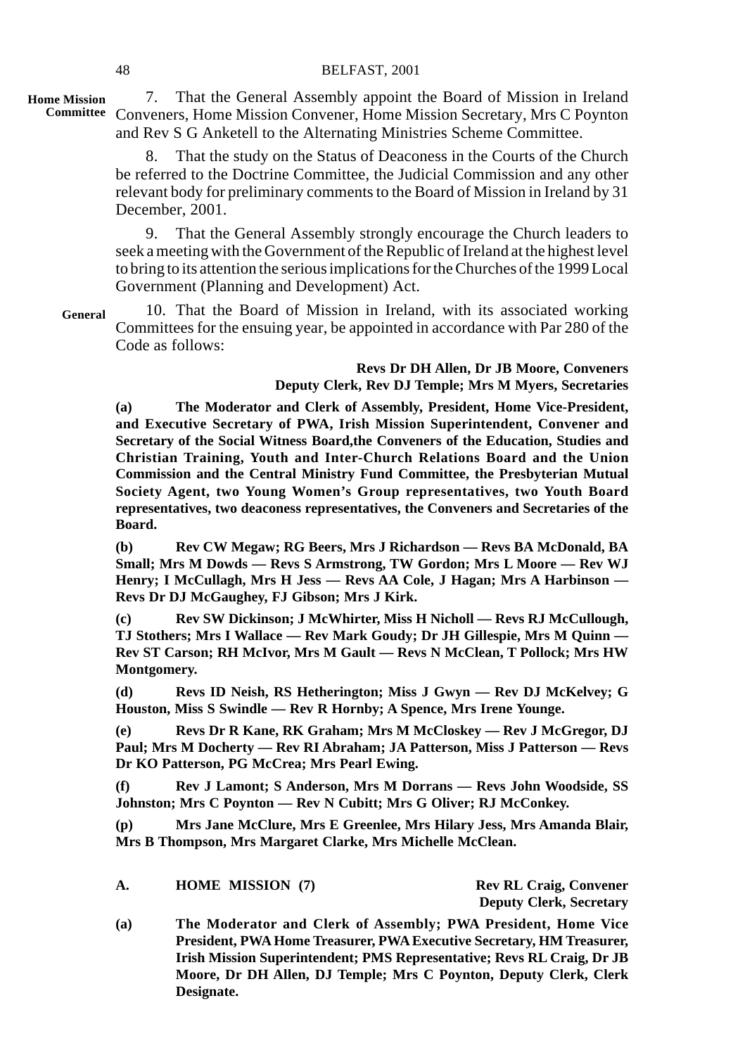**Home Mission Committee**

7. That the General Assembly appoint the Board of Mission in Ireland Conveners, Home Mission Convener, Home Mission Secretary, Mrs C Poynton and Rev S G Anketell to the Alternating Ministries Scheme Committee.

8. That the study on the Status of Deaconess in the Courts of the Church be referred to the Doctrine Committee, the Judicial Commission and any other relevant body for preliminary comments to the Board of Mission in Ireland by 31 December, 2001.

9. That the General Assembly strongly encourage the Church leaders to seek a meeting with the Government of the Republic of Ireland at the highest level to bring to its attention the serious implications for the Churches of the 1999 Local Government (Planning and Development) Act.

**General**

10. That the Board of Mission in Ireland, with its associated working Committees for the ensuing year, be appointed in accordance with Par 280 of the Code as follows:

**Revs Dr DH Allen, Dr JB Moore, Conveners**
**Deputy Clerk, Rev DJ Temple; Mrs M Myers, Secretaries**

**(a) The Moderator and Clerk of Assembly, President, Home Vice-President, and Executive Secretary of PWA, Irish Mission Superintendent, Convener and Secretary of the Social Witness Board,the Conveners of the Education, Studies and Christian Training, Youth and Inter-Church Relations Board and the Union Commission and the Central Ministry Fund Committee, the Presbyterian Mutual Society Agent, two Young Women's Group representatives, two Youth Board representatives, two deaconess representatives, the Conveners and Secretaries of the Board.**

**(b) Rev CW Megaw; RG Beers, Mrs J Richardson — Revs BA McDonald, BA Small; Mrs M Dowds — Revs S Armstrong, TW Gordon; Mrs L Moore — Rev WJ Henry; I McCullagh, Mrs H Jess — Revs AA Cole, J Hagan; Mrs A Harbinson — Revs Dr DJ McGaughey, FJ Gibson; Mrs J Kirk.**

**(c) Rev SW Dickinson; J McWhirter, Miss H Nicholl — Revs RJ McCullough, TJ Stothers; Mrs I Wallace — Rev Mark Goudy; Dr JH Gillespie, Mrs M Quinn — Rev ST Carson; RH McIvor, Mrs M Gault — Revs N McClean, T Pollock; Mrs HW Montgomery.**

**(d) Revs ID Neish, RS Hetherington; Miss J Gwyn — Rev DJ McKelvey; G Houston, Miss S Swindle — Rev R Hornby; A Spence, Mrs Irene Younge.**

**(e) Revs Dr R Kane, RK Graham; Mrs M McCloskey — Rev J McGregor, DJ Paul; Mrs M Docherty — Rev RI Abraham; JA Patterson, Miss J Patterson — Revs Dr KO Patterson, PG McCrea; Mrs Pearl Ewing.**

**(f) Rev J Lamont; S Anderson, Mrs M Dorrans — Revs John Woodside, SS Johnston; Mrs C Poynton — Rev N Cubitt; Mrs G Oliver; RJ McConkey.**

**(p) Mrs Jane McClure, Mrs E Greenlee, Mrs Hilary Jess, Mrs Amanda Blair, Mrs B Thompson, Mrs Margaret Clarke, Mrs Michelle McClean.**

**A. HOME MISSION (7)**

**Rev RL Craig, Convener**
**Deputy Clerk, Secretary**

**(a) The Moderator and Clerk of Assembly; PWA President, Home Vice President, PWA Home Treasurer, PWA Executive Secretary, HM Treasurer, Irish Mission Superintendent; PMS Representative; Revs RL Craig, Dr JB Moore, Dr DH Allen, DJ Temple; Mrs C Poynton, Deputy Clerk, Clerk Designate.**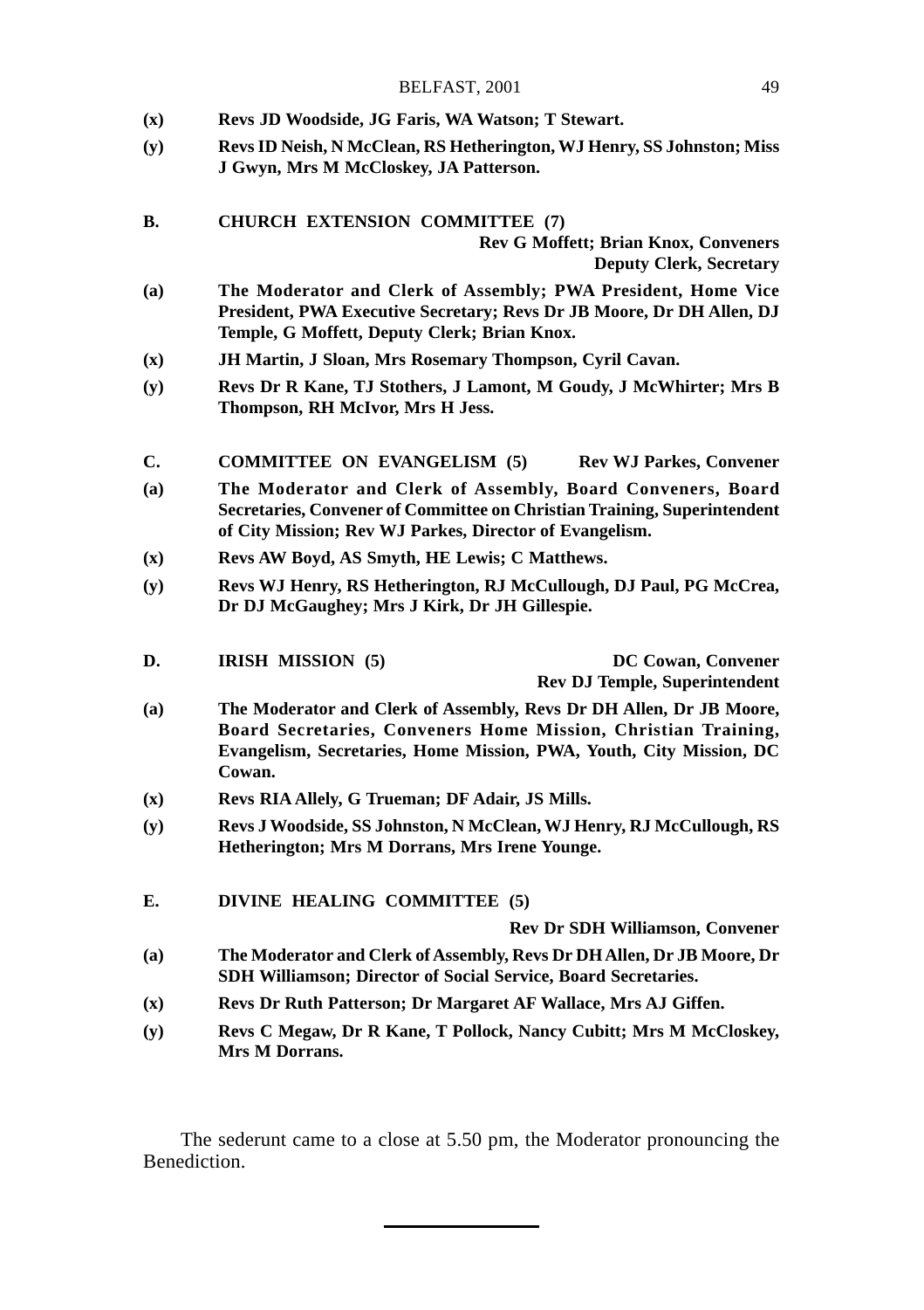**(x)** **Revs JD Woodside, JG Faris, WA Watson; T Stewart.**

**(y)** **Revs ID Neish, N McClean, RS Hetherington, WJ Henry, SS Johnston; Miss J Gwyn, Mrs M McCloskey, JA Patterson.**

**B. CHURCH EXTENSION COMMITTEE (7)**

**Rev G Moffett; Brian Knox, Conveners**
**Deputy Clerk, Secretary**

**(a)** **The Moderator and Clerk of Assembly; PWA President, Home Vice President, PWA Executive Secretary; Revs Dr JB Moore, Dr DH Allen, DJ Temple, G Moffett, Deputy Clerk; Brian Knox.**

**(x)** **JH Martin, J Sloan, Mrs Rosemary Thompson, Cyril Cavan.**

**(y)** **Revs Dr R Kane, TJ Stothers, J Lamont, M Goudy, J McWhirter; Mrs B Thompson, RH McIvor, Mrs H Jess.**

**C. COMMITTEE ON EVANGELISM (5)** **Rev WJ Parkes, Convener**

**(a)** **The Moderator and Clerk of Assembly, Board Conveners, Board Secretaries, Convener of Committee on Christian Training, Superintendent of City Mission; Rev WJ Parkes, Director of Evangelism.**

**(x)** **Revs AW Boyd, AS Smyth, HE Lewis; C Matthews.**

**(y)** **Revs WJ Henry, RS Hetherington, RJ McCullough, DJ Paul, PG McCrea, Dr DJ McGaughey; Mrs J Kirk, Dr JH Gillespie.**

**D. IRISH MISSION (5)** **DC Cowan, Convener**
**Rev DJ Temple, Superintendent**

**(a)** **The Moderator and Clerk of Assembly, Revs Dr DH Allen, Dr JB Moore, Board Secretaries, Conveners Home Mission, Christian Training, Evangelism, Secretaries, Home Mission, PWA, Youth, City Mission, DC Cowan.**

**(x)** **Revs RIA Allely, G Trueman; DF Adair, JS Mills.**

**(y)** **Revs J Woodside, SS Johnston, N McClean, WJ Henry, RJ McCullough, RS Hetherington; Mrs M Dorrans, Mrs Irene Younge.**

**E. DIVINE HEALING COMMITTEE (5)**

**Rev Dr SDH Williamson, Convener**

**(a)** **The Moderator and Clerk of Assembly, Revs Dr DH Allen, Dr JB Moore, Dr SDH Williamson; Director of Social Service, Board Secretaries.**

**(x)** **Revs Dr Ruth Patterson; Dr Margaret AF Wallace, Mrs AJ Giffen.**

**(y)** **Revs C Megaw, Dr R Kane, T Pollock, Nancy Cubitt; Mrs M McCloskey, Mrs M Dorrans.**

The sederunt came to a close at 5.50 pm, the Moderator pronouncing the Benediction.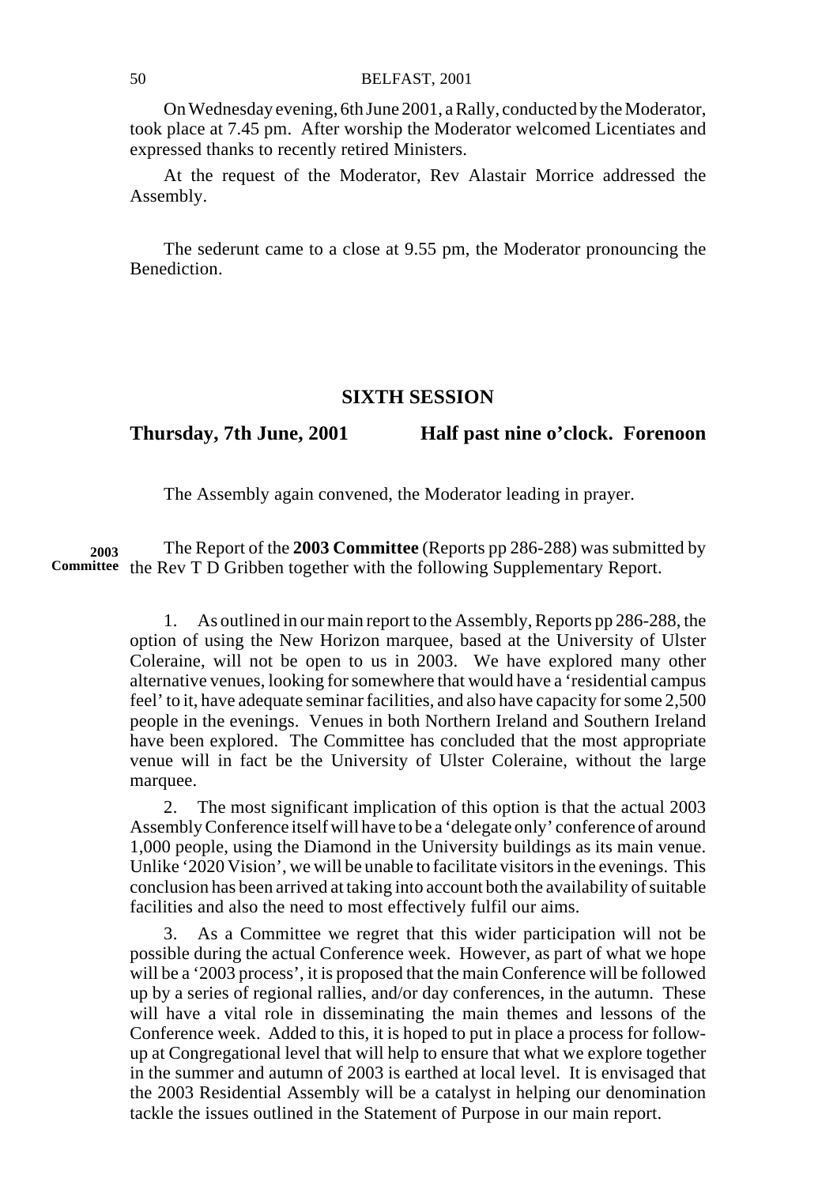On Wednesday evening, 6th June 2001, a Rally, conducted by the Moderator, took place at 7.45 pm. After worship the Moderator welcomed Licentiates and expressed thanks to recently retired Ministers.

At the request of the Moderator, Rev Alastair Morrice addressed the Assembly.

The sederunt came to a close at 9.55 pm, the Moderator pronouncing the Benediction.

## SIXTH SESSION

**Thursday, 7th June, 2001 Half past nine o'clock. Forenoon**

The Assembly again convened, the Moderator leading in prayer.

**2003 Committee**

The Report of the **2003 Committee** (Reports pp 286-288) was submitted by the Rev T D Gribben together with the following Supplementary Report.

1. As outlined in our main report to the Assembly, Reports pp 286-288, the option of using the New Horizon marquee, based at the University of Ulster Coleraine, will not be open to us in 2003. We have explored many other alternative venues, looking for somewhere that would have a 'residential campus feel' to it, have adequate seminar facilities, and also have capacity for some 2,500 people in the evenings. Venues in both Northern Ireland and Southern Ireland have been explored. The Committee has concluded that the most appropriate venue will in fact be the University of Ulster Coleraine, without the large marquee.

2. The most significant implication of this option is that the actual 2003 Assembly Conference itself will have to be a 'delegate only' conference of around 1,000 people, using the Diamond in the University buildings as its main venue. Unlike '2020 Vision', we will be unable to facilitate visitors in the evenings. This conclusion has been arrived at taking into account both the availability of suitable facilities and also the need to most effectively fulfil our aims.

3. As a Committee we regret that this wider participation will not be possible during the actual Conference week. However, as part of what we hope will be a '2003 process', it is proposed that the main Conference will be followed up by a series of regional rallies, and/or day conferences, in the autumn. These will have a vital role in disseminating the main themes and lessons of the Conference week. Added to this, it is hoped to put in place a process for follow-up at Congregational level that will help to ensure that what we explore together in the summer and autumn of 2003 is earthed at local level. It is envisaged that the 2003 Residential Assembly will be a catalyst in helping our denomination tackle the issues outlined in the Statement of Purpose in our main report.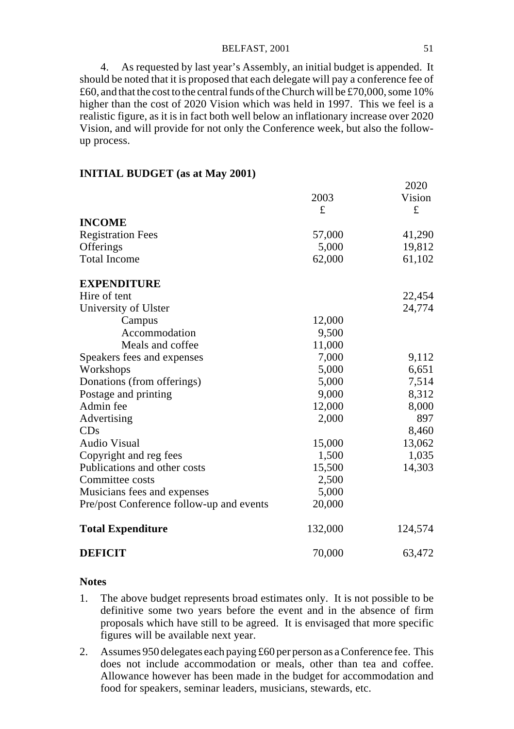4. As requested by last year's Assembly, an initial budget is appended. It should be noted that it is proposed that each delegate will pay a conference fee of £60, and that the cost to the central funds of the Church will be £70,000, some 10% higher than the cost of 2020 Vision which was held in 1997. This we feel is a realistic figure, as it is in fact both well below an inflationary increase over 2020 Vision, and will provide for not only the Conference week, but also the follow-up process.

**INITIAL BUDGET (as at May 2001)**

| | 2003 £ | 2020 Vision £ |
|---|---|---|
| **INCOME** | | |
| Registration Fees | 57,000 | 41,290 |
| Offerings | 5,000 | 19,812 |
| Total Income | 62,000 | 61,102 |
| | | |
| **EXPENDITURE** | | |
| Hire of tent | | 22,454 |
| University of Ulster | | 24,774 |
| Campus | 12,000 | |
| Accommodation | 9,500 | |
| Meals and coffee | 11,000 | |
| Speakers fees and expenses | 7,000 | 9,112 |
| Workshops | 5,000 | 6,651 |
| Donations (from offerings) | 5,000 | 7,514 |
| Postage and printing | 9,000 | 8,312 |
| Admin fee | 12,000 | 8,000 |
| Advertising | 2,000 | 897 |
| CDs | | 8,460 |
| Audio Visual | 15,000 | 13,062 |
| Copyright and reg fees | 1,500 | 1,035 |
| Publications and other costs | 15,500 | 14,303 |
| Committee costs | 2,500 | |
| Musicians fees and expenses | 5,000 | |
| Pre/post Conference follow-up and events | 20,000 | |
| | | |
| **Total Expenditure** | 132,000 | 124,574 |
| | | |
| **DEFICIT** | 70,000 | 63,472 |

**Notes**

1. The above budget represents broad estimates only. It is not possible to be definitive some two years before the event and in the absence of firm proposals which have still to be agreed. It is envisaged that more specific figures will be available next year.
2. Assumes 950 delegates each paying £60 per person as a Conference fee. This does not include accommodation or meals, other than tea and coffee. Allowance however has been made in the budget for accommodation and food for speakers, seminar leaders, musicians, stewards, etc.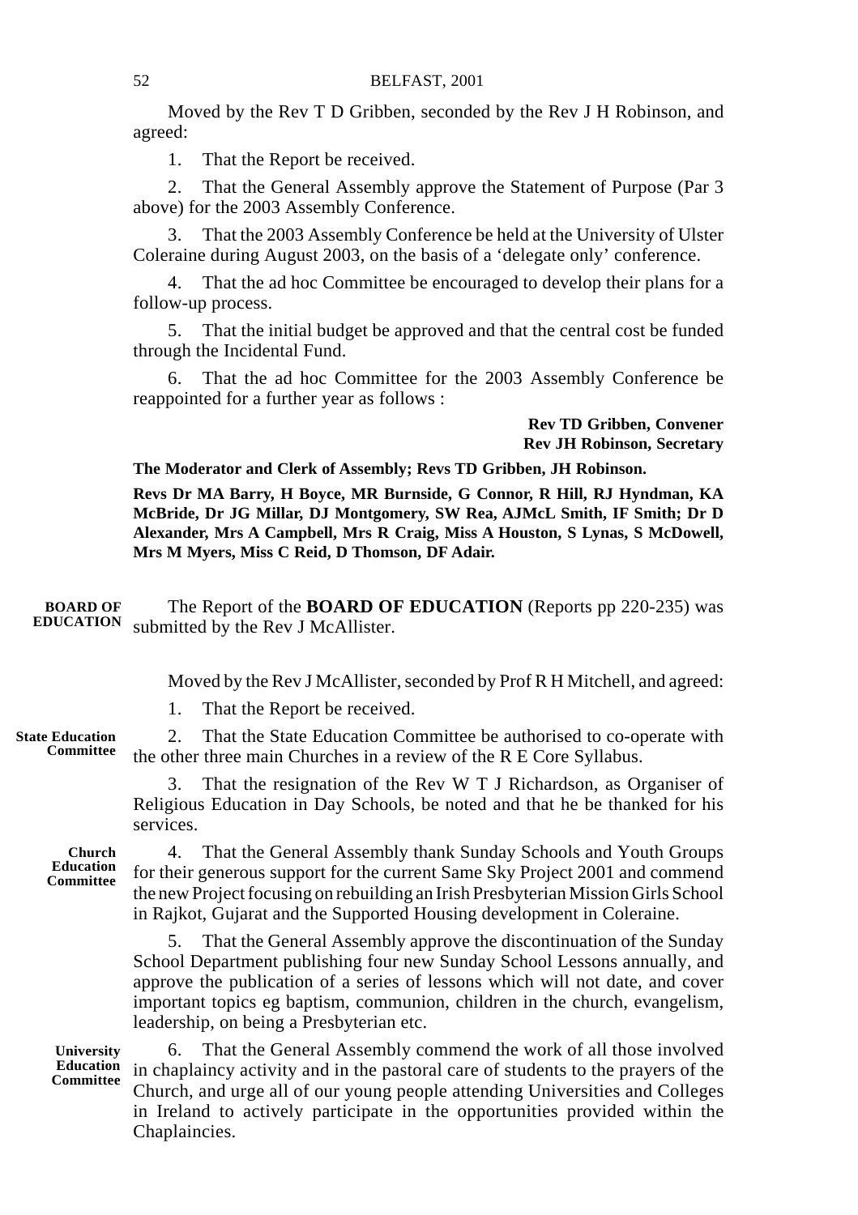Moved by the Rev T D Gribben, seconded by the Rev J H Robinson, and agreed:

1. That the Report be received.

2. That the General Assembly approve the Statement of Purpose (Par 3 above) for the 2003 Assembly Conference.

3. That the 2003 Assembly Conference be held at the University of Ulster Coleraine during August 2003, on the basis of a 'delegate only' conference.

4. That the ad hoc Committee be encouraged to develop their plans for a follow-up process.

5. That the initial budget be approved and that the central cost be funded through the Incidental Fund.

6. That the ad hoc Committee for the 2003 Assembly Conference be reappointed for a further year as follows :

**Rev TD Gribben, Convener**
**Rev JH Robinson, Secretary**

**The Moderator and Clerk of Assembly; Revs TD Gribben, JH Robinson.**

**Revs Dr MA Barry, H Boyce, MR Burnside, G Connor, R Hill, RJ Hyndman, KA McBride, Dr JG Millar, DJ Montgomery, SW Rea, AJMcL Smith, IF Smith; Dr D Alexander, Mrs A Campbell, Mrs R Craig, Miss A Houston, S Lynas, S McDowell, Mrs M Myers, Miss C Reid, D Thomson, DF Adair.**

**BOARD OF EDUCATION**

The Report of the **BOARD OF EDUCATION** (Reports pp 220-235) was submitted by the Rev J McAllister.

Moved by the Rev J McAllister, seconded by Prof R H Mitchell, and agreed:

1. That the Report be received.

**State Education Committee**

2. That the State Education Committee be authorised to co-operate with the other three main Churches in a review of the R E Core Syllabus.

3. That the resignation of the Rev W T J Richardson, as Organiser of Religious Education in Day Schools, be noted and that he be thanked for his services.

**Church Education Committee**

4. That the General Assembly thank Sunday Schools and Youth Groups for their generous support for the current Same Sky Project 2001 and commend the new Project focusing on rebuilding an Irish Presbyterian Mission Girls School in Rajkot, Gujarat and the Supported Housing development in Coleraine.

5. That the General Assembly approve the discontinuation of the Sunday School Department publishing four new Sunday School Lessons annually, and approve the publication of a series of lessons which will not date, and cover important topics eg baptism, communion, children in the church, evangelism, leadership, on being a Presbyterian etc.

**University Education Committee**

6. That the General Assembly commend the work of all those involved in chaplaincy activity and in the pastoral care of students to the prayers of the Church, and urge all of our young people attending Universities and Colleges in Ireland to actively participate in the opportunities provided within the Chaplaincies.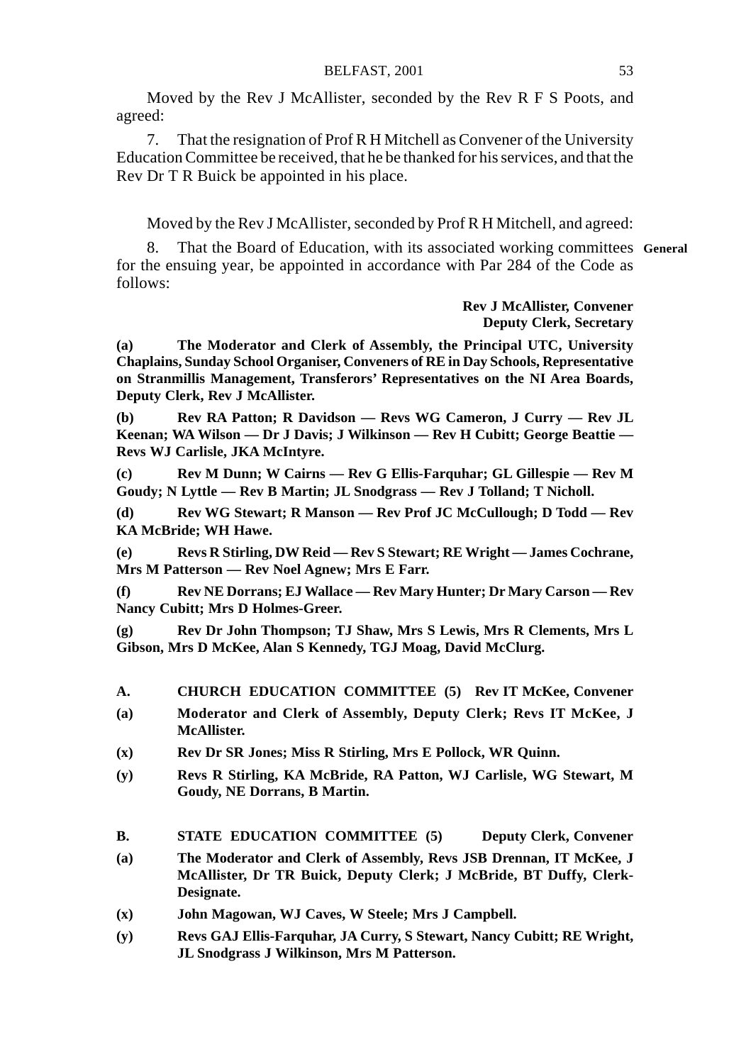Moved by the Rev J McAllister, seconded by the Rev R F S Poots, and agreed:

7. That the resignation of Prof R H Mitchell as Convener of the University Education Committee be received, that he be thanked for his services, and that the Rev Dr T R Buick be appointed in his place.

Moved by the Rev J McAllister, seconded by Prof R H Mitchell, and agreed:

8. That the Board of Education, with its associated working committees for the ensuing year, be appointed in accordance with Par 284 of the Code as follows:

**General**

**Rev J McAllister, Convener**
**Deputy Clerk, Secretary**

**(a) The Moderator and Clerk of Assembly, the Principal UTC, University Chaplains, Sunday School Organiser, Conveners of RE in Day Schools, Representative on Stranmillis Management, Transferors' Representatives on the NI Area Boards, Deputy Clerk, Rev J McAllister.**

**(b) Rev RA Patton; R Davidson — Revs WG Cameron, J Curry — Rev JL Keenan; WA Wilson — Dr J Davis; J Wilkinson — Rev H Cubitt; George Beattie — Revs WJ Carlisle, JKA McIntyre.**

**(c) Rev M Dunn; W Cairns — Rev G Ellis-Farquhar; GL Gillespie — Rev M Goudy; N Lyttle — Rev B Martin; JL Snodgrass — Rev J Tolland; T Nicholl.**

**(d) Rev WG Stewart; R Manson — Rev Prof JC McCullough; D Todd — Rev KA McBride; WH Hawe.**

**(e) Revs R Stirling, DW Reid — Rev S Stewart; RE Wright — James Cochrane, Mrs M Patterson — Rev Noel Agnew; Mrs E Farr.**

**(f) Rev NE Dorrans; EJ Wallace — Rev Mary Hunter; Dr Mary Carson — Rev Nancy Cubitt; Mrs D Holmes-Greer.**

**(g) Rev Dr John Thompson; TJ Shaw, Mrs S Lewis, Mrs R Clements, Mrs L Gibson, Mrs D McKee, Alan S Kennedy, TGJ Moag, David McClurg.**

**A. CHURCH EDUCATION COMMITTEE (5) Rev IT McKee, Convener**

**(a) Moderator and Clerk of Assembly, Deputy Clerk; Revs IT McKee, J McAllister.**

**(x) Rev Dr SR Jones; Miss R Stirling, Mrs E Pollock, WR Quinn.**

**(y) Revs R Stirling, KA McBride, RA Patton, WJ Carlisle, WG Stewart, M Goudy, NE Dorrans, B Martin.**

**B. STATE EDUCATION COMMITTEE (5) Deputy Clerk, Convener**

**(a) The Moderator and Clerk of Assembly, Revs JSB Drennan, IT McKee, J McAllister, Dr TR Buick, Deputy Clerk; J McBride, BT Duffy, Clerk-Designate.**

**(x) John Magowan, WJ Caves, W Steele; Mrs J Campbell.**

**(y) Revs GAJ Ellis-Farquhar, JA Curry, S Stewart, Nancy Cubitt; RE Wright, JL Snodgrass J Wilkinson, Mrs M Patterson.**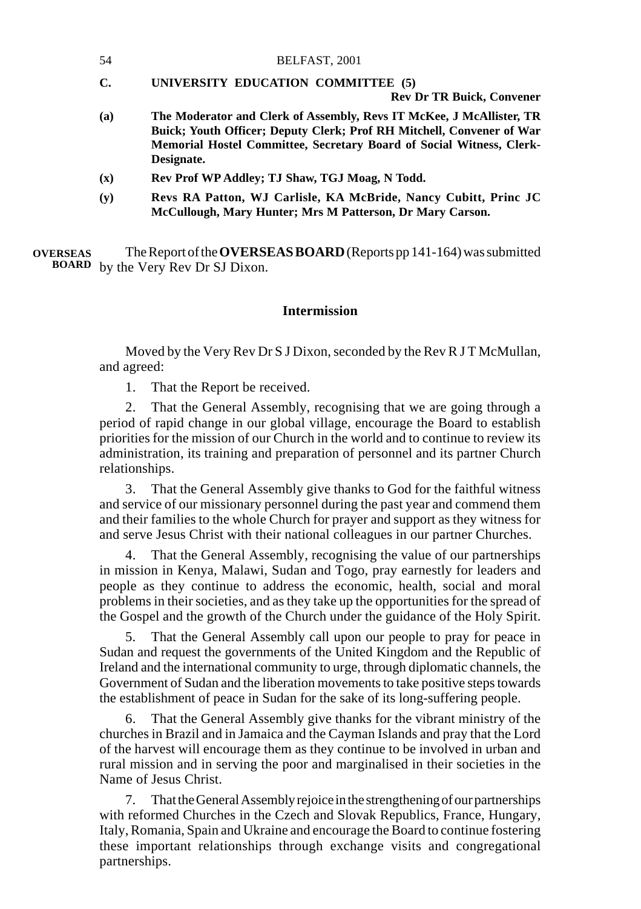**C. UNIVERSITY EDUCATION COMMITTEE (5)**

**Rev Dr TR Buick, Convener**

**(a)** **The Moderator and Clerk of Assembly, Revs IT McKee, J McAllister, TR Buick; Youth Officer; Deputy Clerk; Prof RH Mitchell, Convener of War Memorial Hostel Committee, Secretary Board of Social Witness, Clerk-Designate.**

**(x)** **Rev Prof WP Addley; TJ Shaw, TGJ Moag, N Todd.**

**(y)** **Revs RA Patton, WJ Carlisle, KA McBride, Nancy Cubitt, Princ JC McCullough, Mary Hunter; Mrs M Patterson, Dr Mary Carson.**

**OVERSEAS BOARD** The Report of the **OVERSEAS BOARD** (Reports pp 141-164) was submitted by the Very Rev Dr SJ Dixon.

**Intermission**

Moved by the Very Rev Dr S J Dixon, seconded by the Rev R J T McMullan, and agreed:

1. That the Report be received.

2. That the General Assembly, recognising that we are going through a period of rapid change in our global village, encourage the Board to establish priorities for the mission of our Church in the world and to continue to review its administration, its training and preparation of personnel and its partner Church relationships.

3. That the General Assembly give thanks to God for the faithful witness and service of our missionary personnel during the past year and commend them and their families to the whole Church for prayer and support as they witness for and serve Jesus Christ with their national colleagues in our partner Churches.

4. That the General Assembly, recognising the value of our partnerships in mission in Kenya, Malawi, Sudan and Togo, pray earnestly for leaders and people as they continue to address the economic, health, social and moral problems in their societies, and as they take up the opportunities for the spread of the Gospel and the growth of the Church under the guidance of the Holy Spirit.

5. That the General Assembly call upon our people to pray for peace in Sudan and request the governments of the United Kingdom and the Republic of Ireland and the international community to urge, through diplomatic channels, the Government of Sudan and the liberation movements to take positive steps towards the establishment of peace in Sudan for the sake of its long-suffering people.

6. That the General Assembly give thanks for the vibrant ministry of the churches in Brazil and in Jamaica and the Cayman Islands and pray that the Lord of the harvest will encourage them as they continue to be involved in urban and rural mission and in serving the poor and marginalised in their societies in the Name of Jesus Christ.

7. That the General Assembly rejoice in the strengthening of our partnerships with reformed Churches in the Czech and Slovak Republics, France, Hungary, Italy, Romania, Spain and Ukraine and encourage the Board to continue fostering these important relationships through exchange visits and congregational partnerships.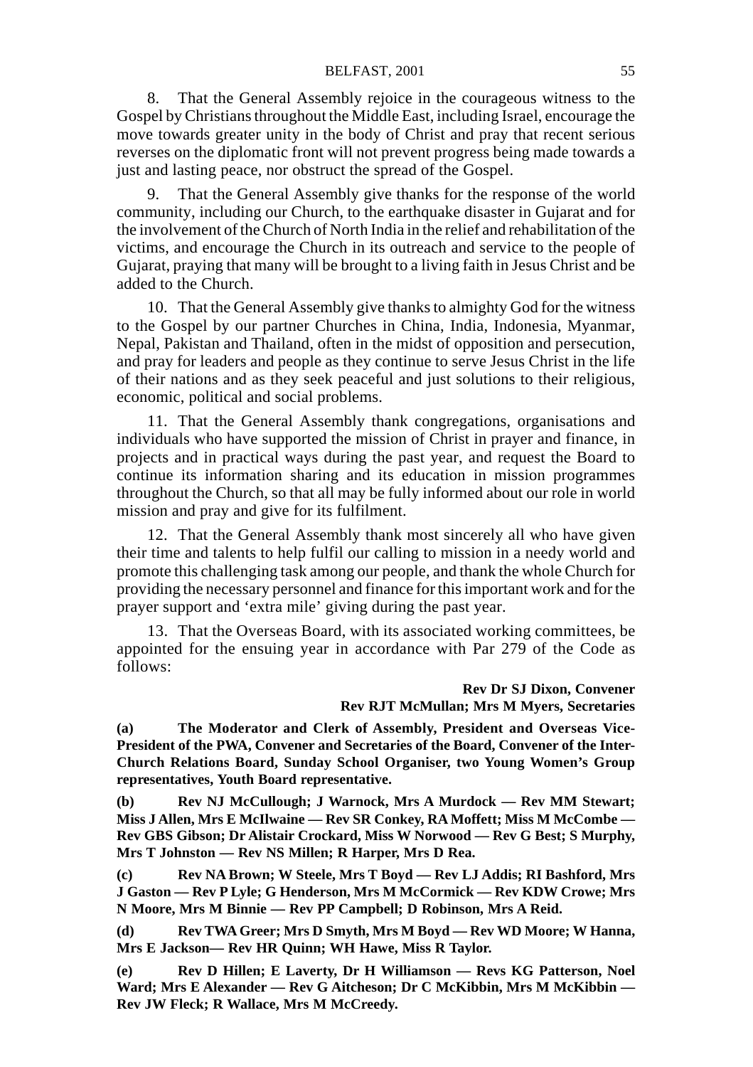8. That the General Assembly rejoice in the courageous witness to the Gospel by Christians throughout the Middle East, including Israel, encourage the move towards greater unity in the body of Christ and pray that recent serious reverses on the diplomatic front will not prevent progress being made towards a just and lasting peace, nor obstruct the spread of the Gospel.

9. That the General Assembly give thanks for the response of the world community, including our Church, to the earthquake disaster in Gujarat and for the involvement of the Church of North India in the relief and rehabilitation of the victims, and encourage the Church in its outreach and service to the people of Gujarat, praying that many will be brought to a living faith in Jesus Christ and be added to the Church.

10. That the General Assembly give thanks to almighty God for the witness to the Gospel by our partner Churches in China, India, Indonesia, Myanmar, Nepal, Pakistan and Thailand, often in the midst of opposition and persecution, and pray for leaders and people as they continue to serve Jesus Christ in the life of their nations and as they seek peaceful and just solutions to their religious, economic, political and social problems.

11. That the General Assembly thank congregations, organisations and individuals who have supported the mission of Christ in prayer and finance, in projects and in practical ways during the past year, and request the Board to continue its information sharing and its education in mission programmes throughout the Church, so that all may be fully informed about our role in world mission and pray and give for its fulfilment.

12. That the General Assembly thank most sincerely all who have given their time and talents to help fulfil our calling to mission in a needy world and promote this challenging task among our people, and thank the whole Church for providing the necessary personnel and finance for this important work and for the prayer support and 'extra mile' giving during the past year.

13. That the Overseas Board, with its associated working committees, be appointed for the ensuing year in accordance with Par 279 of the Code as follows:

**Rev Dr SJ Dixon, Convener**
**Rev RJT McMullan; Mrs M Myers, Secretaries**

**(a) The Moderator and Clerk of Assembly, President and Overseas Vice-President of the PWA, Convener and Secretaries of the Board, Convener of the Inter-Church Relations Board, Sunday School Organiser, two Young Women's Group representatives, Youth Board representative.**

**(b) Rev NJ McCullough; J Warnock, Mrs A Murdock — Rev MM Stewart; Miss J Allen, Mrs E McIlwaine — Rev SR Conkey, RA Moffett; Miss M McCombe — Rev GBS Gibson; Dr Alistair Crockard, Miss W Norwood — Rev G Best; S Murphy, Mrs T Johnston — Rev NS Millen; R Harper, Mrs D Rea.**

**(c) Rev NA Brown; W Steele, Mrs T Boyd — Rev LJ Addis; RI Bashford, Mrs J Gaston — Rev P Lyle; G Henderson, Mrs M McCormick — Rev KDW Crowe; Mrs N Moore, Mrs M Binnie — Rev PP Campbell; D Robinson, Mrs A Reid.**

**(d) Rev TWA Greer; Mrs D Smyth, Mrs M Boyd — Rev WD Moore; W Hanna, Mrs E Jackson— Rev HR Quinn; WH Hawe, Miss R Taylor.**

**(e) Rev D Hillen; E Laverty, Dr H Williamson — Revs KG Patterson, Noel Ward; Mrs E Alexander — Rev G Aitcheson; Dr C McKibbin, Mrs M McKibbin — Rev JW Fleck; R Wallace, Mrs M McCreedy.**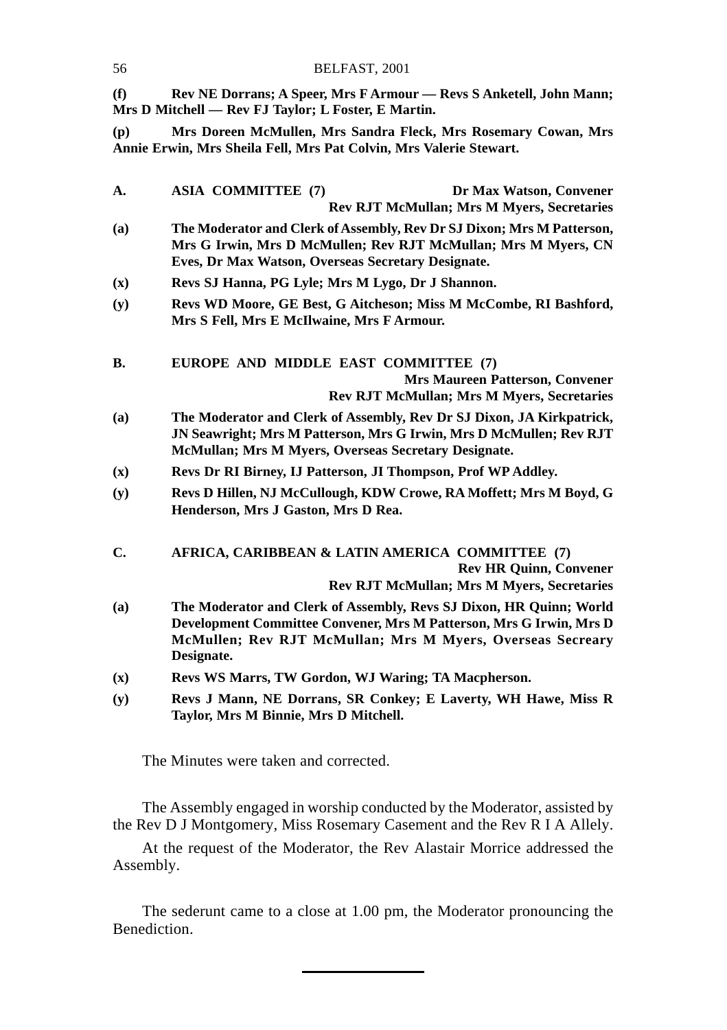**(f) Rev NE Dorrans; A Speer, Mrs F Armour — Revs S Anketell, John Mann; Mrs D Mitchell — Rev FJ Taylor; L Foster, E Martin.**

**(p) Mrs Doreen McMullen, Mrs Sandra Fleck, Mrs Rosemary Cowan, Mrs Annie Erwin, Mrs Sheila Fell, Mrs Pat Colvin, Mrs Valerie Stewart.**

**A. ASIA COMMITTEE (7)** **Dr Max Watson, Convener**
**Rev RJT McMullan; Mrs M Myers, Secretaries**

**(a) The Moderator and Clerk of Assembly, Rev Dr SJ Dixon; Mrs M Patterson, Mrs G Irwin, Mrs D McMullen; Rev RJT McMullan; Mrs M Myers, CN Eves, Dr Max Watson, Overseas Secretary Designate.**

**(x) Revs SJ Hanna, PG Lyle; Mrs M Lygo, Dr J Shannon.**

**(y) Revs WD Moore, GE Best, G Aitcheson; Miss M McCombe, RI Bashford, Mrs S Fell, Mrs E McIlwaine, Mrs F Armour.**

**B. EUROPE AND MIDDLE EAST COMMITTEE (7)**
**Mrs Maureen Patterson, Convener**
**Rev RJT McMullan; Mrs M Myers, Secretaries**

**(a) The Moderator and Clerk of Assembly, Rev Dr SJ Dixon, JA Kirkpatrick, JN Seawright; Mrs M Patterson, Mrs G Irwin, Mrs D McMullen; Rev RJT McMullan; Mrs M Myers, Overseas Secretary Designate.**

**(x) Revs Dr RI Birney, IJ Patterson, JI Thompson, Prof WP Addley.**

**(y) Revs D Hillen, NJ McCullough, KDW Crowe, RA Moffett; Mrs M Boyd, G Henderson, Mrs J Gaston, Mrs D Rea.**

**C. AFRICA, CARIBBEAN & LATIN AMERICA COMMITTEE (7)**
**Rev HR Quinn, Convener**
**Rev RJT McMullan; Mrs M Myers, Secretaries**

**(a) The Moderator and Clerk of Assembly, Revs SJ Dixon, HR Quinn; World Development Committee Convener, Mrs M Patterson, Mrs G Irwin, Mrs D McMullen; Rev RJT McMullan; Mrs M Myers, Overseas Secreary Designate.**

**(x) Revs WS Marrs, TW Gordon, WJ Waring; TA Macpherson.**

**(y) Revs J Mann, NE Dorrans, SR Conkey; E Laverty, WH Hawe, Miss R Taylor, Mrs M Binnie, Mrs D Mitchell.**

The Minutes were taken and corrected.

The Assembly engaged in worship conducted by the Moderator, assisted by the Rev D J Montgomery, Miss Rosemary Casement and the Rev R I A Allely.

At the request of the Moderator, the Rev Alastair Morrice addressed the Assembly.

The sederunt came to a close at 1.00 pm, the Moderator pronouncing the Benediction.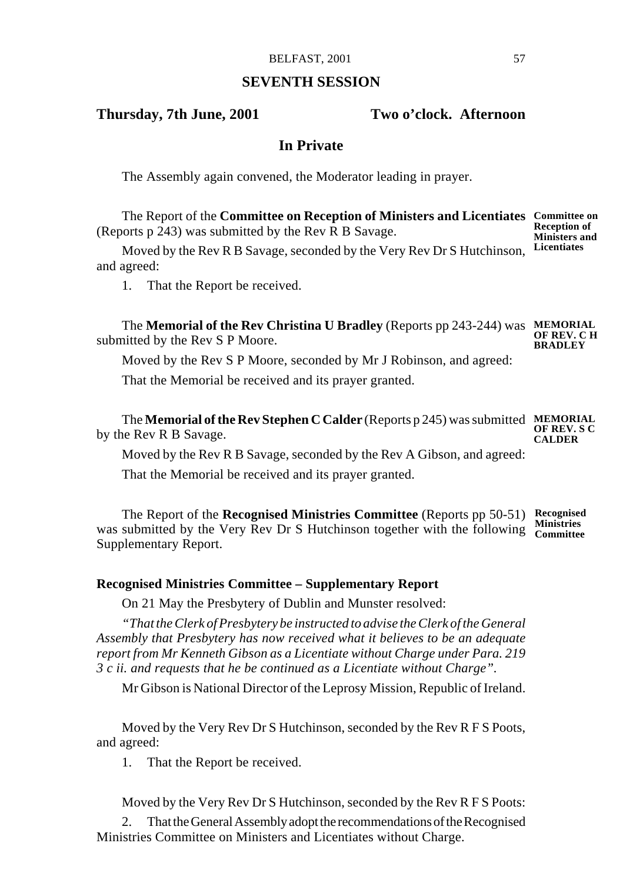## SEVENTH SESSION

**Thursday, 7th June, 2001** **Two o'clock. Afternoon**

### In Private

The Assembly again convened, the Moderator leading in prayer.

**Committee on Reception of Ministers and Licentiates**

The Report of the **Committee on Reception of Ministers and Licentiates** (Reports p 243) was submitted by the Rev R B Savage.

Moved by the Rev R B Savage, seconded by the Very Rev Dr S Hutchinson, and agreed:

1. That the Report be received.

**MEMORIAL OF REV. C H BRADLEY**

The **Memorial of the Rev Christina U Bradley** (Reports pp 243-244) was submitted by the Rev S P Moore.

Moved by the Rev S P Moore, seconded by Mr J Robinson, and agreed:

That the Memorial be received and its prayer granted.

**MEMORIAL OF REV. S C CALDER**

The **Memorial of the Rev Stephen C Calder** (Reports p 245) was submitted by the Rev R B Savage.

Moved by the Rev R B Savage, seconded by the Rev A Gibson, and agreed:

That the Memorial be received and its prayer granted.

**Recognised Ministries Committee**

The Report of the **Recognised Ministries Committee** (Reports pp 50-51) was submitted by the Very Rev Dr S Hutchinson together with the following Supplementary Report.

**Recognised Ministries Committee – Supplementary Report**

On 21 May the Presbytery of Dublin and Munster resolved:

*"That the Clerk of Presbytery be instructed to advise the Clerk of the General Assembly that Presbytery has now received what it believes to be an adequate report from Mr Kenneth Gibson as a Licentiate without Charge under Para. 219 3 c ii. and requests that he be continued as a Licentiate without Charge".*

Mr Gibson is National Director of the Leprosy Mission, Republic of Ireland.

Moved by the Very Rev Dr S Hutchinson, seconded by the Rev R F S Poots, and agreed:

1. That the Report be received.

Moved by the Very Rev Dr S Hutchinson, seconded by the Rev R F S Poots:

2. That the General Assembly adopt the recommendations of the Recognised Ministries Committee on Ministers and Licentiates without Charge.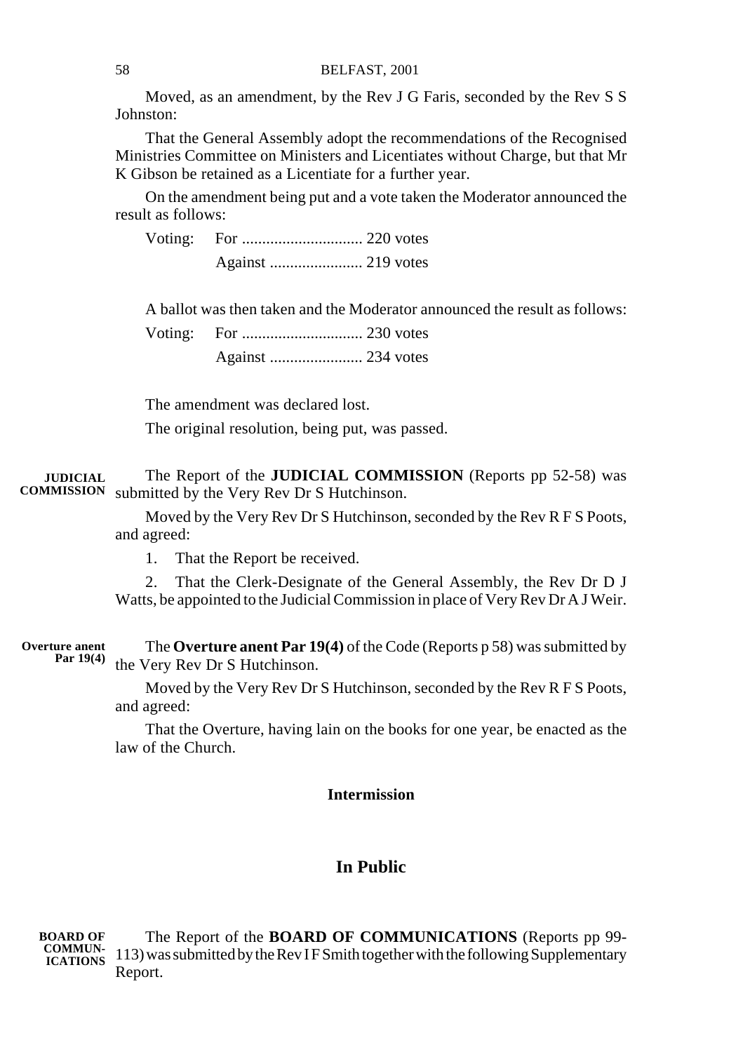Moved, as an amendment, by the Rev J G Faris, seconded by the Rev S S Johnston:

That the General Assembly adopt the recommendations of the Recognised Ministries Committee on Ministers and Licentiates without Charge, but that Mr K Gibson be retained as a Licentiate for a further year.

On the amendment being put and a vote taken the Moderator announced the result as follows:

Voting: For .............................. 220 votes
Against ....................... 219 votes

A ballot was then taken and the Moderator announced the result as follows:

Voting: For .............................. 230 votes
Against ....................... 234 votes

The amendment was declared lost.

The original resolution, being put, was passed.

**JUDICIAL COMMISSION**

The Report of the **JUDICIAL COMMISSION** (Reports pp 52-58) was submitted by the Very Rev Dr S Hutchinson.

Moved by the Very Rev Dr S Hutchinson, seconded by the Rev R F S Poots, and agreed:

1. That the Report be received.

2. That the Clerk-Designate of the General Assembly, the Rev Dr D J Watts, be appointed to the Judicial Commission in place of Very Rev Dr A J Weir.

**Overture anent Par 19(4)**

The **Overture anent Par 19(4)** of the Code (Reports p 58) was submitted by the Very Rev Dr S Hutchinson.

Moved by the Very Rev Dr S Hutchinson, seconded by the Rev R F S Poots, and agreed:

That the Overture, having lain on the books for one year, be enacted as the law of the Church.

**Intermission**

## In Public

**BOARD OF COMMUNICATIONS**

The Report of the **BOARD OF COMMUNICATIONS** (Reports pp 99-113) was submitted by the Rev I F Smith together with the following Supplementary Report.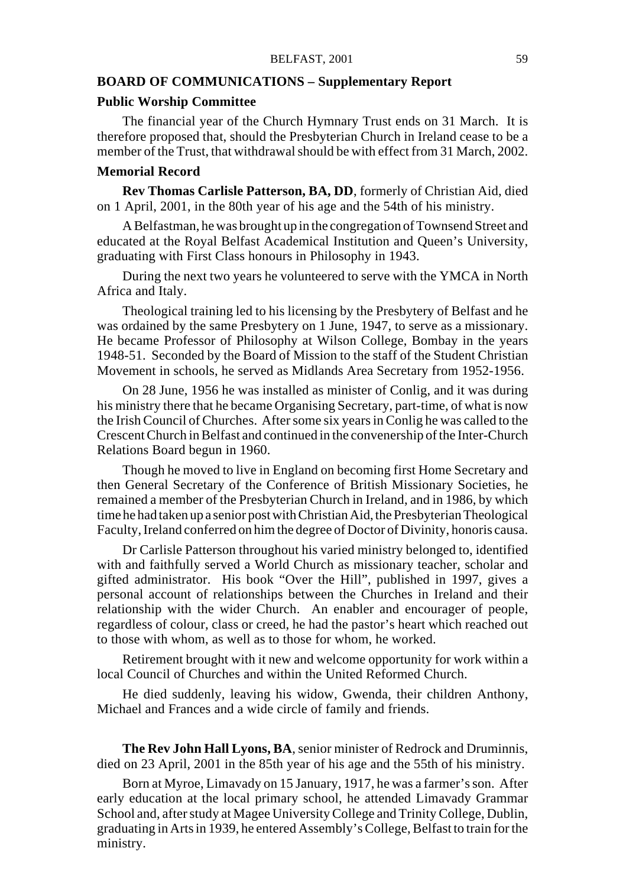## BOARD OF COMMUNICATIONS – Supplementary Report

### Public Worship Committee

The financial year of the Church Hymnary Trust ends on 31 March. It is therefore proposed that, should the Presbyterian Church in Ireland cease to be a member of the Trust, that withdrawal should be with effect from 31 March, 2002.

### Memorial Record

**Rev Thomas Carlisle Patterson, BA, DD**, formerly of Christian Aid, died on 1 April, 2001, in the 80th year of his age and the 54th of his ministry.

A Belfastman, he was brought up in the congregation of Townsend Street and educated at the Royal Belfast Academical Institution and Queen's University, graduating with First Class honours in Philosophy in 1943.

During the next two years he volunteered to serve with the YMCA in North Africa and Italy.

Theological training led to his licensing by the Presbytery of Belfast and he was ordained by the same Presbytery on 1 June, 1947, to serve as a missionary. He became Professor of Philosophy at Wilson College, Bombay in the years 1948-51. Seconded by the Board of Mission to the staff of the Student Christian Movement in schools, he served as Midlands Area Secretary from 1952-1956.

On 28 June, 1956 he was installed as minister of Conlig, and it was during his ministry there that he became Organising Secretary, part-time, of what is now the Irish Council of Churches. After some six years in Conlig he was called to the Crescent Church in Belfast and continued in the convenership of the Inter-Church Relations Board begun in 1960.

Though he moved to live in England on becoming first Home Secretary and then General Secretary of the Conference of British Missionary Societies, he remained a member of the Presbyterian Church in Ireland, and in 1986, by which time he had taken up a senior post with Christian Aid, the Presbyterian Theological Faculty, Ireland conferred on him the degree of Doctor of Divinity, honoris causa.

Dr Carlisle Patterson throughout his varied ministry belonged to, identified with and faithfully served a World Church as missionary teacher, scholar and gifted administrator. His book "Over the Hill", published in 1997, gives a personal account of relationships between the Churches in Ireland and their relationship with the wider Church. An enabler and encourager of people, regardless of colour, class or creed, he had the pastor's heart which reached out to those with whom, as well as to those for whom, he worked.

Retirement brought with it new and welcome opportunity for work within a local Council of Churches and within the United Reformed Church.

He died suddenly, leaving his widow, Gwenda, their children Anthony, Michael and Frances and a wide circle of family and friends.

**The Rev John Hall Lyons, BA**, senior minister of Redrock and Druminnis, died on 23 April, 2001 in the 85th year of his age and the 55th of his ministry.

Born at Myroe, Limavady on 15 January, 1917, he was a farmer's son. After early education at the local primary school, he attended Limavady Grammar School and, after study at Magee University College and Trinity College, Dublin, graduating in Arts in 1939, he entered Assembly's College, Belfast to train for the ministry.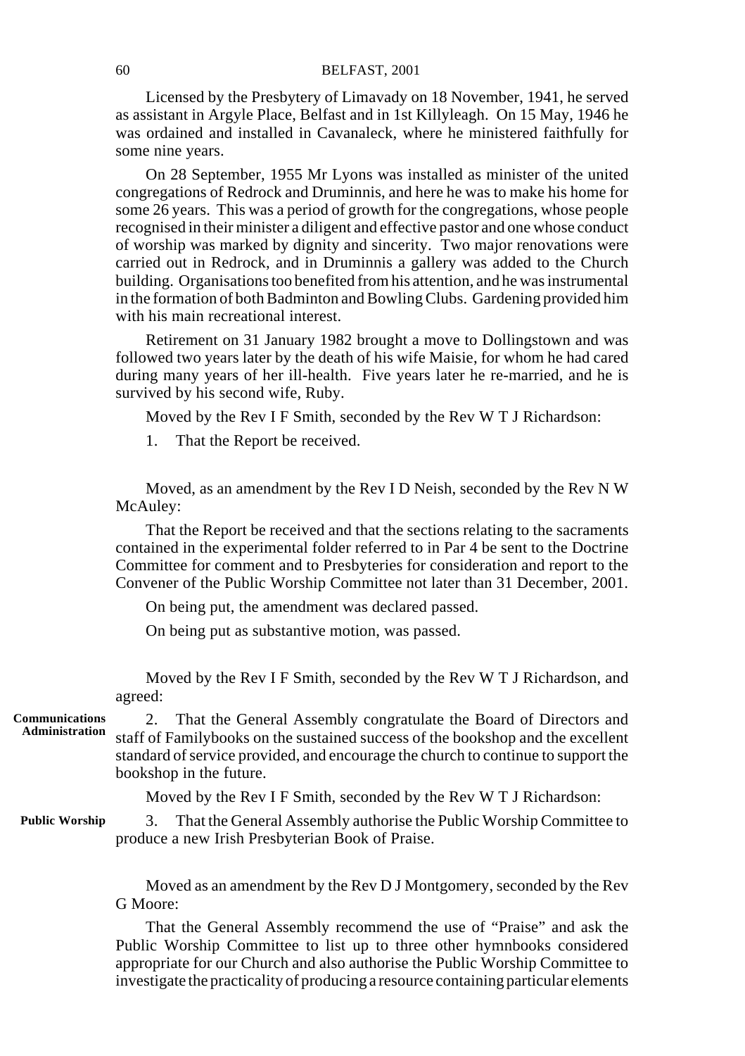Licensed by the Presbytery of Limavady on 18 November, 1941, he served as assistant in Argyle Place, Belfast and in 1st Killyleagh. On 15 May, 1946 he was ordained and installed in Cavanaleck, where he ministered faithfully for some nine years.

On 28 September, 1955 Mr Lyons was installed as minister of the united congregations of Redrock and Druminnis, and here he was to make his home for some 26 years. This was a period of growth for the congregations, whose people recognised in their minister a diligent and effective pastor and one whose conduct of worship was marked by dignity and sincerity. Two major renovations were carried out in Redrock, and in Druminnis a gallery was added to the Church building. Organisations too benefited from his attention, and he was instrumental in the formation of both Badminton and Bowling Clubs. Gardening provided him with his main recreational interest.

Retirement on 31 January 1982 brought a move to Dollingstown and was followed two years later by the death of his wife Maisie, for whom he had cared during many years of her ill-health. Five years later he re-married, and he is survived by his second wife, Ruby.

Moved by the Rev I F Smith, seconded by the Rev W T J Richardson:

1. That the Report be received.

Moved, as an amendment by the Rev I D Neish, seconded by the Rev N W McAuley:

That the Report be received and that the sections relating to the sacraments contained in the experimental folder referred to in Par 4 be sent to the Doctrine Committee for comment and to Presbyteries for consideration and report to the Convener of the Public Worship Committee not later than 31 December, 2001.

On being put, the amendment was declared passed.

On being put as substantive motion, was passed.

Moved by the Rev I F Smith, seconded by the Rev W T J Richardson, and agreed:

**Communications Administration**

2. That the General Assembly congratulate the Board of Directors and staff of Familybooks on the sustained success of the bookshop and the excellent standard of service provided, and encourage the church to continue to support the bookshop in the future.

Moved by the Rev I F Smith, seconded by the Rev W T J Richardson:

**Public Worship**

3. That the General Assembly authorise the Public Worship Committee to produce a new Irish Presbyterian Book of Praise.

Moved as an amendment by the Rev D J Montgomery, seconded by the Rev G Moore:

That the General Assembly recommend the use of "Praise" and ask the Public Worship Committee to list up to three other hymnbooks considered appropriate for our Church and also authorise the Public Worship Committee to investigate the practicality of producing a resource containing particular elements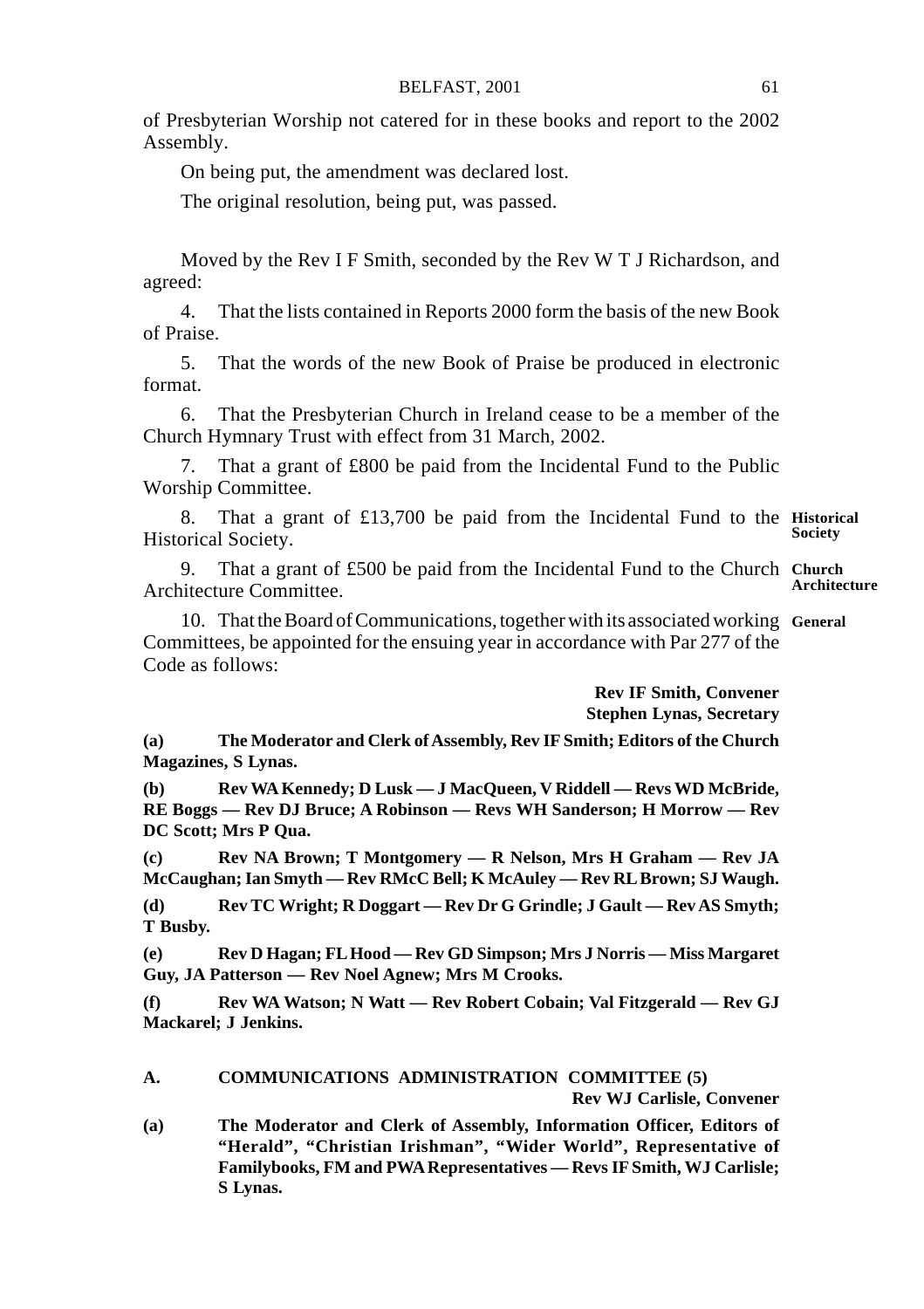of Presbyterian Worship not catered for in these books and report to the 2002 Assembly.

On being put, the amendment was declared lost.

The original resolution, being put, was passed.

Moved by the Rev I F Smith, seconded by the Rev W T J Richardson, and agreed:

4. That the lists contained in Reports 2000 form the basis of the new Book of Praise.

5. That the words of the new Book of Praise be produced in electronic format.

6. That the Presbyterian Church in Ireland cease to be a member of the Church Hymnary Trust with effect from 31 March, 2002.

7. That a grant of £800 be paid from the Incidental Fund to the Public Worship Committee.

**Historical Society**

8. That a grant of £13,700 be paid from the Incidental Fund to the Historical Society.

**Church Architecture**

9. That a grant of £500 be paid from the Incidental Fund to the Church Architecture Committee.

**General**

10. That the Board of Communications, together with its associated working Committees, be appointed for the ensuing year in accordance with Par 277 of the Code as follows:

**Rev IF Smith, Convener**
**Stephen Lynas, Secretary**

**(a) The Moderator and Clerk of Assembly, Rev IF Smith; Editors of the Church Magazines, S Lynas.**

**(b) Rev WA Kennedy; D Lusk — J MacQueen, V Riddell — Revs WD McBride, RE Boggs — Rev DJ Bruce; A Robinson — Revs WH Sanderson; H Morrow — Rev DC Scott; Mrs P Qua.**

**(c) Rev NA Brown; T Montgomery — R Nelson, Mrs H Graham — Rev JA McCaughan; Ian Smyth — Rev RMcC Bell; K McAuley — Rev RL Brown; SJ Waugh.**

**(d) Rev TC Wright; R Doggart — Rev Dr G Grindle; J Gault — Rev AS Smyth; T Busby.**

**(e) Rev D Hagan; FL Hood — Rev GD Simpson; Mrs J Norris — Miss Margaret Guy, JA Patterson — Rev Noel Agnew; Mrs M Crooks.**

**(f) Rev WA Watson; N Watt — Rev Robert Cobain; Val Fitzgerald — Rev GJ Mackarel; J Jenkins.**

**A. COMMUNICATIONS ADMINISTRATION COMMITTEE (5)**

**Rev WJ Carlisle, Convener**

**(a) The Moderator and Clerk of Assembly, Information Officer, Editors of "Herald", "Christian Irishman", "Wider World", Representative of Familybooks, FM and PWA Representatives — Revs IF Smith, WJ Carlisle; S Lynas.**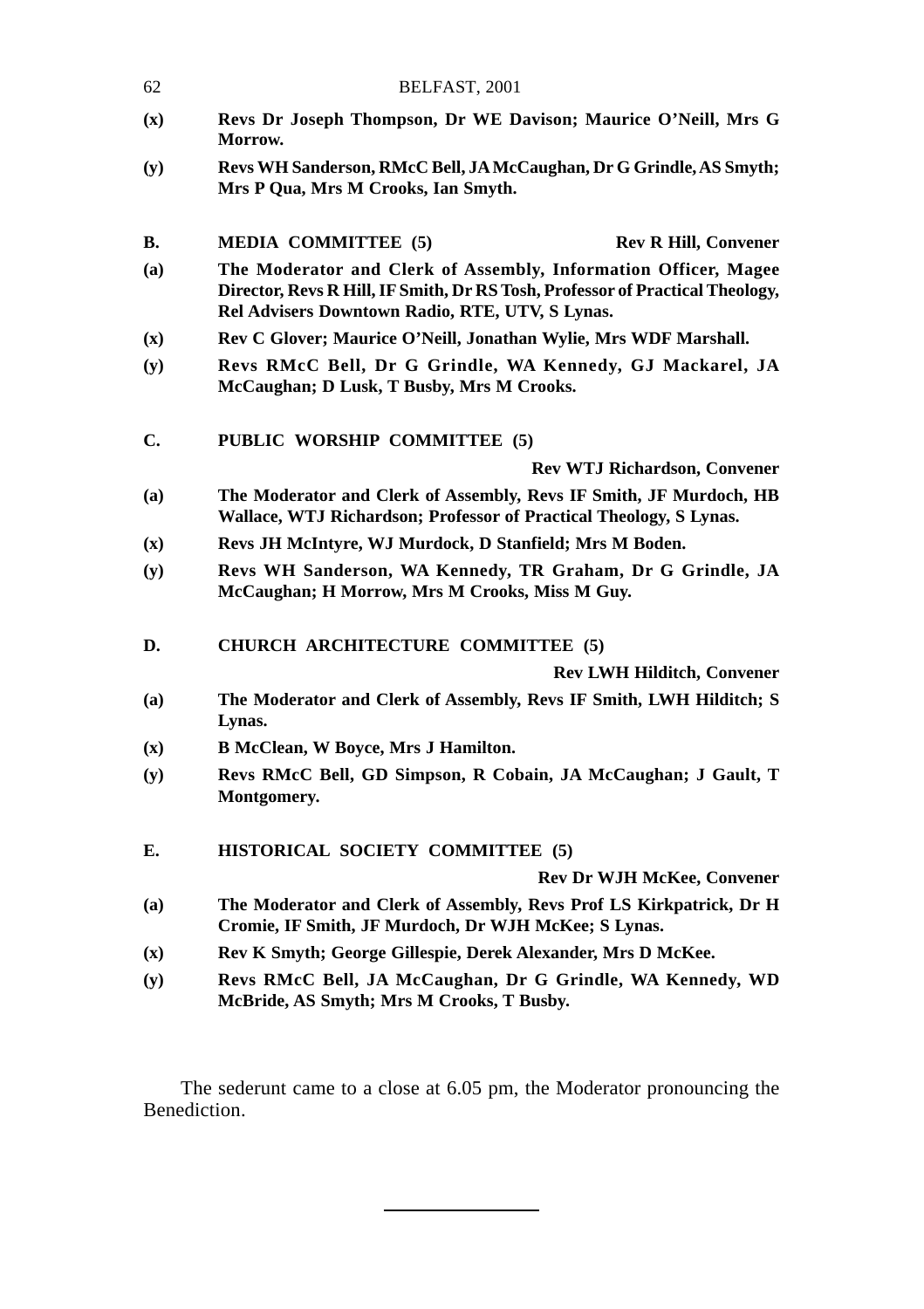**(x)** **Revs Dr Joseph Thompson, Dr WE Davison; Maurice O'Neill, Mrs G Morrow.**

**(y)** **Revs WH Sanderson, RMcC Bell, JA McCaughan, Dr G Grindle, AS Smyth; Mrs P Qua, Mrs M Crooks, Ian Smyth.**

**B. MEDIA COMMITTEE (5)** **Rev R Hill, Convener**

**(a)** **The Moderator and Clerk of Assembly, Information Officer, Magee Director, Revs R Hill, IF Smith, Dr RS Tosh, Professor of Practical Theology, Rel Advisers Downtown Radio, RTE, UTV, S Lynas.**

**(x)** **Rev C Glover; Maurice O'Neill, Jonathan Wylie, Mrs WDF Marshall.**

**(y)** **Revs RMcC Bell, Dr G Grindle, WA Kennedy, GJ Mackarel, JA McCaughan; D Lusk, T Busby, Mrs M Crooks.**

**C. PUBLIC WORSHIP COMMITTEE (5)**

**Rev WTJ Richardson, Convener**

**(a)** **The Moderator and Clerk of Assembly, Revs IF Smith, JF Murdoch, HB Wallace, WTJ Richardson; Professor of Practical Theology, S Lynas.**

**(x)** **Revs JH McIntyre, WJ Murdock, D Stanfield; Mrs M Boden.**

**(y)** **Revs WH Sanderson, WA Kennedy, TR Graham, Dr G Grindle, JA McCaughan; H Morrow, Mrs M Crooks, Miss M Guy.**

**D. CHURCH ARCHITECTURE COMMITTEE (5)**

**Rev LWH Hilditch, Convener**

**(a)** **The Moderator and Clerk of Assembly, Revs IF Smith, LWH Hilditch; S Lynas.**

**(x)** **B McClean, W Boyce, Mrs J Hamilton.**

**(y)** **Revs RMcC Bell, GD Simpson, R Cobain, JA McCaughan; J Gault, T Montgomery.**

**E. HISTORICAL SOCIETY COMMITTEE (5)**

**Rev Dr WJH McKee, Convener**

**(a)** **The Moderator and Clerk of Assembly, Revs Prof LS Kirkpatrick, Dr H Cromie, IF Smith, JF Murdoch, Dr WJH McKee; S Lynas.**

**(x)** **Rev K Smyth; George Gillespie, Derek Alexander, Mrs D McKee.**

**(y)** **Revs RMcC Bell, JA McCaughan, Dr G Grindle, WA Kennedy, WD McBride, AS Smyth; Mrs M Crooks, T Busby.**

The sederunt came to a close at 6.05 pm, the Moderator pronouncing the Benediction.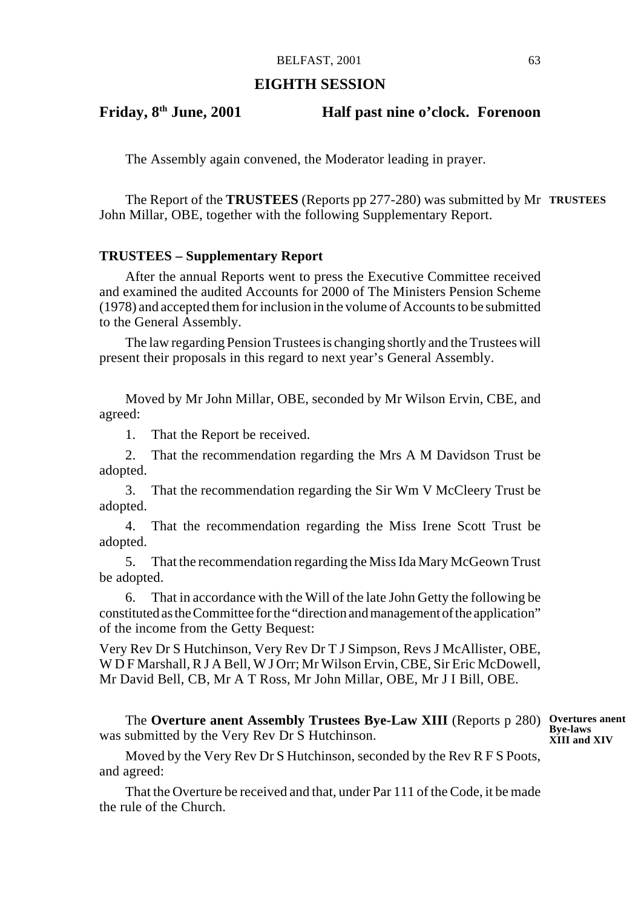## EIGHTH SESSION

**Friday, 8th June, 2001 Half past nine o'clock. Forenoon**

The Assembly again convened, the Moderator leading in prayer.

**TRUSTEES**

The Report of the **TRUSTEES** (Reports pp 277-280) was submitted by Mr John Millar, OBE, together with the following Supplementary Report.

### TRUSTEES – Supplementary Report

After the annual Reports went to press the Executive Committee received and examined the audited Accounts for 2000 of The Ministers Pension Scheme (1978) and accepted them for inclusion in the volume of Accounts to be submitted to the General Assembly.

The law regarding Pension Trustees is changing shortly and the Trustees will present their proposals in this regard to next year's General Assembly.

Moved by Mr John Millar, OBE, seconded by Mr Wilson Ervin, CBE, and agreed:

1. That the Report be received.

2. That the recommendation regarding the Mrs A M Davidson Trust be adopted.

3. That the recommendation regarding the Sir Wm V McCleery Trust be adopted.

4. That the recommendation regarding the Miss Irene Scott Trust be adopted.

5. That the recommendation regarding the Miss Ida Mary McGeown Trust be adopted.

6. That in accordance with the Will of the late John Getty the following be constituted as the Committee for the "direction and management of the application" of the income from the Getty Bequest:

Very Rev Dr S Hutchinson, Very Rev Dr T J Simpson, Revs J McAllister, OBE, W D F Marshall, R J A Bell, W J Orr; Mr Wilson Ervin, CBE, Sir Eric McDowell, Mr David Bell, CB, Mr A T Ross, Mr John Millar, OBE, Mr J I Bill, OBE.

**Overtures anent Bye-laws XIII and XIV**

The **Overture anent Assembly Trustees Bye-Law XIII** (Reports p 280) was submitted by the Very Rev Dr S Hutchinson.

Moved by the Very Rev Dr S Hutchinson, seconded by the Rev R F S Poots, and agreed:

That the Overture be received and that, under Par 111 of the Code, it be made the rule of the Church.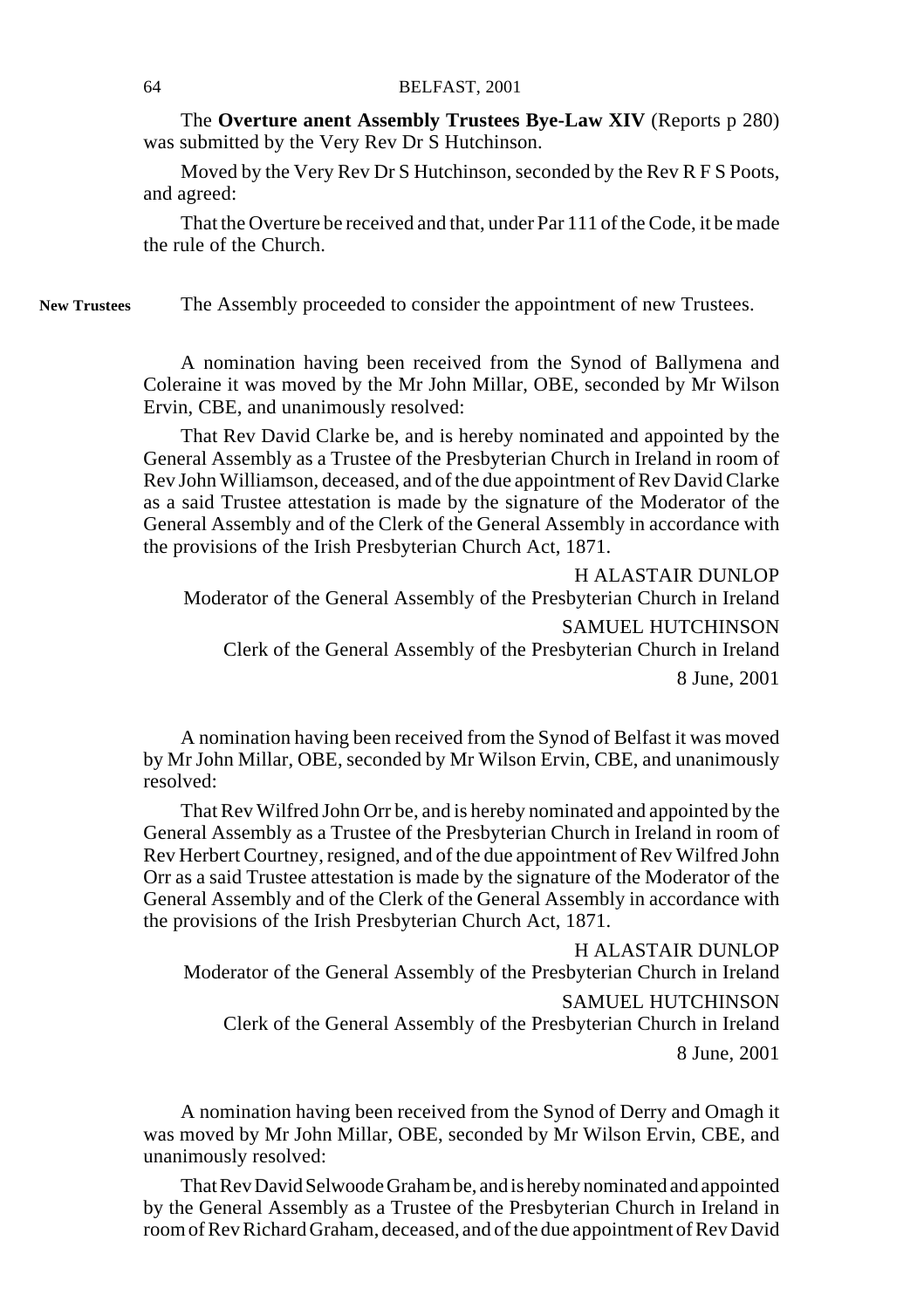The **Overture anent Assembly Trustees Bye-Law XIV** (Reports p 280) was submitted by the Very Rev Dr S Hutchinson.

Moved by the Very Rev Dr S Hutchinson, seconded by the Rev R F S Poots, and agreed:

That the Overture be received and that, under Par 111 of the Code, it be made the rule of the Church.

**New Trustees** The Assembly proceeded to consider the appointment of new Trustees.

A nomination having been received from the Synod of Ballymena and Coleraine it was moved by the Mr John Millar, OBE, seconded by Mr Wilson Ervin, CBE, and unanimously resolved:

That Rev David Clarke be, and is hereby nominated and appointed by the General Assembly as a Trustee of the Presbyterian Church in Ireland in room of Rev John Williamson, deceased, and of the due appointment of Rev David Clarke as a said Trustee attestation is made by the signature of the Moderator of the General Assembly and of the Clerk of the General Assembly in accordance with the provisions of the Irish Presbyterian Church Act, 1871.

H ALASTAIR DUNLOP
Moderator of the General Assembly of the Presbyterian Church in Ireland

SAMUEL HUTCHINSON
Clerk of the General Assembly of the Presbyterian Church in Ireland

8 June, 2001

A nomination having been received from the Synod of Belfast it was moved by Mr John Millar, OBE, seconded by Mr Wilson Ervin, CBE, and unanimously resolved:

That Rev Wilfred John Orr be, and is hereby nominated and appointed by the General Assembly as a Trustee of the Presbyterian Church in Ireland in room of Rev Herbert Courtney, resigned, and of the due appointment of Rev Wilfred John Orr as a said Trustee attestation is made by the signature of the Moderator of the General Assembly and of the Clerk of the General Assembly in accordance with the provisions of the Irish Presbyterian Church Act, 1871.

H ALASTAIR DUNLOP
Moderator of the General Assembly of the Presbyterian Church in Ireland

SAMUEL HUTCHINSON
Clerk of the General Assembly of the Presbyterian Church in Ireland

8 June, 2001

A nomination having been received from the Synod of Derry and Omagh it was moved by Mr John Millar, OBE, seconded by Mr Wilson Ervin, CBE, and unanimously resolved:

That Rev David Selwoode Graham be, and is hereby nominated and appointed by the General Assembly as a Trustee of the Presbyterian Church in Ireland in room of Rev Richard Graham, deceased, and of the due appointment of Rev David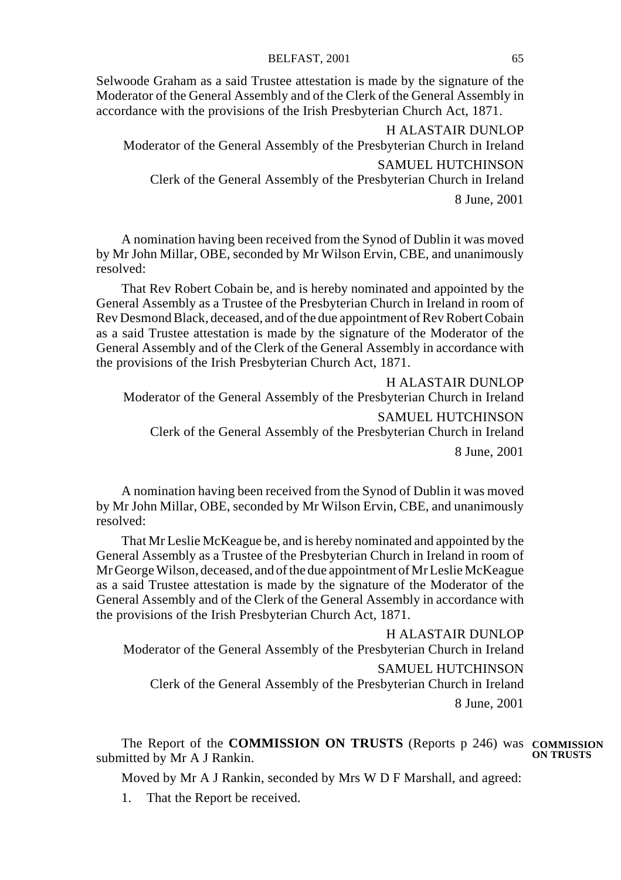Selwoode Graham as a said Trustee attestation is made by the signature of the Moderator of the General Assembly and of the Clerk of the General Assembly in accordance with the provisions of the Irish Presbyterian Church Act, 1871.

H ALASTAIR DUNLOP
Moderator of the General Assembly of the Presbyterian Church in Ireland

SAMUEL HUTCHINSON
Clerk of the General Assembly of the Presbyterian Church in Ireland

8 June, 2001

A nomination having been received from the Synod of Dublin it was moved by Mr John Millar, OBE, seconded by Mr Wilson Ervin, CBE, and unanimously resolved:

That Rev Robert Cobain be, and is hereby nominated and appointed by the General Assembly as a Trustee of the Presbyterian Church in Ireland in room of Rev Desmond Black, deceased, and of the due appointment of Rev Robert Cobain as a said Trustee attestation is made by the signature of the Moderator of the General Assembly and of the Clerk of the General Assembly in accordance with the provisions of the Irish Presbyterian Church Act, 1871.

H ALASTAIR DUNLOP
Moderator of the General Assembly of the Presbyterian Church in Ireland

SAMUEL HUTCHINSON
Clerk of the General Assembly of the Presbyterian Church in Ireland

8 June, 2001

A nomination having been received from the Synod of Dublin it was moved by Mr John Millar, OBE, seconded by Mr Wilson Ervin, CBE, and unanimously resolved:

That Mr Leslie McKeague be, and is hereby nominated and appointed by the General Assembly as a Trustee of the Presbyterian Church in Ireland in room of Mr George Wilson, deceased, and of the due appointment of Mr Leslie McKeague as a said Trustee attestation is made by the signature of the Moderator of the General Assembly and of the Clerk of the General Assembly in accordance with the provisions of the Irish Presbyterian Church Act, 1871.

H ALASTAIR DUNLOP
Moderator of the General Assembly of the Presbyterian Church in Ireland

SAMUEL HUTCHINSON
Clerk of the General Assembly of the Presbyterian Church in Ireland

8 June, 2001

**COMMISSION ON TRUSTS**

The Report of the **COMMISSION ON TRUSTS** (Reports p 246) was submitted by Mr A J Rankin.

Moved by Mr A J Rankin, seconded by Mrs W D F Marshall, and agreed:

1. That the Report be received.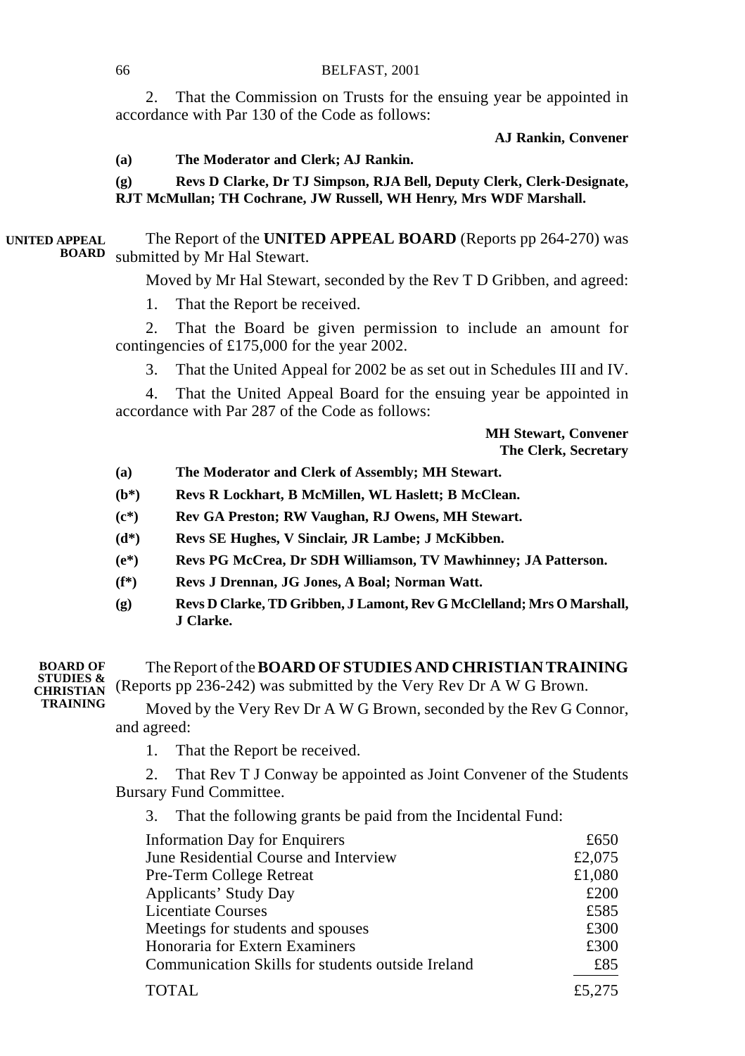2. That the Commission on Trusts for the ensuing year be appointed in accordance with Par 130 of the Code as follows:

**AJ Rankin, Convener**

**(a) The Moderator and Clerk; AJ Rankin.**

**(g) Revs D Clarke, Dr TJ Simpson, RJA Bell, Deputy Clerk, Clerk-Designate, RJT McMullan; TH Cochrane, JW Russell, WH Henry, Mrs WDF Marshall.**

**UNITED APPEAL BOARD**

The Report of the **UNITED APPEAL BOARD** (Reports pp 264-270) was submitted by Mr Hal Stewart.

Moved by Mr Hal Stewart, seconded by the Rev T D Gribben, and agreed:

1. That the Report be received.

2. That the Board be given permission to include an amount for contingencies of £175,000 for the year 2002.

3. That the United Appeal for 2002 be as set out in Schedules III and IV.

4. That the United Appeal Board for the ensuing year be appointed in accordance with Par 287 of the Code as follows:

**MH Stewart, Convener**
**The Clerk, Secretary**

**(a) The Moderator and Clerk of Assembly; MH Stewart.**

**(b\*) Revs R Lockhart, B McMillen, WL Haslett; B McClean.**

**(c\*) Rev GA Preston; RW Vaughan, RJ Owens, MH Stewart.**

**(d\*) Revs SE Hughes, V Sinclair, JR Lambe; J McKibben.**

**(e\*) Revs PG McCrea, Dr SDH Williamson, TV Mawhinney; JA Patterson.**

**(f\*) Revs J Drennan, JG Jones, A Boal; Norman Watt.**

**(g) Revs D Clarke, TD Gribben, J Lamont, Rev G McClelland; Mrs O Marshall, J Clarke.**

**BOARD OF STUDIES & CHRISTIAN TRAINING**

The Report of the **BOARD OF STUDIES AND CHRISTIAN TRAINING** (Reports pp 236-242) was submitted by the Very Rev Dr A W G Brown.

Moved by the Very Rev Dr A W G Brown, seconded by the Rev G Connor, and agreed:

1. That the Report be received.

2. That Rev T J Conway be appointed as Joint Convener of the Students Bursary Fund Committee.

3. That the following grants be paid from the Incidental Fund:

| | |
|---|---|
| Information Day for Enquirers | £650 |
| June Residential Course and Interview | £2,075 |
| Pre-Term College Retreat | £1,080 |
| Applicants' Study Day | £200 |
| Licentiate Courses | £585 |
| Meetings for students and spouses | £300 |
| Honoraria for Extern Examiners | £300 |
| Communication Skills for students outside Ireland | £85 |
| TOTAL | £5,275 |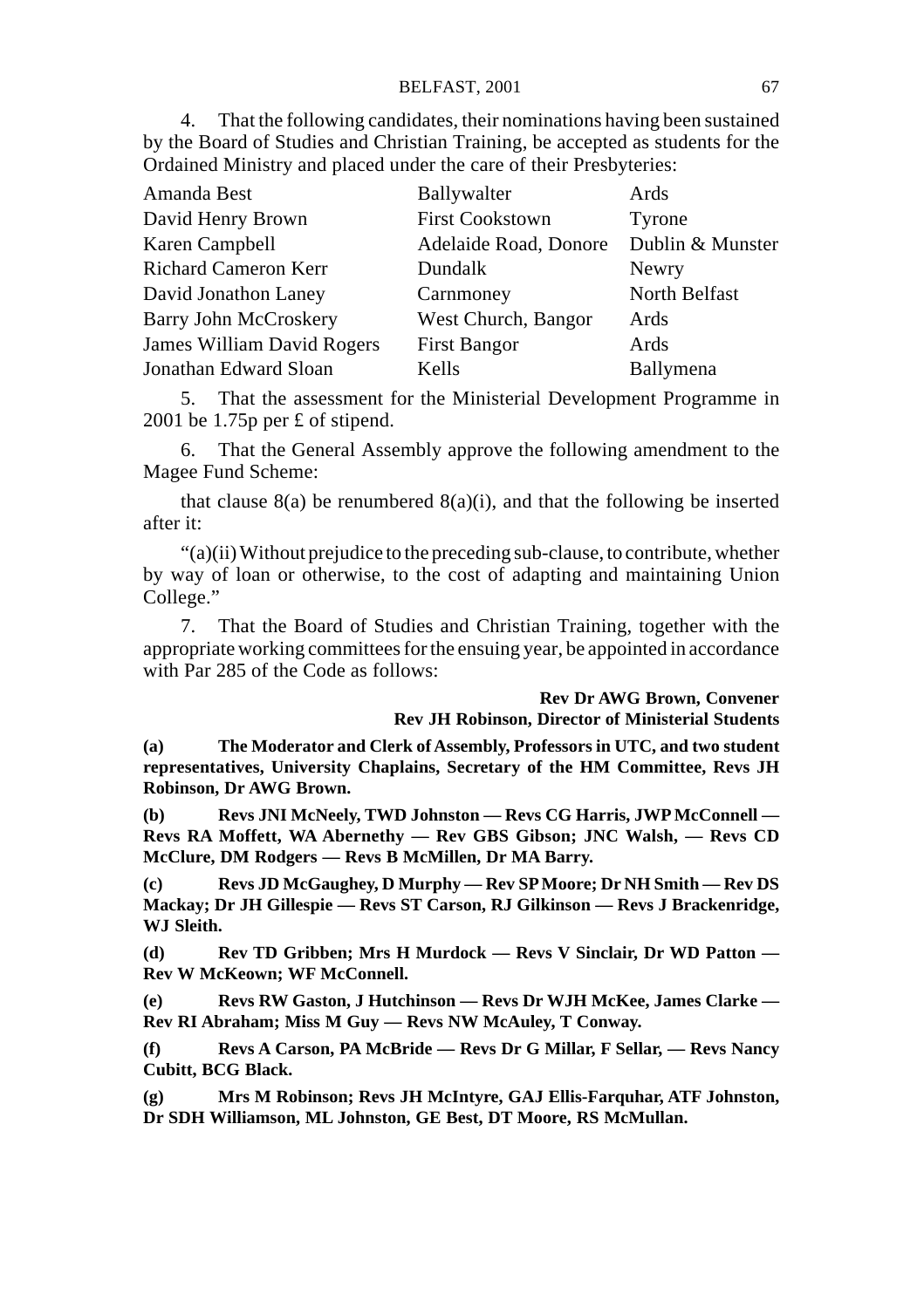4. That the following candidates, their nominations having been sustained by the Board of Studies and Christian Training, be accepted as students for the Ordained Ministry and placed under the care of their Presbyteries:

| | | |
|---|---|---|
| Amanda Best | Ballywalter | Ards |
| David Henry Brown | First Cookstown | Tyrone |
| Karen Campbell | Adelaide Road, Donore | Dublin & Munster |
| Richard Cameron Kerr | Dundalk | Newry |
| David Jonathon Laney | Carnmoney | North Belfast |
| Barry John McCroskery | West Church, Bangor | Ards |
| James William David Rogers | First Bangor | Ards |
| Jonathan Edward Sloan | Kells | Ballymena |

5. That the assessment for the Ministerial Development Programme in 2001 be 1.75p per £ of stipend.

6. That the General Assembly approve the following amendment to the Magee Fund Scheme:

that clause 8(a) be renumbered 8(a)(i), and that the following be inserted after it:

"(a)(ii) Without prejudice to the preceding sub-clause, to contribute, whether by way of loan or otherwise, to the cost of adapting and maintaining Union College."

7. That the Board of Studies and Christian Training, together with the appropriate working committees for the ensuing year, be appointed in accordance with Par 285 of the Code as follows:

**Rev Dr AWG Brown, Convener**
**Rev JH Robinson, Director of Ministerial Students**

**(a) The Moderator and Clerk of Assembly, Professors in UTC, and two student representatives, University Chaplains, Secretary of the HM Committee, Revs JH Robinson, Dr AWG Brown.**

**(b) Revs JNI McNeely, TWD Johnston — Revs CG Harris, JWP McConnell — Revs RA Moffett, WA Abernethy — Rev GBS Gibson; JNC Walsh, — Revs CD McClure, DM Rodgers — Revs B McMillen, Dr MA Barry.**

**(c) Revs JD McGaughey, D Murphy — Rev SP Moore; Dr NH Smith — Rev DS Mackay; Dr JH Gillespie — Revs ST Carson, RJ Gilkinson — Revs J Brackenridge, WJ Sleith.**

**(d) Rev TD Gribben; Mrs H Murdock — Revs V Sinclair, Dr WD Patton — Rev W McKeown; WF McConnell.**

**(e) Revs RW Gaston, J Hutchinson — Revs Dr WJH McKee, James Clarke — Rev RI Abraham; Miss M Guy — Revs NW McAuley, T Conway.**

**(f) Revs A Carson, PA McBride — Revs Dr G Millar, F Sellar, — Revs Nancy Cubitt, BCG Black.**

**(g) Mrs M Robinson; Revs JH McIntyre, GAJ Ellis-Farquhar, ATF Johnston, Dr SDH Williamson, ML Johnston, GE Best, DT Moore, RS McMullan.**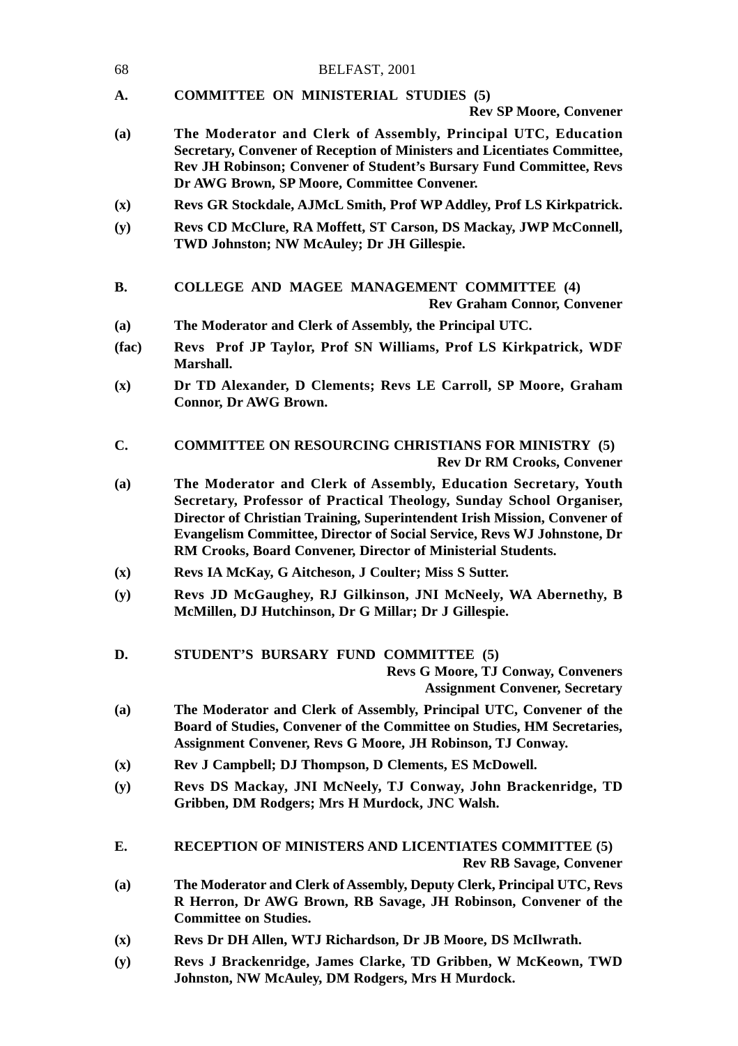**A. COMMITTEE ON MINISTERIAL STUDIES (5)**

**Rev SP Moore, Convener**

**(a)** **The Moderator and Clerk of Assembly, Principal UTC, Education Secretary, Convener of Reception of Ministers and Licentiates Committee, Rev JH Robinson; Convener of Student's Bursary Fund Committee, Revs Dr AWG Brown, SP Moore, Committee Convener.**

**(x)** **Revs GR Stockdale, AJMcL Smith, Prof WP Addley, Prof LS Kirkpatrick.**

**(y)** **Revs CD McClure, RA Moffett, ST Carson, DS Mackay, JWP McConnell, TWD Johnston; NW McAuley; Dr JH Gillespie.**

**B. COLLEGE AND MAGEE MANAGEMENT COMMITTEE (4)**

**Rev Graham Connor, Convener**

**(a)** **The Moderator and Clerk of Assembly, the Principal UTC.**

**(fac)** **Revs Prof JP Taylor, Prof SN Williams, Prof LS Kirkpatrick, WDF Marshall.**

**(x)** **Dr TD Alexander, D Clements; Revs LE Carroll, SP Moore, Graham Connor, Dr AWG Brown.**

**C. COMMITTEE ON RESOURCING CHRISTIANS FOR MINISTRY (5)**

**Rev Dr RM Crooks, Convener**

**(a)** **The Moderator and Clerk of Assembly, Education Secretary, Youth Secretary, Professor of Practical Theology, Sunday School Organiser, Director of Christian Training, Superintendent Irish Mission, Convener of Evangelism Committee, Director of Social Service, Revs WJ Johnstone, Dr RM Crooks, Board Convener, Director of Ministerial Students.**

**(x)** **Revs IA McKay, G Aitcheson, J Coulter; Miss S Sutter.**

**(y)** **Revs JD McGaughey, RJ Gilkinson, JNI McNeely, WA Abernethy, B McMillen, DJ Hutchinson, Dr G Millar; Dr J Gillespie.**

**D. STUDENT'S BURSARY FUND COMMITTEE (5)**

**Revs G Moore, TJ Conway, Conveners**
**Assignment Convener, Secretary**

**(a)** **The Moderator and Clerk of Assembly, Principal UTC, Convener of the Board of Studies, Convener of the Committee on Studies, HM Secretaries, Assignment Convener, Revs G Moore, JH Robinson, TJ Conway.**

**(x)** **Rev J Campbell; DJ Thompson, D Clements, ES McDowell.**

**(y)** **Revs DS Mackay, JNI McNeely, TJ Conway, John Brackenridge, TD Gribben, DM Rodgers; Mrs H Murdock, JNC Walsh.**

**E. RECEPTION OF MINISTERS AND LICENTIATES COMMITTEE (5)**

**Rev RB Savage, Convener**

**(a)** **The Moderator and Clerk of Assembly, Deputy Clerk, Principal UTC, Revs R Herron, Dr AWG Brown, RB Savage, JH Robinson, Convener of the Committee on Studies.**

**(x)** **Revs Dr DH Allen, WTJ Richardson, Dr JB Moore, DS McIlwrath.**

**(y)** **Revs J Brackenridge, James Clarke, TD Gribben, W McKeown, TWD Johnston, NW McAuley, DM Rodgers, Mrs H Murdock.**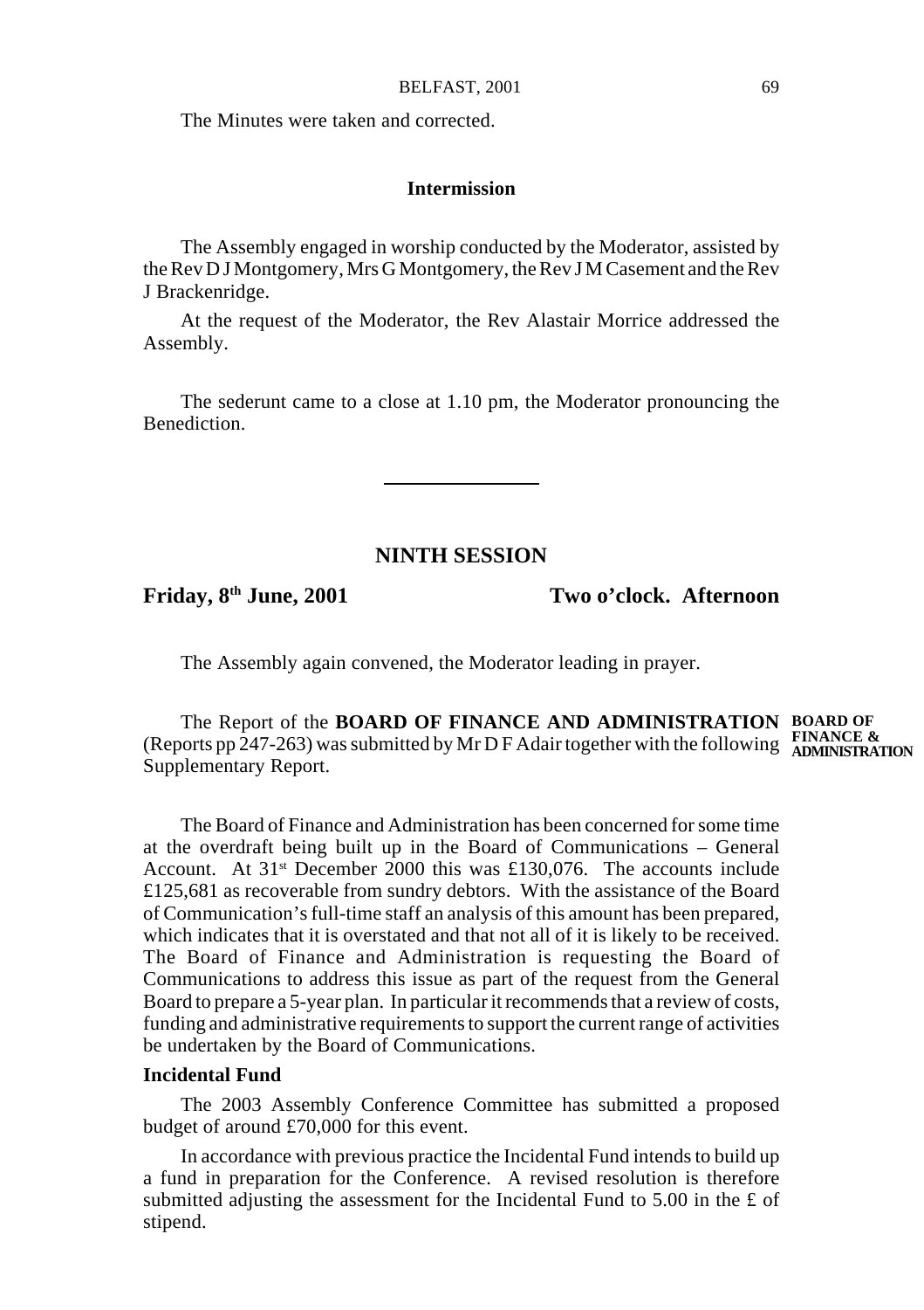The Minutes were taken and corrected.

**Intermission**

The Assembly engaged in worship conducted by the Moderator, assisted by the Rev D J Montgomery, Mrs G Montgomery, the Rev J M Casement and the Rev J Brackenridge.

At the request of the Moderator, the Rev Alastair Morrice addressed the Assembly.

The sederunt came to a close at 1.10 pm, the Moderator pronouncing the Benediction.

---

## NINTH SESSION

**Friday, 8th June, 2001** **Two o'clock. Afternoon**

The Assembly again convened, the Moderator leading in prayer.

**BOARD OF FINANCE & ADMINISTRATION**

The Report of the **BOARD OF FINANCE AND ADMINISTRATION** (Reports pp 247-263) was submitted by Mr D F Adair together with the following Supplementary Report.

The Board of Finance and Administration has been concerned for some time at the overdraft being built up in the Board of Communications – General Account. At 31st December 2000 this was £130,076. The accounts include £125,681 as recoverable from sundry debtors. With the assistance of the Board of Communication's full-time staff an analysis of this amount has been prepared, which indicates that it is overstated and that not all of it is likely to be received. The Board of Finance and Administration is requesting the Board of Communications to address this issue as part of the request from the General Board to prepare a 5-year plan. In particular it recommends that a review of costs, funding and administrative requirements to support the current range of activities be undertaken by the Board of Communications.

**Incidental Fund**

The 2003 Assembly Conference Committee has submitted a proposed budget of around £70,000 for this event.

In accordance with previous practice the Incidental Fund intends to build up a fund in preparation for the Conference. A revised resolution is therefore submitted adjusting the assessment for the Incidental Fund to 5.00 in the £ of stipend.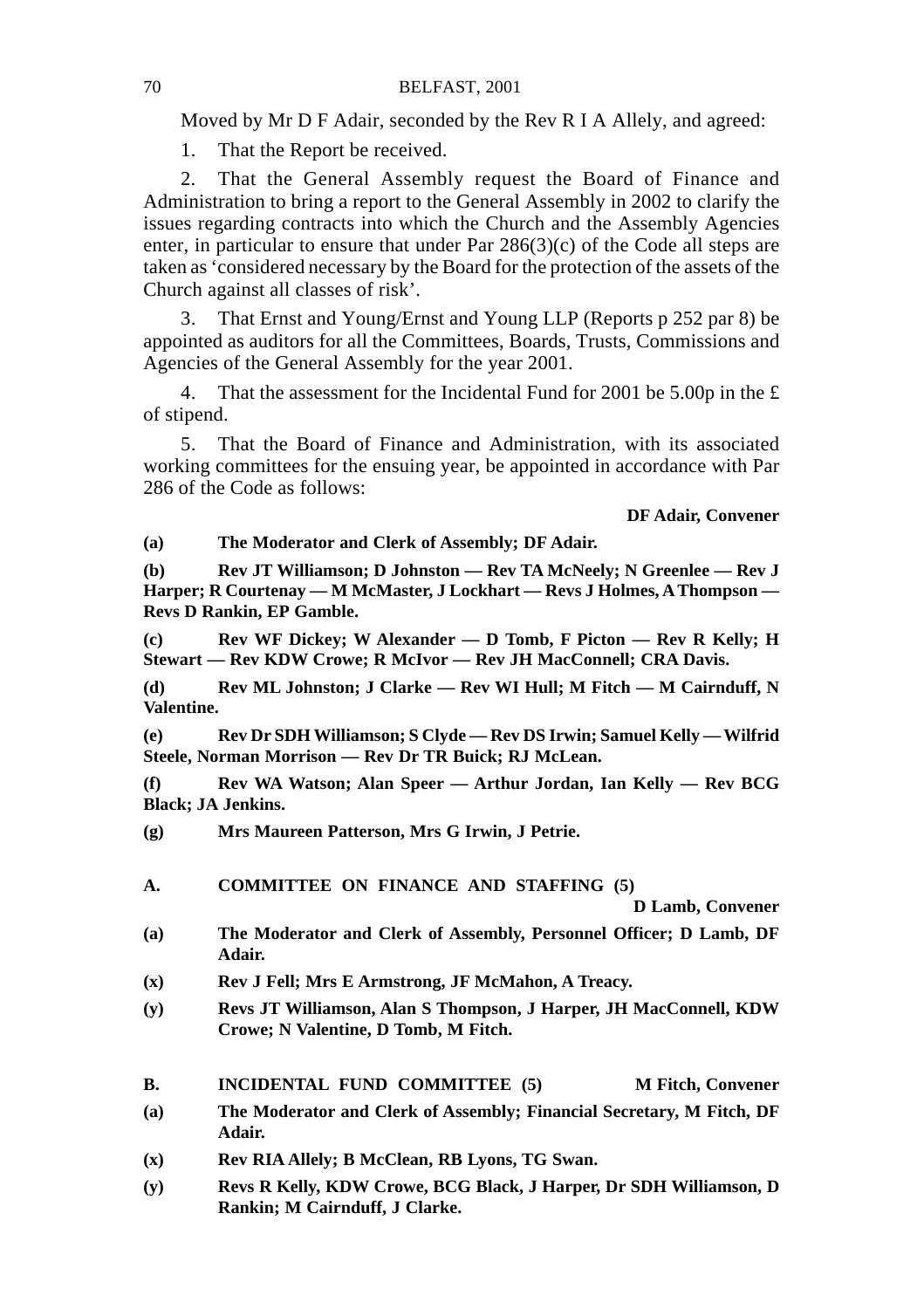Moved by Mr D F Adair, seconded by the Rev R I A Allely, and agreed:

1. That the Report be received.

2. That the General Assembly request the Board of Finance and Administration to bring a report to the General Assembly in 2002 to clarify the issues regarding contracts into which the Church and the Assembly Agencies enter, in particular to ensure that under Par 286(3)(c) of the Code all steps are taken as 'considered necessary by the Board for the protection of the assets of the Church against all classes of risk'.

3. That Ernst and Young/Ernst and Young LLP (Reports p 252 par 8) be appointed as auditors for all the Committees, Boards, Trusts, Commissions and Agencies of the General Assembly for the year 2001.

4. That the assessment for the Incidental Fund for 2001 be 5.00p in the £ of stipend.

5. That the Board of Finance and Administration, with its associated working committees for the ensuing year, be appointed in accordance with Par 286 of the Code as follows:

**DF Adair, Convener**

**(a) The Moderator and Clerk of Assembly; DF Adair.**

**(b) Rev JT Williamson; D Johnston — Rev TA McNeely; N Greenlee — Rev J Harper; R Courtenay — M McMaster, J Lockhart — Revs J Holmes, A Thompson — Revs D Rankin, EP Gamble.**

**(c) Rev WF Dickey; W Alexander — D Tomb, F Picton — Rev R Kelly; H Stewart — Rev KDW Crowe; R McIvor — Rev JH MacConnell; CRA Davis.**

**(d) Rev ML Johnston; J Clarke — Rev WI Hull; M Fitch — M Cairnduff, N Valentine.**

**(e) Rev Dr SDH Williamson; S Clyde — Rev DS Irwin; Samuel Kelly — Wilfrid Steele, Norman Morrison — Rev Dr TR Buick; RJ McLean.**

**(f) Rev WA Watson; Alan Speer — Arthur Jordan, Ian Kelly — Rev BCG Black; JA Jenkins.**

**(g) Mrs Maureen Patterson, Mrs G Irwin, J Petrie.**

**A. COMMITTEE ON FINANCE AND STAFFING (5)**

**D Lamb, Convener**

**(a) The Moderator and Clerk of Assembly, Personnel Officer; D Lamb, DF Adair.**

**(x) Rev J Fell; Mrs E Armstrong, JF McMahon, A Treacy.**

**(y) Revs JT Williamson, Alan S Thompson, J Harper, JH MacConnell, KDW Crowe; N Valentine, D Tomb, M Fitch.**

**B. INCIDENTAL FUND COMMITTEE (5) M Fitch, Convener**

**(a) The Moderator and Clerk of Assembly; Financial Secretary, M Fitch, DF Adair.**

**(x) Rev RIA Allely; B McClean, RB Lyons, TG Swan.**

**(y) Revs R Kelly, KDW Crowe, BCG Black, J Harper, Dr SDH Williamson, D Rankin; M Cairnduff, J Clarke.**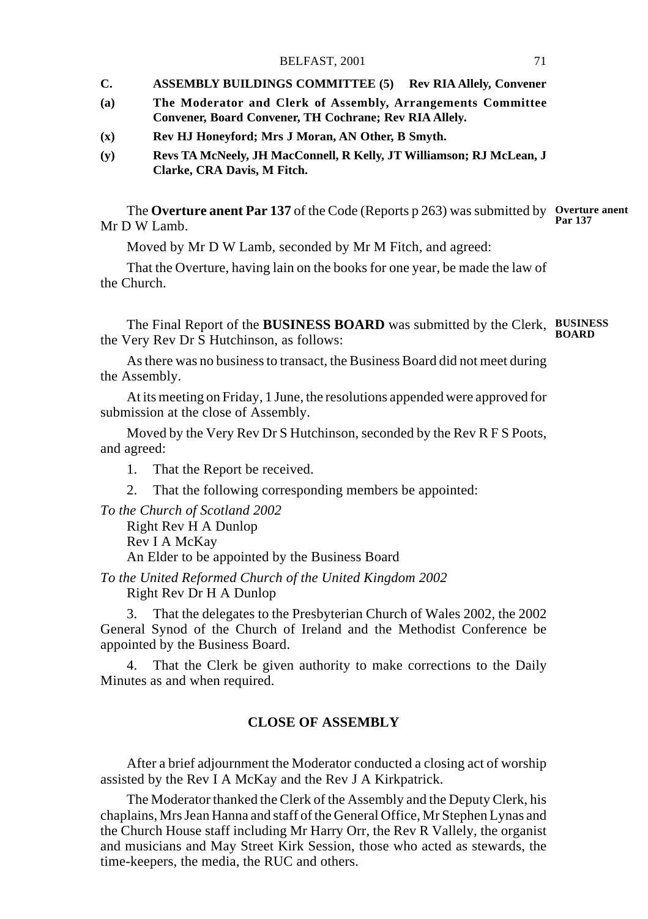**C. ASSEMBLY BUILDINGS COMMITTEE (5) Rev RIA Allely, Convener**

**(a) The Moderator and Clerk of Assembly, Arrangements Committee Convener, Board Convener, TH Cochrane; Rev RIA Allely.**

**(x) Rev HJ Honeyford; Mrs J Moran, AN Other, B Smyth.**

**(y) Revs TA McNeely, JH MacConnell, R Kelly, JT Williamson; RJ McLean, J Clarke, CRA Davis, M Fitch.**

**Overture anent Par 137**

The **Overture anent Par 137** of the Code (Reports p 263) was submitted by Mr D W Lamb.

Moved by Mr D W Lamb, seconded by Mr M Fitch, and agreed:

That the Overture, having lain on the books for one year, be made the law of the Church.

**BUSINESS BOARD**

The Final Report of the **BUSINESS BOARD** was submitted by the Clerk, the Very Rev Dr S Hutchinson, as follows:

As there was no business to transact, the Business Board did not meet during the Assembly.

At its meeting on Friday, 1 June, the resolutions appended were approved for submission at the close of Assembly.

Moved by the Very Rev Dr S Hutchinson, seconded by the Rev R F S Poots, and agreed:

1. That the Report be received.
2. That the following corresponding members be appointed:

*To the Church of Scotland 2002*
Right Rev H A Dunlop
Rev I A McKay
An Elder to be appointed by the Business Board

*To the United Reformed Church of the United Kingdom 2002*
Right Rev Dr H A Dunlop

3. That the delegates to the Presbyterian Church of Wales 2002, the 2002 General Synod of the Church of Ireland and the Methodist Conference be appointed by the Business Board.

4. That the Clerk be given authority to make corrections to the Daily Minutes as and when required.

## CLOSE OF ASSEMBLY

After a brief adjournment the Moderator conducted a closing act of worship assisted by the Rev I A McKay and the Rev J A Kirkpatrick.

The Moderator thanked the Clerk of the Assembly and the Deputy Clerk, his chaplains, Mrs Jean Hanna and staff of the General Office, Mr Stephen Lynas and the Church House staff including Mr Harry Orr, the Rev R Vallely, the organist and musicians and May Street Kirk Session, those who acted as stewards, the time-keepers, the media, the RUC and others.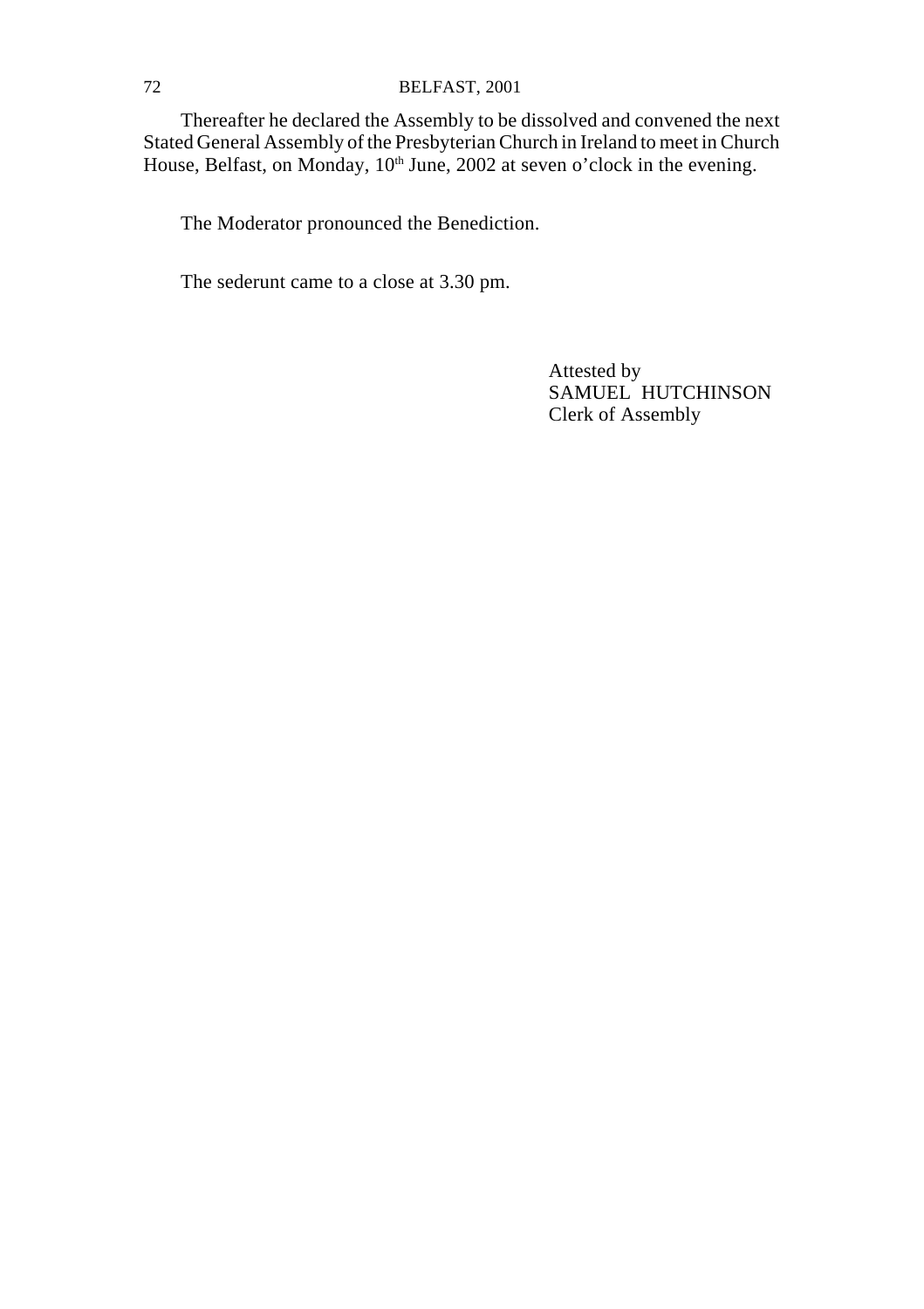Thereafter he declared the Assembly to be dissolved and convened the next Stated General Assembly of the Presbyterian Church in Ireland to meet in Church House, Belfast, on Monday, 10th June, 2002 at seven o'clock in the evening.

The Moderator pronounced the Benediction.

The sederunt came to a close at 3.30 pm.

Attested by
SAMUEL HUTCHINSON
Clerk of Assembly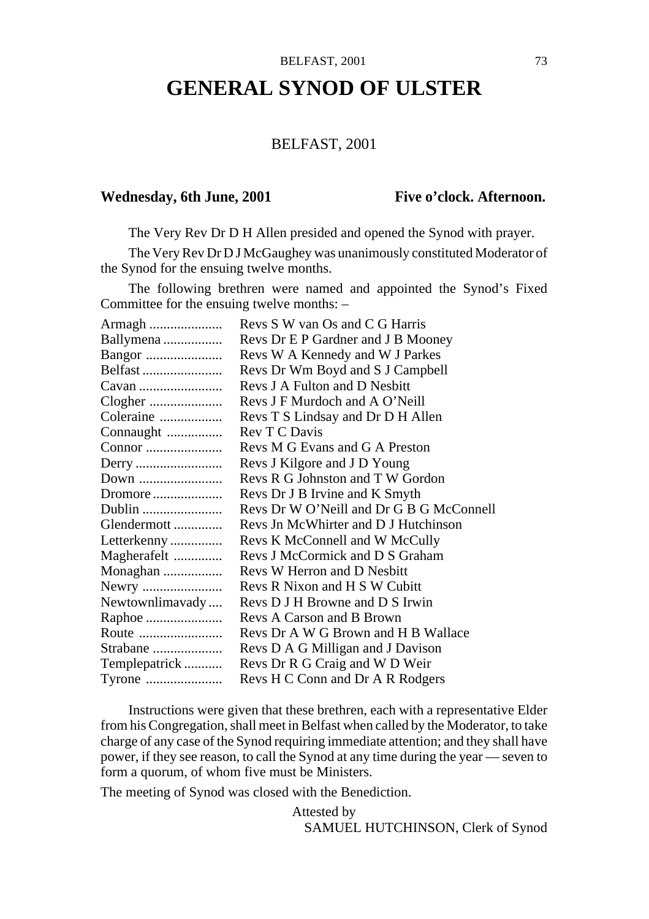# GENERAL SYNOD OF ULSTER

BELFAST, 2001

**Wednesday, 6th June, 2001** **Five o'clock. Afternoon.**

The Very Rev Dr D H Allen presided and opened the Synod with prayer.

The Very Rev Dr D J McGaughey was unanimously constituted Moderator of the Synod for the ensuing twelve months.

The following brethren were named and appointed the Synod's Fixed Committee for the ensuing twelve months: –

| | |
|---|---|
| Armagh .................... | Revs S W van Os and C G Harris |
| Ballymena ................. | Revs Dr E P Gardner and J B Mooney |
| Bangor ...................... | Revs W A Kennedy and W J Parkes |
| Belfast ....................... | Revs Dr Wm Boyd and S J Campbell |
| Cavan ........................ | Revs J A Fulton and D Nesbitt |
| Clogher ..................... | Revs J F Murdoch and A O'Neill |
| Coleraine .................. | Revs T S Lindsay and Dr D H Allen |
| Connaught ................ | Rev T C Davis |
| Connor ...................... | Revs M G Evans and G A Preston |
| Derry ......................... | Revs J Kilgore and J D Young |
| Down ........................ | Revs R G Johnston and T W Gordon |
| Dromore .................... | Revs Dr J B Irvine and K Smyth |
| Dublin ....................... | Revs Dr W O'Neill and Dr G B G McConnell |
| Glendermott ............. | Revs Jn McWhirter and D J Hutchinson |
| Letterkenny ............... | Revs K McConnell and W McCully |
| Magherafelt ............. | Revs J McCormick and D S Graham |
| Monaghan ................. | Revs W Herron and D Nesbitt |
| Newry ....................... | Revs R Nixon and H S W Cubitt |
| Newtownlimavady .... | Revs D J H Browne and D S Irwin |
| Raphoe ...................... | Revs A Carson and B Brown |
| Route ........................ | Revs Dr A W G Brown and H B Wallace |
| Strabane .................... | Revs D A G Milligan and J Davison |
| Templepatrick ........... | Revs Dr R G Craig and W D Weir |
| Tyrone ...................... | Revs H C Conn and Dr A R Rodgers |

Instructions were given that these brethren, each with a representative Elder from his Congregation, shall meet in Belfast when called by the Moderator, to take charge of any case of the Synod requiring immediate attention; and they shall have power, if they see reason, to call the Synod at any time during the year — seven to form a quorum, of whom five must be Ministers.

The meeting of Synod was closed with the Benediction.

Attested by
SAMUEL HUTCHINSON, Clerk of Synod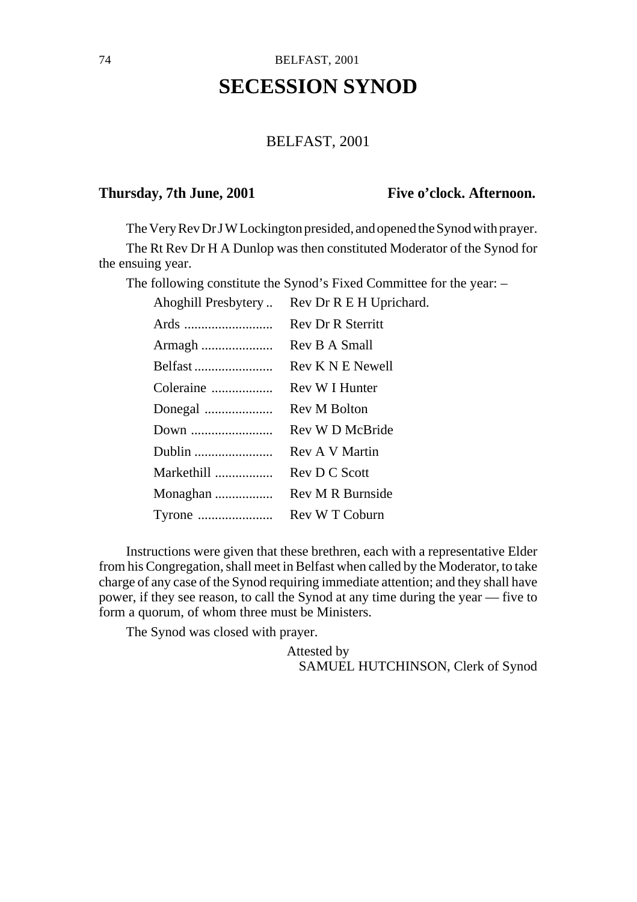# SECESSION SYNOD

BELFAST, 2001

**Thursday, 7th June, 2001** **Five o'clock. Afternoon.**

The Very Rev Dr J W Lockington presided, and opened the Synod with prayer.

The Rt Rev Dr H A Dunlop was then constituted Moderator of the Synod for the ensuing year.

The following constitute the Synod's Fixed Committee for the year: –

| | |
|---|---|
| Ahoghill Presbytery .. | Rev Dr R E H Uprichard. |
| Ards .......................... | Rev Dr R Sterritt |
| Armagh ..................... | Rev B A Small |
| Belfast ....................... | Rev K N E Newell |
| Coleraine .................. | Rev W I Hunter |
| Donegal .................... | Rev M Bolton |
| Down ........................ | Rev W D McBride |
| Dublin ....................... | Rev A V Martin |
| Markethill ................. | Rev D C Scott |
| Monaghan ................. | Rev M R Burnside |
| Tyrone ...................... | Rev W T Coburn |

Instructions were given that these brethren, each with a representative Elder from his Congregation, shall meet in Belfast when called by the Moderator, to take charge of any case of the Synod requiring immediate attention; and they shall have power, if they see reason, to call the Synod at any time during the year — five to form a quorum, of whom three must be Ministers.

The Synod was closed with prayer.

Attested by
SAMUEL HUTCHINSON, Clerk of Synod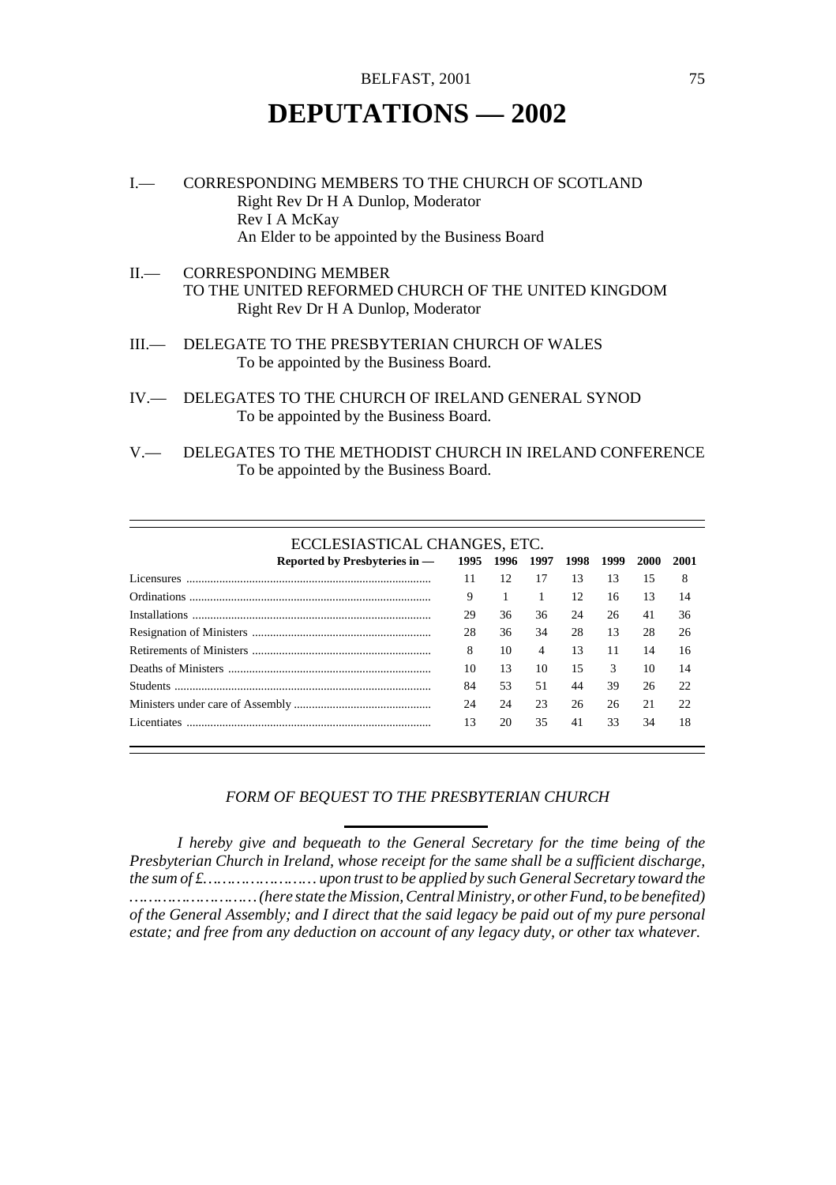# DEPUTATIONS — 2002

I.— CORRESPONDING MEMBERS TO THE CHURCH OF SCOTLAND
Right Rev Dr H A Dunlop, Moderator
Rev I A McKay
An Elder to be appointed by the Business Board

II.— CORRESPONDING MEMBER
TO THE UNITED REFORMED CHURCH OF THE UNITED KINGDOM
Right Rev Dr H A Dunlop, Moderator

III.— DELEGATE TO THE PRESBYTERIAN CHURCH OF WALES
To be appointed by the Business Board.

IV.— DELEGATES TO THE CHURCH OF IRELAND GENERAL SYNOD
To be appointed by the Business Board.

V.— DELEGATES TO THE METHODIST CHURCH IN IRELAND CONFERENCE
To be appointed by the Business Board.

---

ECCLESIASTICAL CHANGES, ETC.

| Reported by Presbyteries in — | 1995 | 1996 | 1997 | 1998 | 1999 | 2000 | 2001 |
|---|---|---|---|---|---|---|---|
| Licensures | 11 | 12 | 17 | 13 | 13 | 15 | 8 |
| Ordinations | 9 | 1 | 1 | 12 | 16 | 13 | 14 |
| Installations | 29 | 36 | 36 | 24 | 26 | 41 | 36 |
| Resignation of Ministers | 28 | 36 | 34 | 28 | 13 | 28 | 26 |
| Retirements of Ministers | 8 | 10 | 4 | 13 | 11 | 14 | 16 |
| Deaths of Ministers | 10 | 13 | 10 | 15 | 3 | 10 | 14 |
| Students | 84 | 53 | 51 | 44 | 39 | 26 | 22 |
| Ministers under care of Assembly | 24 | 24 | 23 | 26 | 26 | 21 | 22 |
| Licentiates | 13 | 20 | 35 | 41 | 33 | 34 | 18 |

---

*FORM OF BEQUEST TO THE PRESBYTERIAN CHURCH*

*I hereby give and bequeath to the General Secretary for the time being of the Presbyterian Church in Ireland, whose receipt for the same shall be a sufficient discharge, the sum of £…………………… upon trust to be applied by such General Secretary toward the ……………………(here state the Mission, Central Ministry, or other Fund, to be benefited) of the General Assembly; and I direct that the said legacy be paid out of my pure personal estate; and free from any deduction on account of any legacy duty, or other tax whatever.*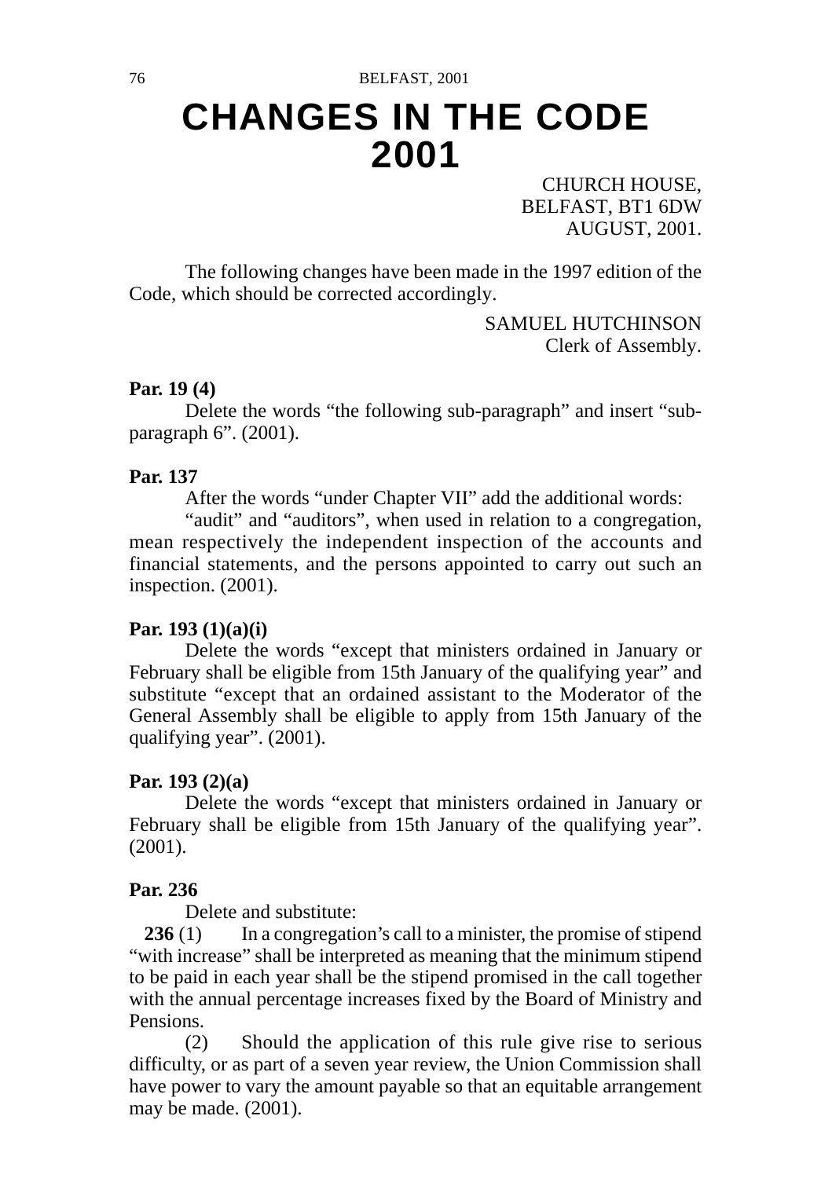# CHANGES IN THE CODE 2001

CHURCH HOUSE,
BELFAST, BT1 6DW
AUGUST, 2001.

The following changes have been made in the 1997 edition of the Code, which should be corrected accordingly.

SAMUEL HUTCHINSON
Clerk of Assembly.

**Par. 19 (4)**

Delete the words "the following sub-paragraph" and insert "sub-paragraph 6". (2001).

**Par. 137**

After the words "under Chapter VII" add the additional words:

"audit" and "auditors", when used in relation to a congregation, mean respectively the independent inspection of the accounts and financial statements, and the persons appointed to carry out such an inspection. (2001).

**Par. 193 (1)(a)(i)**

Delete the words "except that ministers ordained in January or February shall be eligible from 15th January of the qualifying year" and substitute "except that an ordained assistant to the Moderator of the General Assembly shall be eligible to apply from 15th January of the qualifying year". (2001).

**Par. 193 (2)(a)**

Delete the words "except that ministers ordained in January or February shall be eligible from 15th January of the qualifying year". (2001).

**Par. 236**

Delete and substitute:

**236** (1) In a congregation's call to a minister, the promise of stipend "with increase" shall be interpreted as meaning that the minimum stipend to be paid in each year shall be the stipend promised in the call together with the annual percentage increases fixed by the Board of Ministry and Pensions.

(2) Should the application of this rule give rise to serious difficulty, or as part of a seven year review, the Union Commission shall have power to vary the amount payable so that an equitable arrangement may be made. (2001).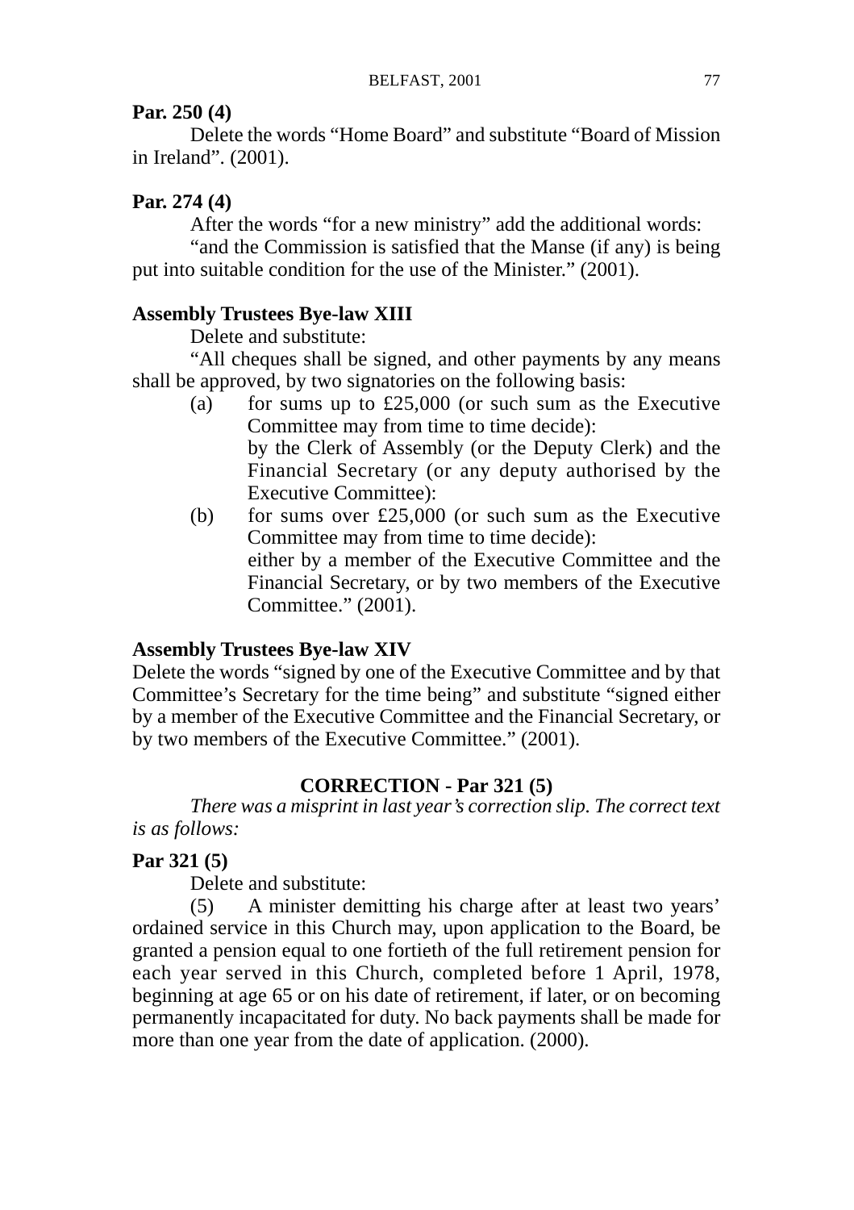**Par. 250 (4)**

Delete the words “Home Board” and substitute “Board of Mission in Ireland”. (2001).

**Par. 274 (4)**

After the words “for a new ministry” add the additional words:

“and the Commission is satisfied that the Manse (if any) is being put into suitable condition for the use of the Minister.” (2001).

**Assembly Trustees Bye-law XIII**

Delete and substitute:

“All cheques shall be signed, and other payments by any means shall be approved, by two signatories on the following basis:

(a) for sums up to £25,000 (or such sum as the Executive Committee may from time to time decide): by the Clerk of Assembly (or the Deputy Clerk) and the Financial Secretary (or any deputy authorised by the Executive Committee):

(b) for sums over £25,000 (or such sum as the Executive Committee may from time to time decide): either by a member of the Executive Committee and the Financial Secretary, or by two members of the Executive Committee.” (2001).

**Assembly Trustees Bye-law XIV**

Delete the words “signed by one of the Executive Committee and by that Committee’s Secretary for the time being” and substitute “signed either by a member of the Executive Committee and the Financial Secretary, or by two members of the Executive Committee.” (2001).

## CORRECTION - Par 321 (5)

*There was a misprint in last year’s correction slip. The correct text is as follows:*

**Par 321 (5)**

Delete and substitute:

(5) A minister demitting his charge after at least two years’ ordained service in this Church may, upon application to the Board, be granted a pension equal to one fortieth of the full retirement pension for each year served in this Church, completed before 1 April, 1978, beginning at age 65 or on his date of retirement, if later, or on becoming permanently incapacitated for duty. No back payments shall be made for more than one year from the date of application. (2000).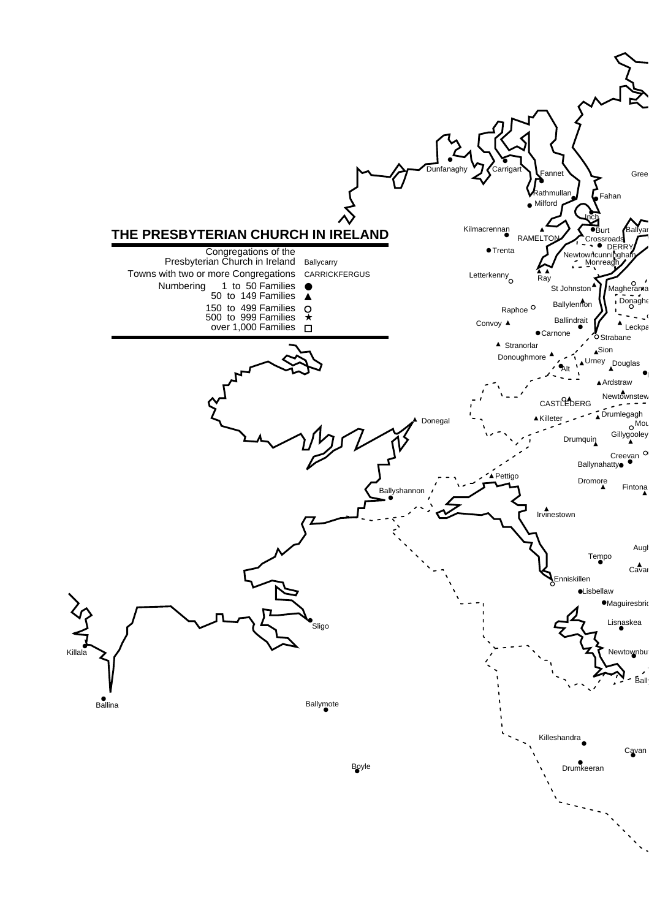# THE PRESBYTERIAN CHURCH IN IRELAND

| | |
|---|---|
| Congregations of the Presbyterian Church in Ireland | Ballycarry |
| Towns with two or more Congregations | CARRICKFERGUS |
| Numbering 1 to 50 Families | ● |
| 50 to 149 Families | ▲ |
| 150 to 499 Families | ○ |
| 500 to 999 Families | ★ |
| over 1,000 Families | □ |

Dunfanaghy, Carrigart, Fannet, Rathmullan, Milford, Fahan, Inch, Burt, Crossroads, DERRY, Kilmacrennan, RAMELTON, Trenta, Newtowncunningham, Monreagh, Letterkenny, Ray, St Johnston, Magheramason, Donagheady, Raphoe, Ballylennon, Convoy, Ballindrait, Carnone, Strabane, Leckpatrick, Stranorlar, Donoughmore, Sion, Urney, Alt, Douglas, Ardstraw, Newtownstewart, CASTLEDERG, Killeter, Drumlegagh, Mountjoy, Gillygooley, Donegal, Drumquin, Creevan, Ballynahatty, Pettigo, Dromore, Fintona, Ballyshannon, Irvinestown, Tempo, Aughentaine, Cavanaleck, Enniskillen, Lisbellaw, Maguiresbridge, Sligo, Lisnaskea, Killala, Newtownbutler, Ballina, Ballymote, Killeshandra, Cavan, Boyle, Drumkeeran, Greencastle, Ballyarnett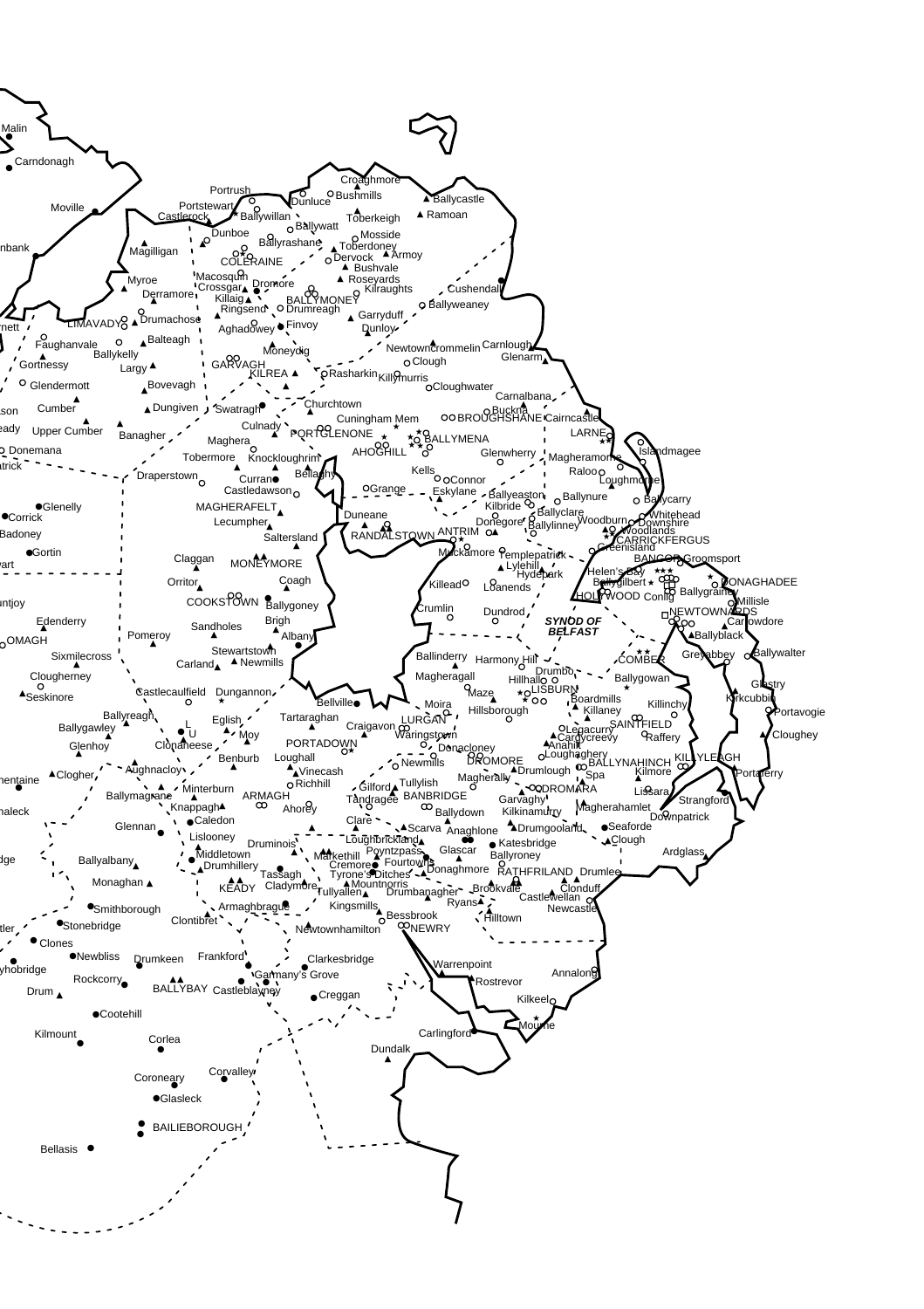Malin
Carndonagh
Moville
Portrush
Portstewart
Castlerock
Dunluce
Bushmills
Croaghmore
Ballycastle
Ramoan
Ballywillan
Ballywatt
Toberkeigh
Dunboe
Magilligan
Ballyrashane
Mosside
Toberdoney
Armoy
COLERAINE
Dervock
Bushvale
Myroe
Macosquin
Roseyards
Derramore
Crossgar
Dromore
Kilraughts
Cushendall
Killaig
Ringsend
BALLYMONEY
Drumreagh
Ballyweaney
LIMAVADY
Drumachose
Garryduff
Aghadowey
Finvoy
Dunloy
Faughanvale
Balteagh
Ballykelly
Newtowncrommelin
Carnlough
Gortnessy
Largy
GARVAGH
Moneydig
Clough
Glenarm
Glendermott
Bovevagh
KILREA
Rasharkin
Killymurris
Cloughwater
Carnalbana
Cumber
Dungiven
Swatragh
Churchtown
Buckna
Culnady
Cuningham Mem
BROUGHSHANE
Cairncastle
Upper Cumber
Banagher
PORTGLENONE
BALLYMENA
LARNE
Maghera
AHOGHILL
Islandmagee
Donemana
Tobermore
Knockloughrim
Glenwherry
Magheramorne
Bellaghy
Kells
Raloo
Draperstown
Curran
Connor
Loughmorne
Castledawson
Grange
Eskylane
Ballyeaston
Ballynure
Ballycarry
Glenelly
MAGHERAFELT
Kilbride
Ballyclare
Corrick
Duneane
Donegore
Ballylinney
Woodburn
Whitehead
Lecumpher
Downshire
Badoney
RANDALSTOWN
ANTRIM
Woodlands
Saltersland
CARRICKFERGUS
Gortin
Muckamore
Templepatrick
Greenisland
Claggan
MONEYMORE
Lylehill
BANGOR
Groomsport
Hydepark
Helen's Bay
Orritor
Coagh
Killead
Loanends
Ballygilbert
DONAGHADEE
Ballygrainey
COOKSTOWN
Ballygoney
HOLYWOOD
Conlig
Millisle
Edenderry
Crumlin
Dundrod
Brigh
NEWTOWNARDS
Sandholes
Carrowdore
Albany
SYNOD OF BELFAST
Pomeroy
Ballyblack
OMAGH
Stewartstown
Ballinderry
Harmony Hill
COMBER
Greyabbey
Ballywalter
Sixmilecross
Carland
Newmills
Drumbo
Magheragall
Ballygowan
Hillhall
Cloughernev
Maze
LISBURN
Glastry
Castlecaulfield
Dungannon
Kirkcubbin
Seskinore
Bellville
Boardmills
Killinchy
Moira
Hillsborough
Killaney
Portavogie
Ballyreagh
Tartaraghan
Eglish
LURGAN
SAINTFIELD
Ballygawley
Craigavon
Legacurry
Cloughey
Waringstown
Moy
Carryreevy
Raffery
Clonaneese
PORTADOWN
Anahilt
Glenhoy
Donacloney
Loughaghery
Loughall
Benburb
DROMORE
KILLYLEAGH
Newmills
BALLYNAHINCH
Aughnacloy
Vinecash
Kilmore
Portaferry
Clogher
Drumlough
Spa
Richhill
Magherally
Tullylish
DROMARA
Minterburn
Lissara
Ballymagrane
ARMAGH
Gilford
BANBRIDGE
Strangford
Knappagh
Ahorey
Tandragee
Garvaghy
Magherahamlet
Downpatrick
Caledon
Ballydown
Kilkinamurry
Clare
Glennan
Scarva
Anaghlone
Drumgooland
Seaforde
Lislooney
Loughbrickland
Clough
Druminois
Katesbridge
Glascar
Poyntzpass
Middletown
Ballyroney
Markethill
Ardglass
Ballyalbany
Cremore
Fourtowns
Drumhillery
Tyrone's Ditches
Donaghmore
RATHFRILAND
Drumlee
Tassagh
Mountnorris
Brookvale
Clonduff
Monaghan
KEADY
Cladymore
Drumbanagher
Tullyallen
Castlewellan
Ryans
Armaghbrague
Kingsmills
Newcastle
Smithborough
Bessbrook
Clontibret
Hilltown
Stonebridge
Newtownhamilton
NEWRY
Clones
Newbliss
Drumkeen
Frankford
Clarkesbridge
Warrenpoint
Garmany's Grove
Annalong
Rostrevor
Rockcorry
BALLYBAY
Castleblayney
Creggan
Drum
Kilkeel
Mourne
Cootehill
Carlingford
Kilmount
Corlea
Dundalk
Corvalley
Coroneary
Glasleck
BAILIEBOROUGH
Bellasis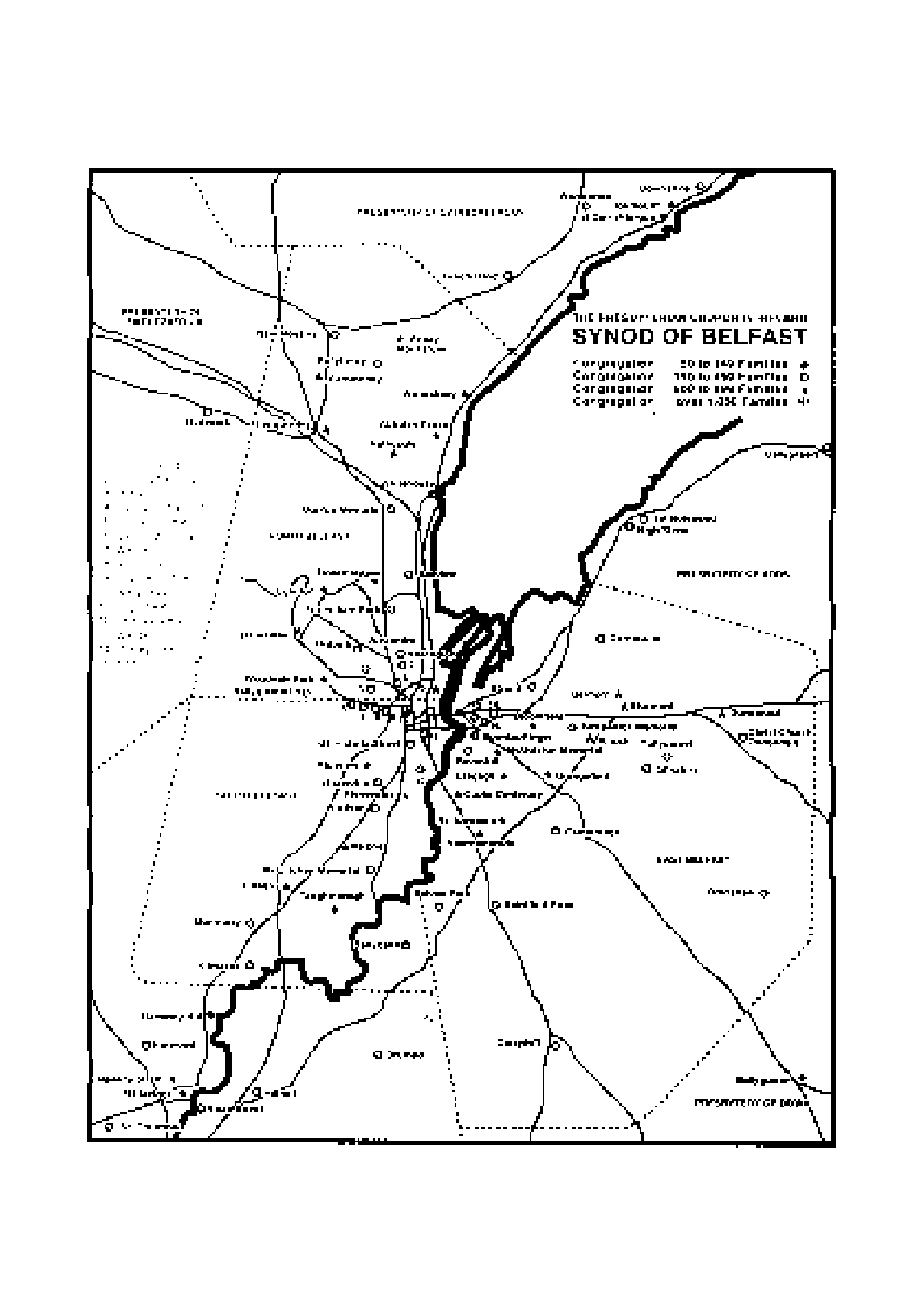THE PRESBYTERIAN CHURCH IN IRELAND

# SYNOD OF BELFAST

- Congregation 50 to 149 Families
- Congregation 150 to 499 Families
- Congregation 500 to 999 Families
- Congregation over 1,000 Families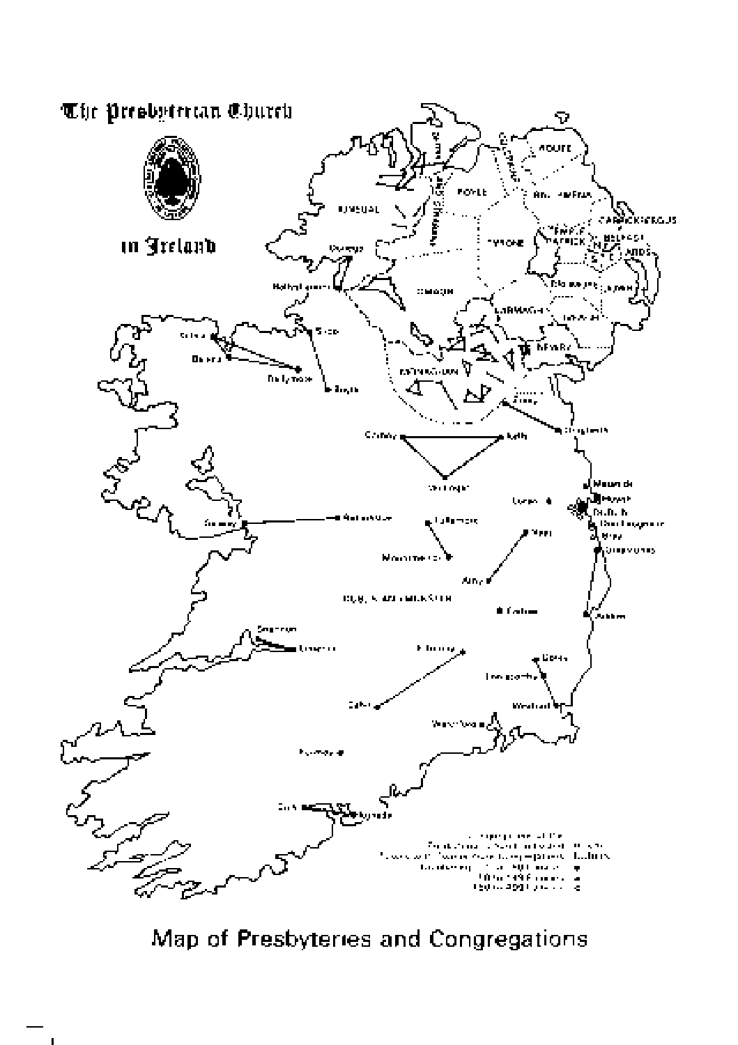# The Presbyterian Church in Ireland

Map of Presbyteries and Congregations